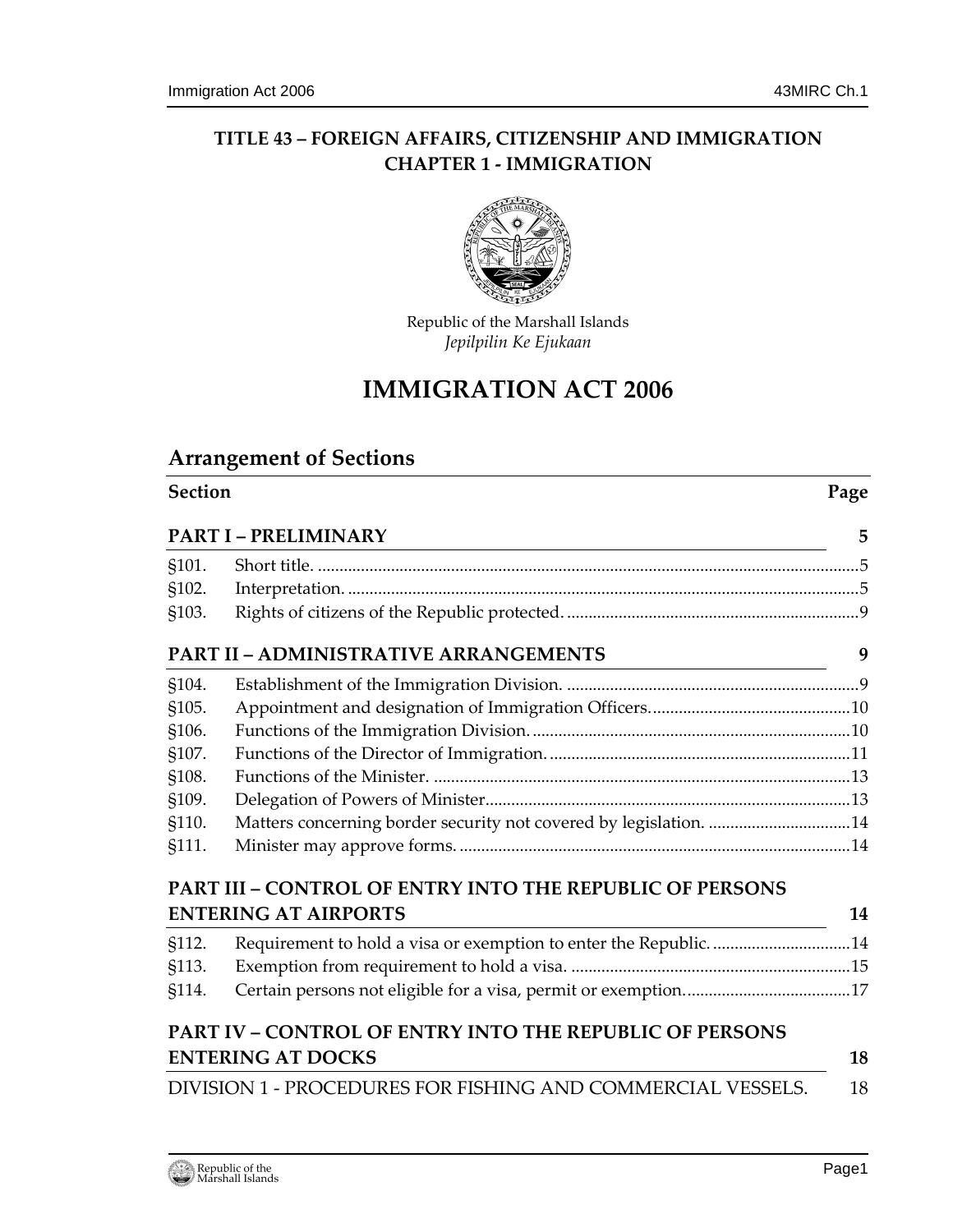# TITLE 43 – FOREIGN AFFAIRS, CITIZENSHIP AND IMMIGRATION
## CHAPTER 1 - IMMIGRATION

Republic of the Marshall Islands
*Jepilpilin Ke Ejukaan*

# IMMIGRATION ACT 2006

## Arrangement of Sections

| Section | | Page |
|---|---|---|
| **PART I – PRELIMINARY** | | **5** |
| §101. | Short title. | 5 |
| §102. | Interpretation. | 5 |
| §103. | Rights of citizens of the Republic protected. | 9 |
| **PART II – ADMINISTRATIVE ARRANGEMENTS** | | **9** |
| §104. | Establishment of the Immigration Division. | 9 |
| §105. | Appointment and designation of Immigration Officers. | 10 |
| §106. | Functions of the Immigration Division. | 10 |
| §107. | Functions of the Director of Immigration. | 11 |
| §108. | Functions of the Minister. | 13 |
| §109. | Delegation of Powers of Minister | 13 |
| §110. | Matters concerning border security not covered by legislation. | 14 |
| §111. | Minister may approve forms. | 14 |
| **PART III – CONTROL OF ENTRY INTO THE REPUBLIC OF PERSONS ENTERING AT AIRPORTS** | | **14** |
| §112. | Requirement to hold a visa or exemption to enter the Republic. | 14 |
| §113. | Exemption from requirement to hold a visa. | 15 |
| §114. | Certain persons not eligible for a visa, permit or exemption. | 17 |
| **PART IV – CONTROL OF ENTRY INTO THE REPUBLIC OF PERSONS ENTERING AT DOCKS** | | **18** |
| DIVISION 1 - PROCEDURES FOR FISHING AND COMMERCIAL VESSELS. | | 18 |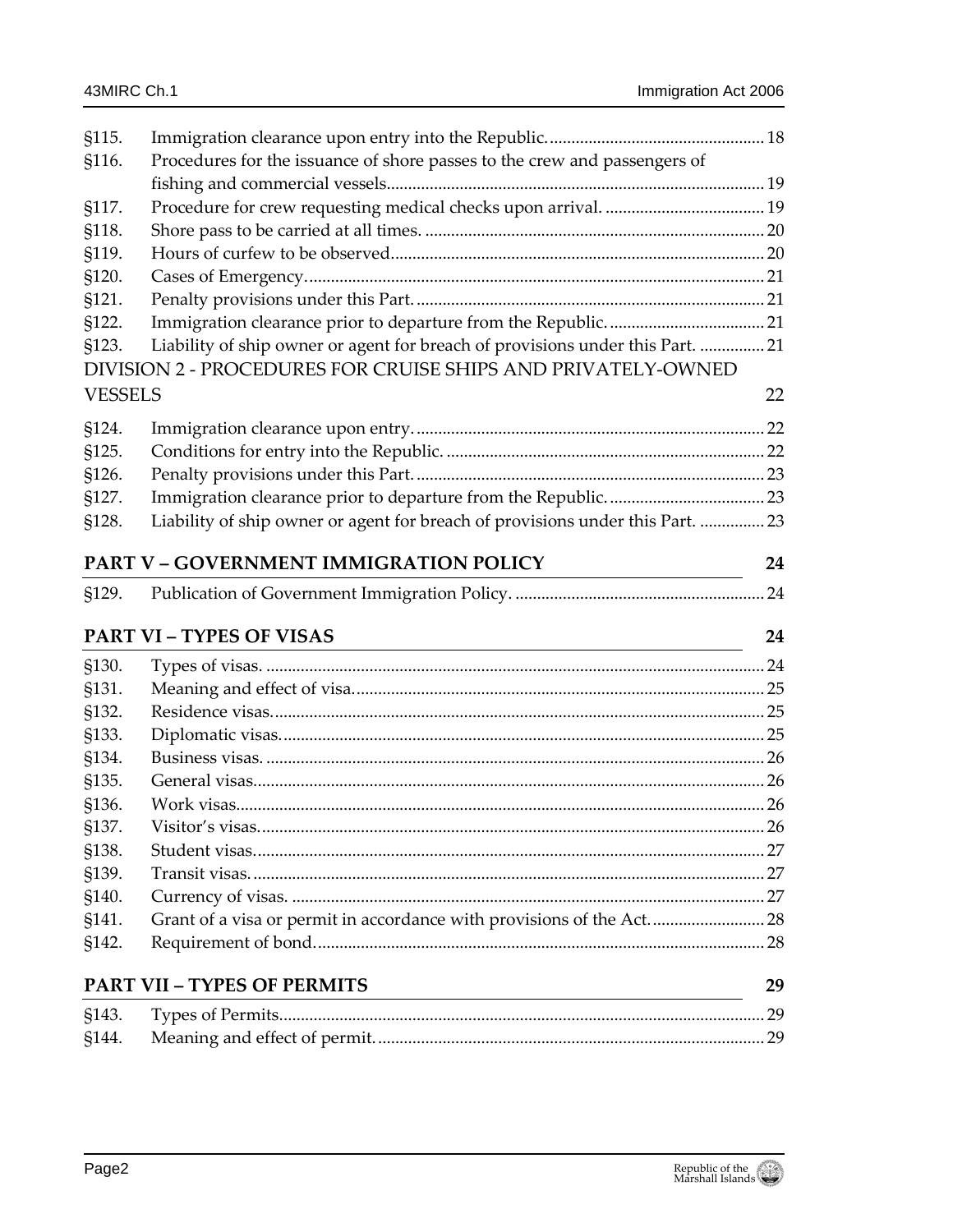| | | |
|---|---|---|
| §115. | Immigration clearance upon entry into the Republic. | 18 |
| §116. | Procedures for the issuance of shore passes to the crew and passengers of fishing and commercial vessels | 19 |
| §117. | Procedure for crew requesting medical checks upon arrival. | 19 |
| §118. | Shore pass to be carried at all times. | 20 |
| §119. | Hours of curfew to be observed | 20 |
| §120. | Cases of Emergency. | 21 |
| §121. | Penalty provisions under this Part. | 21 |
| §122. | Immigration clearance prior to departure from the Republic. | 21 |
| §123. | Liability of ship owner or agent for breach of provisions under this Part. | 21 |

DIVISION 2 - PROCEDURES FOR CRUISE SHIPS AND PRIVATELY-OWNED VESSELS 22

| | | |
|---|---|---|
| §124. | Immigration clearance upon entry. | 22 |
| §125. | Conditions for entry into the Republic. | 22 |
| §126. | Penalty provisions under this Part. | 23 |
| §127. | Immigration clearance prior to departure from the Republic. | 23 |
| §128. | Liability of ship owner or agent for breach of provisions under this Part. | 23 |

**PART V – GOVERNMENT IMMIGRATION POLICY 24**

| | | |
|---|---|---|
| §129. | Publication of Government Immigration Policy. | 24 |

**PART VI – TYPES OF VISAS 24**

| | | |
|---|---|---|
| §130. | Types of visas. | 24 |
| §131. | Meaning and effect of visa. | 25 |
| §132. | Residence visas. | 25 |
| §133. | Diplomatic visas. | 25 |
| §134. | Business visas. | 26 |
| §135. | General visas. | 26 |
| §136. | Work visas. | 26 |
| §137. | Visitor's visas. | 26 |
| §138. | Student visas. | 27 |
| §139. | Transit visas. | 27 |
| §140. | Currency of visas. | 27 |
| §141. | Grant of a visa or permit in accordance with provisions of the Act. | 28 |
| §142. | Requirement of bond. | 28 |

**PART VII – TYPES OF PERMITS 29**

| | | |
|---|---|---|
| §143. | Types of Permits. | 29 |
| §144. | Meaning and effect of permit. | 29 |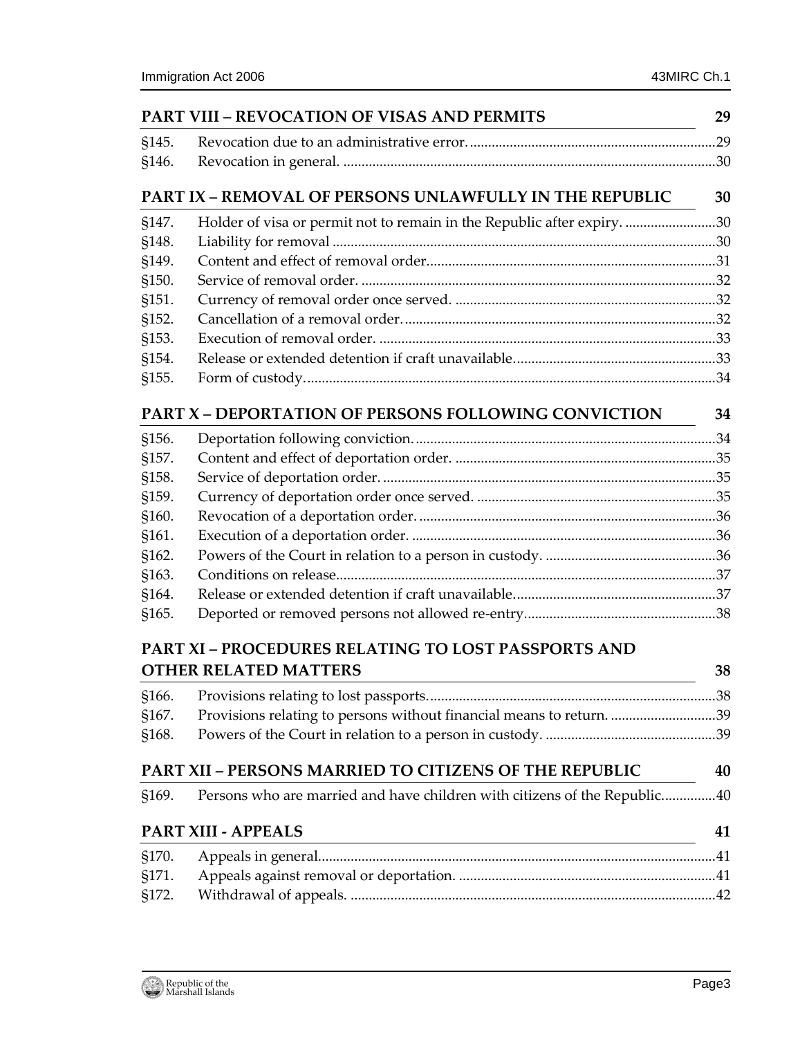## PART VIII – REVOCATION OF VISAS AND PERMITS 29

§145. Revocation due to an administrative error. 29
§146. Revocation in general. 30

## PART IX – REMOVAL OF PERSONS UNLAWFULLY IN THE REPUBLIC 30

§147. Holder of visa or permit not to remain in the Republic after expiry. 30
§148. Liability for removal 30
§149. Content and effect of removal order 31
§150. Service of removal order. 32
§151. Currency of removal order once served. 32
§152. Cancellation of a removal order. 32
§153. Execution of removal order. 33
§154. Release or extended detention if craft unavailable. 33
§155. Form of custody. 34

## PART X – DEPORTATION OF PERSONS FOLLOWING CONVICTION 34

§156. Deportation following conviction. 34
§157. Content and effect of deportation order. 35
§158. Service of deportation order. 35
§159. Currency of deportation order once served. 35
§160. Revocation of a deportation order. 36
§161. Execution of a deportation order. 36
§162. Powers of the Court in relation to a person in custody. 36
§163. Conditions on release. 37
§164. Release or extended detention if craft unavailable. 37
§165. Deported or removed persons not allowed re-entry. 38

## PART XI – PROCEDURES RELATING TO LOST PASSPORTS AND OTHER RELATED MATTERS 38

§166. Provisions relating to lost passports. 38
§167. Provisions relating to persons without financial means to return. 39
§168. Powers of the Court in relation to a person in custody. 39

## PART XII – PERSONS MARRIED TO CITIZENS OF THE REPUBLIC 40

§169. Persons who are married and have children with citizens of the Republic. 40

## PART XIII - APPEALS 41

§170. Appeals in general. 41
§171. Appeals against removal or deportation. 41
§172. Withdrawal of appeals. 42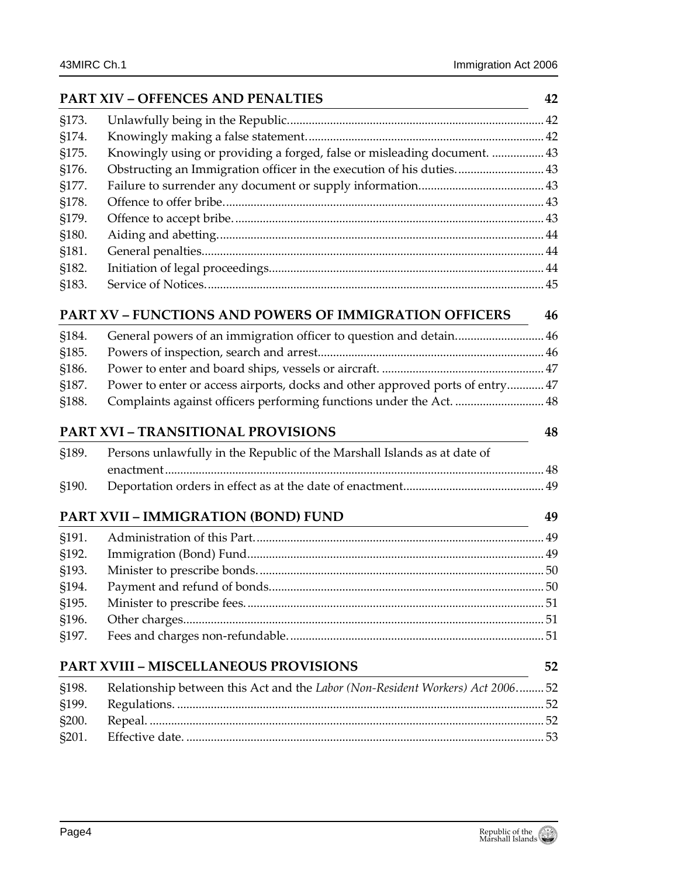| PART XIV – OFFENCES AND PENALTIES | | 42 |
|---|---|---|
| §173. | Unlawfully being in the Republic. | 42 |
| §174. | Knowingly making a false statement. | 42 |
| §175. | Knowingly using or providing a forged, false or misleading document. | 43 |
| §176. | Obstructing an Immigration officer in the execution of his duties. | 43 |
| §177. | Failure to surrender any document or supply information. | 43 |
| §178. | Offence to offer bribe. | 43 |
| §179. | Offence to accept bribe. | 43 |
| §180. | Aiding and abetting. | 44 |
| §181. | General penalties. | 44 |
| §182. | Initiation of legal proceedings. | 44 |
| §183. | Service of Notices. | 45 |
| **PART XV – FUNCTIONS AND POWERS OF IMMIGRATION OFFICERS** | | **46** |
| §184. | General powers of an immigration officer to question and detain. | 46 |
| §185. | Powers of inspection, search and arrest. | 46 |
| §186. | Power to enter and board ships, vessels or aircraft. | 47 |
| §187. | Power to enter or access airports, docks and other approved ports of entry. | 47 |
| §188. | Complaints against officers performing functions under the Act. | 48 |
| **PART XVI – TRANSITIONAL PROVISIONS** | | **48** |
| §189. | Persons unlawfully in the Republic of the Marshall Islands as at date of enactment | 48 |
| §190. | Deportation orders in effect as at the date of enactment. | 49 |
| **PART XVII – IMMIGRATION (BOND) FUND** | | **49** |
| §191. | Administration of this Part. | 49 |
| §192. | Immigration (Bond) Fund. | 49 |
| §193. | Minister to prescribe bonds. | 50 |
| §194. | Payment and refund of bonds. | 50 |
| §195. | Minister to prescribe fees. | 51 |
| §196. | Other charges. | 51 |
| §197. | Fees and charges non-refundable. | 51 |
| **PART XVIII – MISCELLANEOUS PROVISIONS** | | **52** |
| §198. | Relationship between this Act and the *Labor (Non-Resident Workers) Act 2006*. | 52 |
| §199. | Regulations. | 52 |
| §200. | Repeal. | 52 |
| §201. | Effective date. | 53 |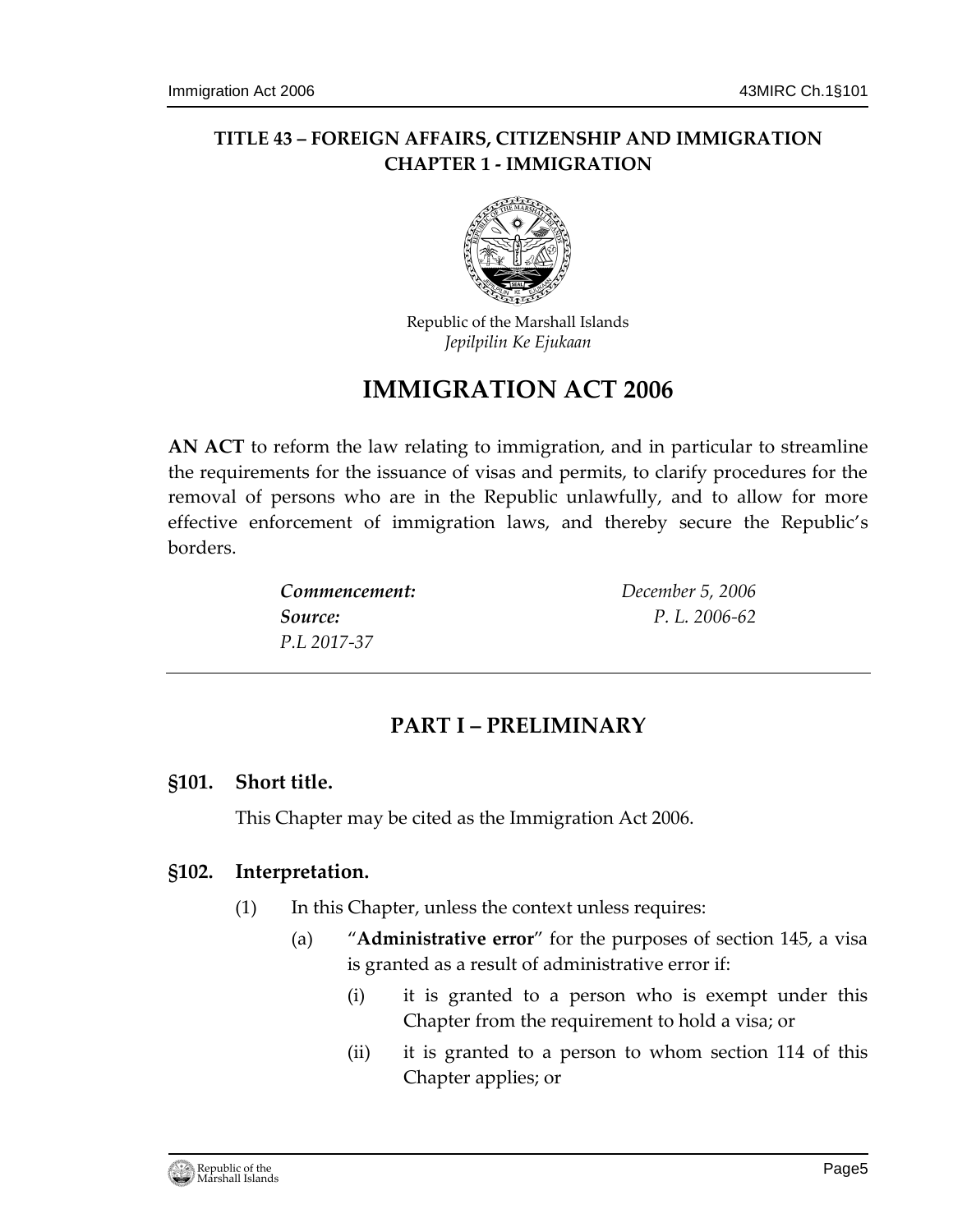**TITLE 43 – FOREIGN AFFAIRS, CITIZENSHIP AND IMMIGRATION**
**CHAPTER 1 - IMMIGRATION**

Republic of the Marshall Islands
*Jepilpilin Ke Ejukaan*

# IMMIGRATION ACT 2006

**AN ACT** to reform the law relating to immigration, and in particular to streamline the requirements for the issuance of visas and permits, to clarify procedures for the removal of persons who are in the Republic unlawfully, and to allow for more effective enforcement of immigration laws, and thereby secure the Republic's borders.

| | |
|---|---|
| ***Commencement:*** | *December 5, 2006* |
| ***Source:*** | *P. L. 2006-62* |
| *P.L 2017-37* | |

## PART I – PRELIMINARY

### §101. Short title.

This Chapter may be cited as the Immigration Act 2006.

### §102. Interpretation.

(1) In this Chapter, unless the context unless requires:

(a) "**Administrative error**" for the purposes of section 145, a visa is granted as a result of administrative error if:

(i) it is granted to a person who is exempt under this Chapter from the requirement to hold a visa; or

(ii) it is granted to a person to whom section 114 of this Chapter applies; or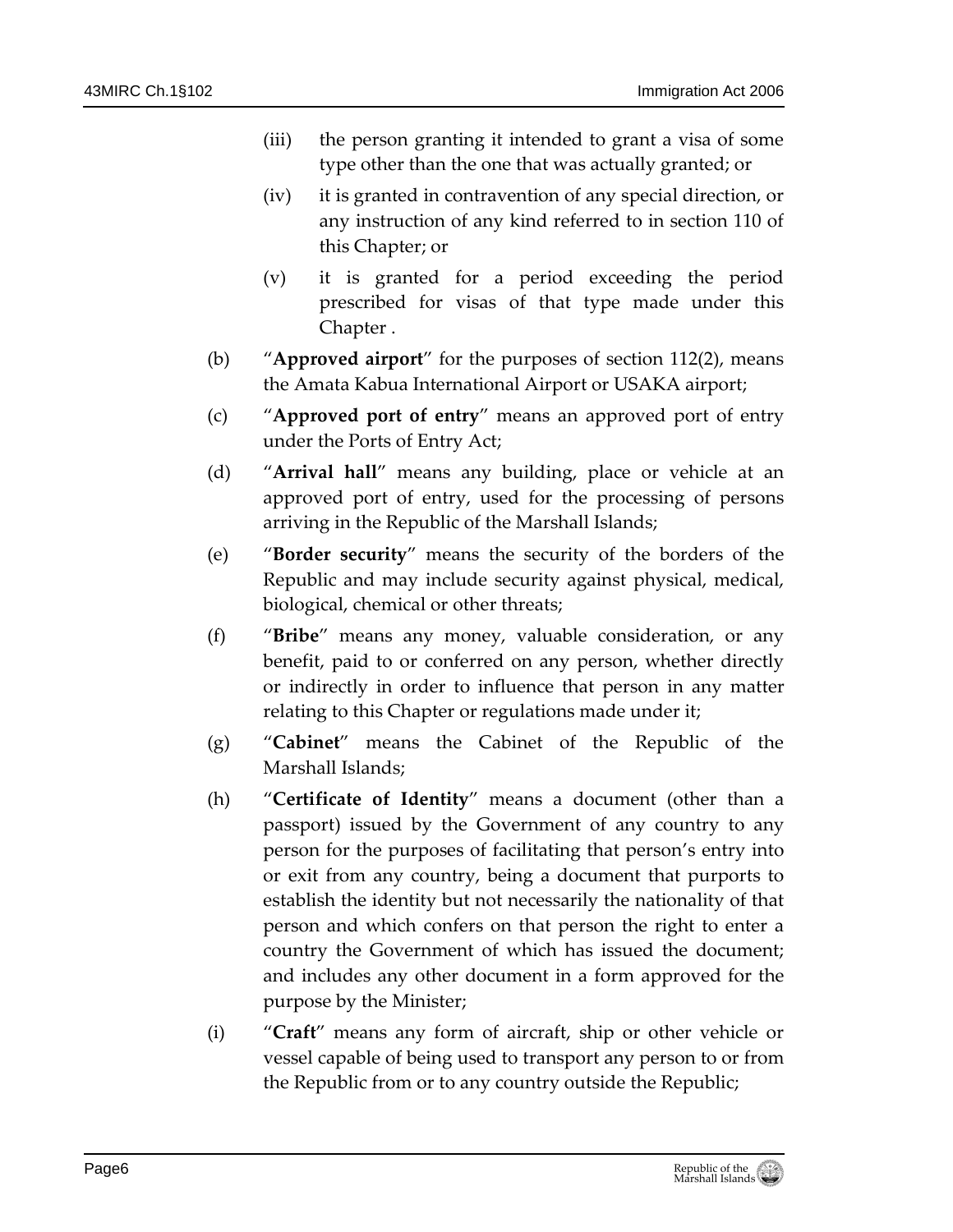(iii) the person granting it intended to grant a visa of some type other than the one that was actually granted; or

(iv) it is granted in contravention of any special direction, or any instruction of any kind referred to in section 110 of this Chapter; or

(v) it is granted for a period exceeding the period prescribed for visas of that type made under this Chapter .

(b) "**Approved airport**" for the purposes of section 112(2), means the Amata Kabua International Airport or USAKA airport;

(c) "**Approved port of entry**" means an approved port of entry under the Ports of Entry Act;

(d) "**Arrival hall**" means any building, place or vehicle at an approved port of entry, used for the processing of persons arriving in the Republic of the Marshall Islands;

(e) "**Border security**" means the security of the borders of the Republic and may include security against physical, medical, biological, chemical or other threats;

(f) "**Bribe**" means any money, valuable consideration, or any benefit, paid to or conferred on any person, whether directly or indirectly in order to influence that person in any matter relating to this Chapter or regulations made under it;

(g) "**Cabinet**" means the Cabinet of the Republic of the Marshall Islands;

(h) "**Certificate of Identity**" means a document (other than a passport) issued by the Government of any country to any person for the purposes of facilitating that person's entry into or exit from any country, being a document that purports to establish the identity but not necessarily the nationality of that person and which confers on that person the right to enter a country the Government of which has issued the document; and includes any other document in a form approved for the purpose by the Minister;

(i) "**Craft**" means any form of aircraft, ship or other vehicle or vessel capable of being used to transport any person to or from the Republic from or to any country outside the Republic;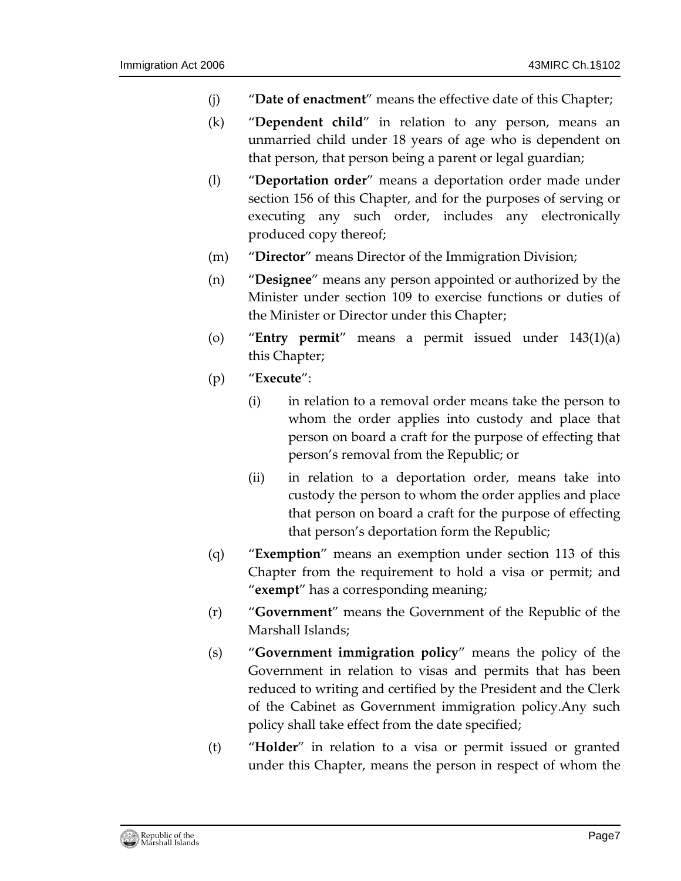(j) "**Date of enactment**" means the effective date of this Chapter;

(k) "**Dependent child**" in relation to any person, means an unmarried child under 18 years of age who is dependent on that person, that person being a parent or legal guardian;

(l) "**Deportation order**" means a deportation order made under section 156 of this Chapter, and for the purposes of serving or executing any such order, includes any electronically produced copy thereof;

(m) "**Director**" means Director of the Immigration Division;

(n) "**Designee**" means any person appointed or authorized by the Minister under section 109 to exercise functions or duties of the Minister or Director under this Chapter;

(o) "**Entry permit**" means a permit issued under 143(1)(a) this Chapter;

(p) "**Execute**":

   (i) in relation to a removal order means take the person to whom the order applies into custody and place that person on board a craft for the purpose of effecting that person's removal from the Republic; or

   (ii) in relation to a deportation order, means take into custody the person to whom the order applies and place that person on board a craft for the purpose of effecting that person's deportation form the Republic;

(q) "**Exemption**" means an exemption under section 113 of this Chapter from the requirement to hold a visa or permit; and "**exempt**" has a corresponding meaning;

(r) "**Government**" means the Government of the Republic of the Marshall Islands;

(s) "**Government immigration policy**" means the policy of the Government in relation to visas and permits that has been reduced to writing and certified by the President and the Clerk of the Cabinet as Government immigration policy.Any such policy shall take effect from the date specified;

(t) "**Holder**" in relation to a visa or permit issued or granted under this Chapter, means the person in respect of whom the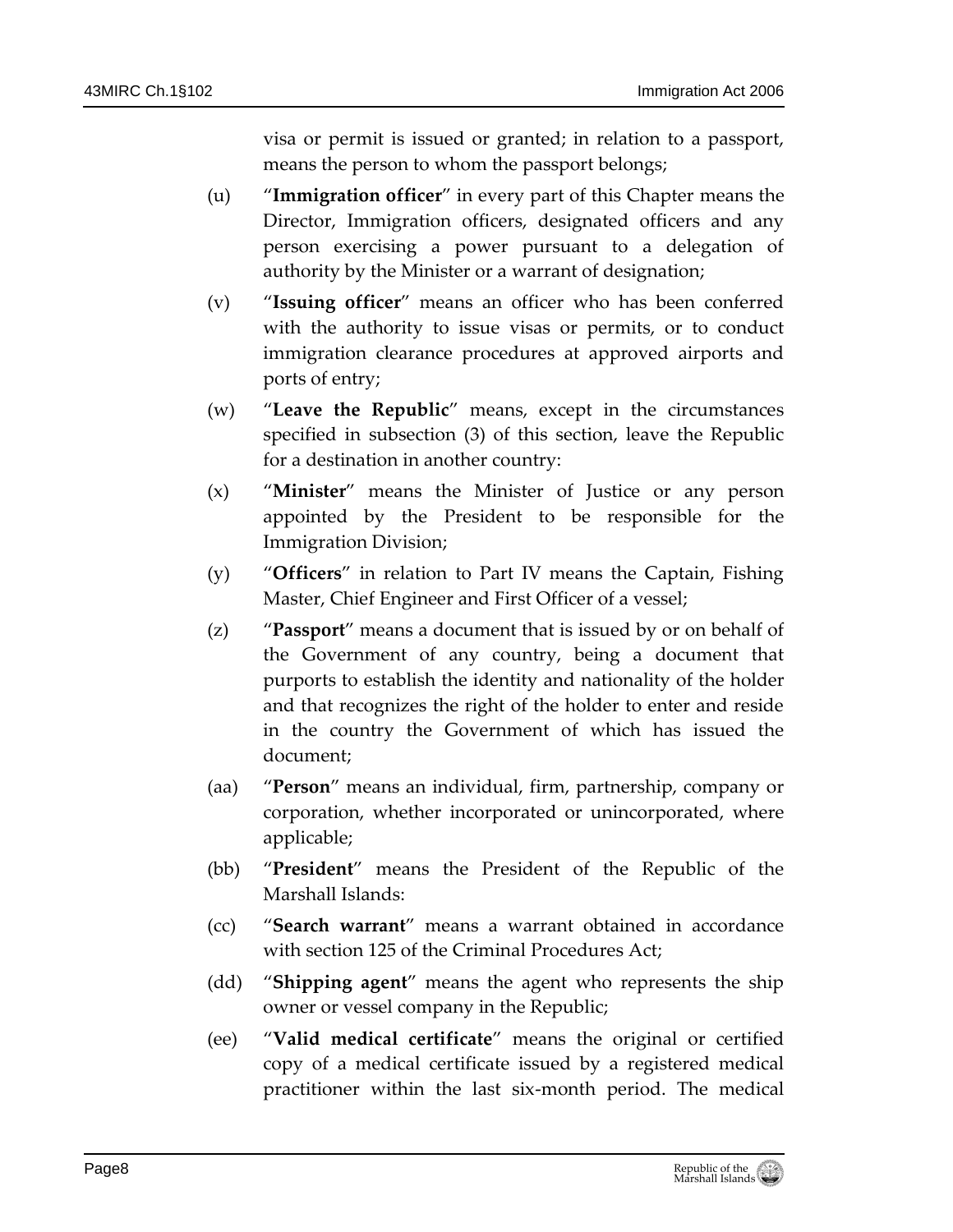visa or permit is issued or granted; in relation to a passport, means the person to whom the passport belongs;

(u) "**Immigration officer**" in every part of this Chapter means the Director, Immigration officers, designated officers and any person exercising a power pursuant to a delegation of authority by the Minister or a warrant of designation;

(v) "**Issuing officer**" means an officer who has been conferred with the authority to issue visas or permits, or to conduct immigration clearance procedures at approved airports and ports of entry;

(w) "**Leave the Republic**" means, except in the circumstances specified in subsection (3) of this section, leave the Republic for a destination in another country:

(x) "**Minister**" means the Minister of Justice or any person appointed by the President to be responsible for the Immigration Division;

(y) "**Officers**" in relation to Part IV means the Captain, Fishing Master, Chief Engineer and First Officer of a vessel;

(z) "**Passport**" means a document that is issued by or on behalf of the Government of any country, being a document that purports to establish the identity and nationality of the holder and that recognizes the right of the holder to enter and reside in the country the Government of which has issued the document;

(aa) "**Person**" means an individual, firm, partnership, company or corporation, whether incorporated or unincorporated, where applicable;

(bb) "**President**" means the President of the Republic of the Marshall Islands:

(cc) "**Search warrant**" means a warrant obtained in accordance with section 125 of the Criminal Procedures Act;

(dd) "**Shipping agent**" means the agent who represents the ship owner or vessel company in the Republic;

(ee) "**Valid medical certificate**" means the original or certified copy of a medical certificate issued by a registered medical practitioner within the last six-month period. The medical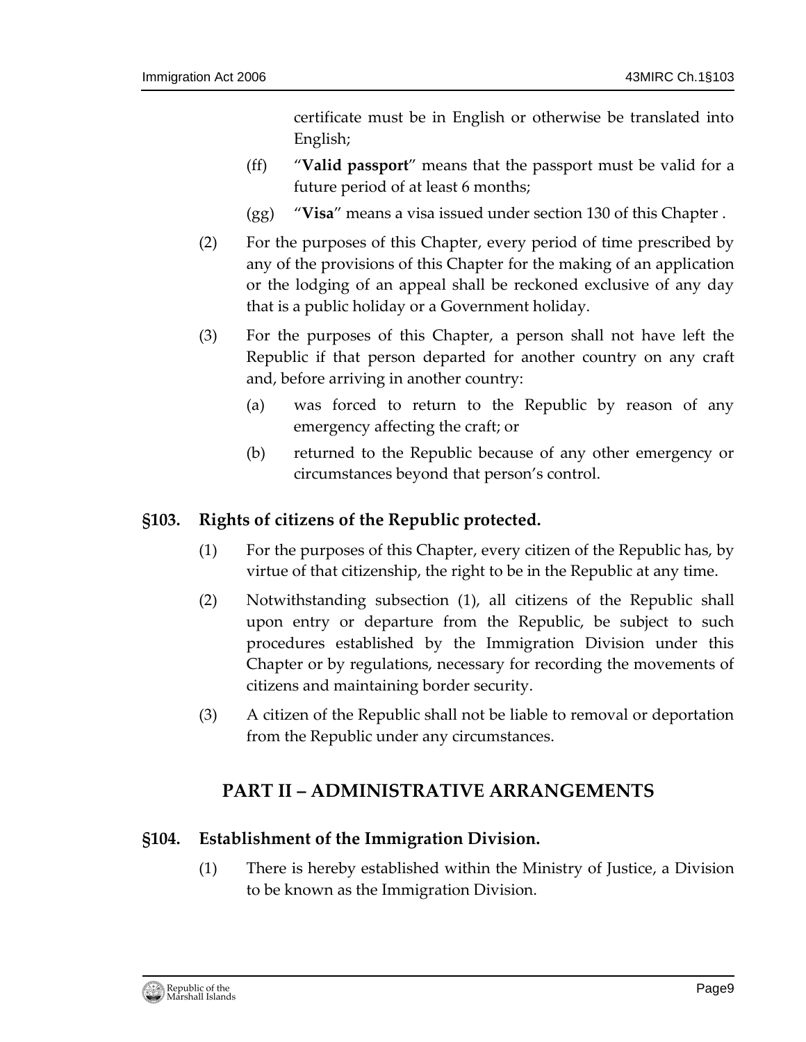certificate must be in English or otherwise be translated into English;

(ff) "**Valid passport**" means that the passport must be valid for a future period of at least 6 months;

(gg) "**Visa**" means a visa issued under section 130 of this Chapter .

(2) For the purposes of this Chapter, every period of time prescribed by any of the provisions of this Chapter for the making of an application or the lodging of an appeal shall be reckoned exclusive of any day that is a public holiday or a Government holiday.

(3) For the purposes of this Chapter, a person shall not have left the Republic if that person departed for another country on any craft and, before arriving in another country:

(a) was forced to return to the Republic by reason of any emergency affecting the craft; or

(b) returned to the Republic because of any other emergency or circumstances beyond that person's control.

### §103. Rights of citizens of the Republic protected.

(1) For the purposes of this Chapter, every citizen of the Republic has, by virtue of that citizenship, the right to be in the Republic at any time.

(2) Notwithstanding subsection (1), all citizens of the Republic shall upon entry or departure from the Republic, be subject to such procedures established by the Immigration Division under this Chapter or by regulations, necessary for recording the movements of citizens and maintaining border security.

(3) A citizen of the Republic shall not be liable to removal or deportation from the Republic under any circumstances.

## PART II – ADMINISTRATIVE ARRANGEMENTS

### §104. Establishment of the Immigration Division.

(1) There is hereby established within the Ministry of Justice, a Division to be known as the Immigration Division.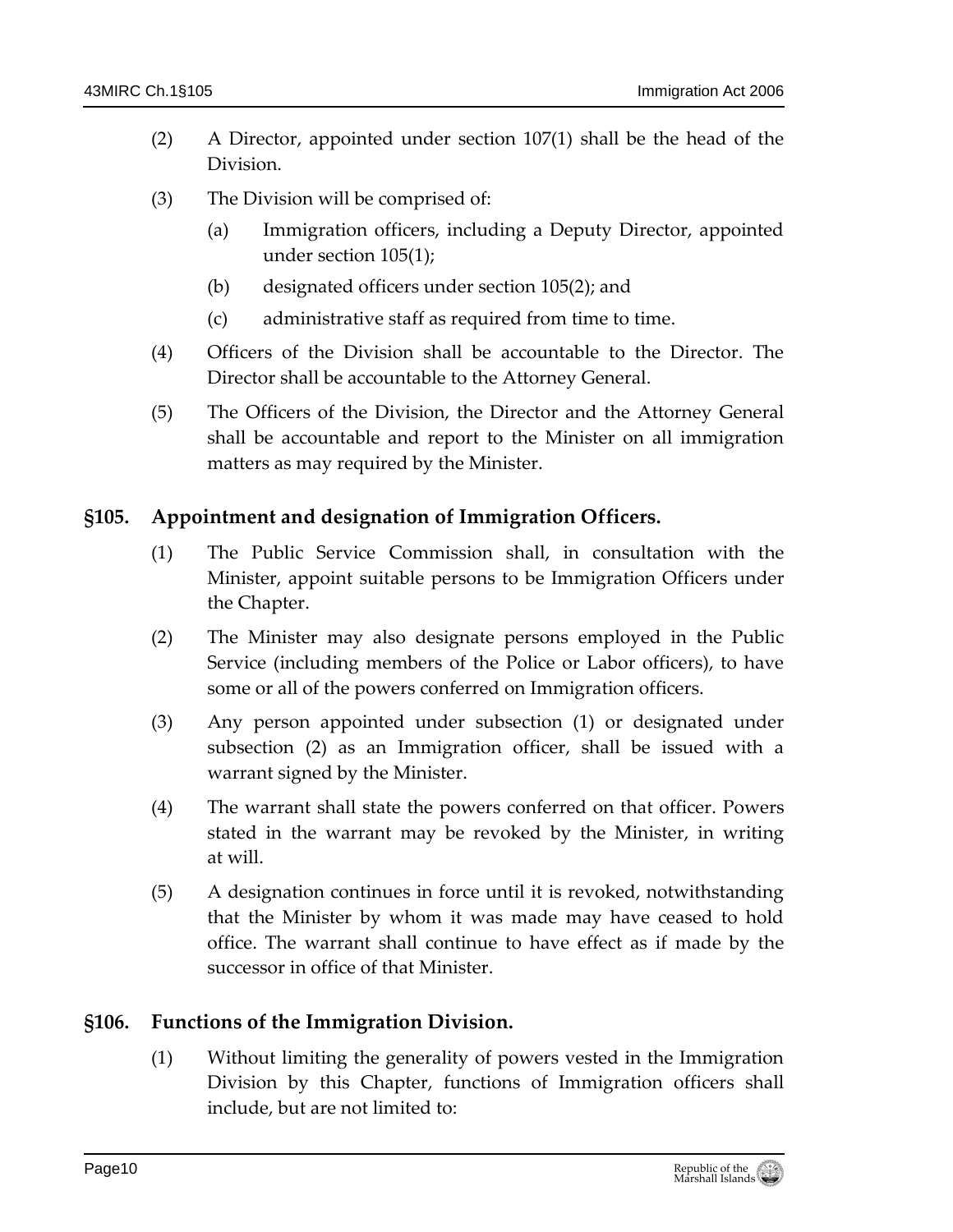(2) A Director, appointed under section 107(1) shall be the head of the Division.

(3) The Division will be comprised of:

   (a) Immigration officers, including a Deputy Director, appointed under section 105(1);

   (b) designated officers under section 105(2); and

   (c) administrative staff as required from time to time.

(4) Officers of the Division shall be accountable to the Director. The Director shall be accountable to the Attorney General.

(5) The Officers of the Division, the Director and the Attorney General shall be accountable and report to the Minister on all immigration matters as may required by the Minister.

## §105. Appointment and designation of Immigration Officers.

(1) The Public Service Commission shall, in consultation with the Minister, appoint suitable persons to be Immigration Officers under the Chapter.

(2) The Minister may also designate persons employed in the Public Service (including members of the Police or Labor officers), to have some or all of the powers conferred on Immigration officers.

(3) Any person appointed under subsection (1) or designated under subsection (2) as an Immigration officer, shall be issued with a warrant signed by the Minister.

(4) The warrant shall state the powers conferred on that officer. Powers stated in the warrant may be revoked by the Minister, in writing at will.

(5) A designation continues in force until it is revoked, notwithstanding that the Minister by whom it was made may have ceased to hold office. The warrant shall continue to have effect as if made by the successor in office of that Minister.

## §106. Functions of the Immigration Division.

(1) Without limiting the generality of powers vested in the Immigration Division by this Chapter, functions of Immigration officers shall include, but are not limited to: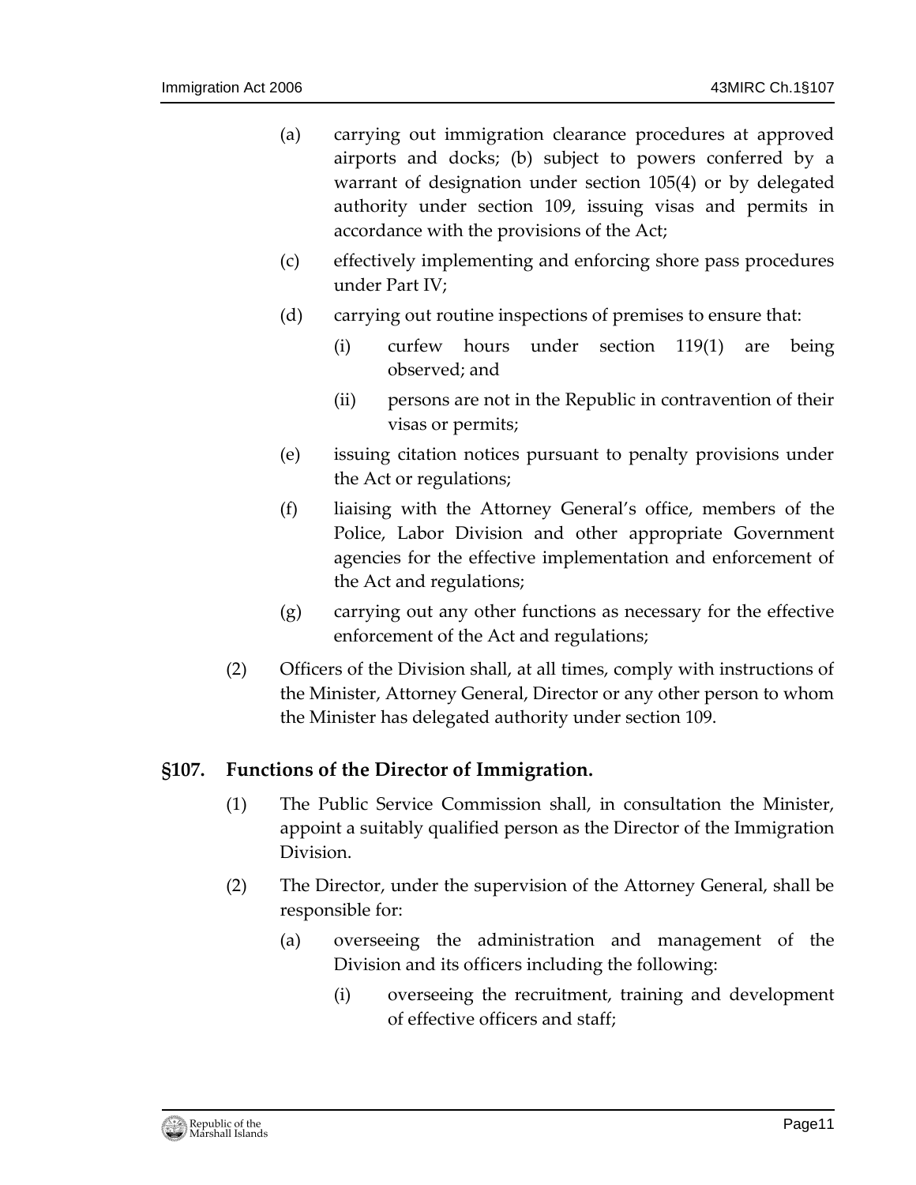(a) carrying out immigration clearance procedures at approved airports and docks; (b) subject to powers conferred by a warrant of designation under section 105(4) or by delegated authority under section 109, issuing visas and permits in accordance with the provisions of the Act;

(c) effectively implementing and enforcing shore pass procedures under Part IV;

(d) carrying out routine inspections of premises to ensure that:

(i) curfew hours under section 119(1) are being observed; and

(ii) persons are not in the Republic in contravention of their visas or permits;

(e) issuing citation notices pursuant to penalty provisions under the Act or regulations;

(f) liaising with the Attorney General's office, members of the Police, Labor Division and other appropriate Government agencies for the effective implementation and enforcement of the Act and regulations;

(g) carrying out any other functions as necessary for the effective enforcement of the Act and regulations;

(2) Officers of the Division shall, at all times, comply with instructions of the Minister, Attorney General, Director or any other person to whom the Minister has delegated authority under section 109.

## §107. Functions of the Director of Immigration.

(1) The Public Service Commission shall, in consultation the Minister, appoint a suitably qualified person as the Director of the Immigration Division.

(2) The Director, under the supervision of the Attorney General, shall be responsible for:

(a) overseeing the administration and management of the Division and its officers including the following:

(i) overseeing the recruitment, training and development of effective officers and staff;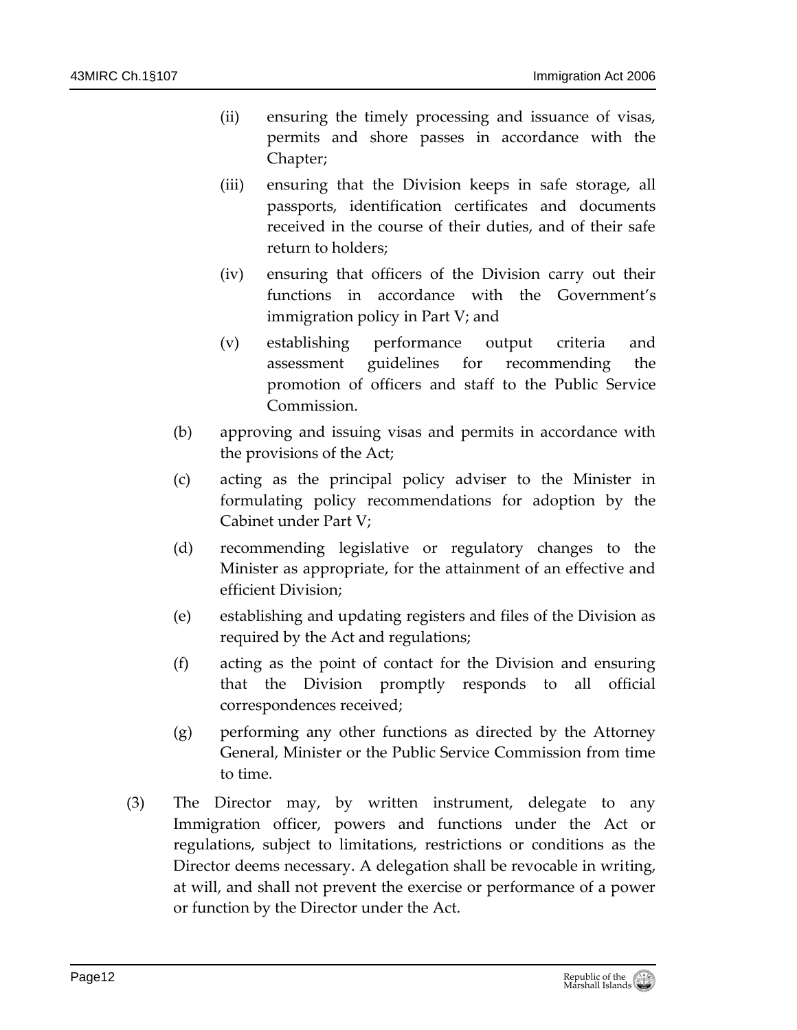(ii) ensuring the timely processing and issuance of visas, permits and shore passes in accordance with the Chapter;

(iii) ensuring that the Division keeps in safe storage, all passports, identification certificates and documents received in the course of their duties, and of their safe return to holders;

(iv) ensuring that officers of the Division carry out their functions in accordance with the Government's immigration policy in Part V; and

(v) establishing performance output criteria and assessment guidelines for recommending the promotion of officers and staff to the Public Service Commission.

(b) approving and issuing visas and permits in accordance with the provisions of the Act;

(c) acting as the principal policy adviser to the Minister in formulating policy recommendations for adoption by the Cabinet under Part V;

(d) recommending legislative or regulatory changes to the Minister as appropriate, for the attainment of an effective and efficient Division;

(e) establishing and updating registers and files of the Division as required by the Act and regulations;

(f) acting as the point of contact for the Division and ensuring that the Division promptly responds to all official correspondences received;

(g) performing any other functions as directed by the Attorney General, Minister or the Public Service Commission from time to time.

(3) The Director may, by written instrument, delegate to any Immigration officer, powers and functions under the Act or regulations, subject to limitations, restrictions or conditions as the Director deems necessary. A delegation shall be revocable in writing, at will, and shall not prevent the exercise or performance of a power or function by the Director under the Act.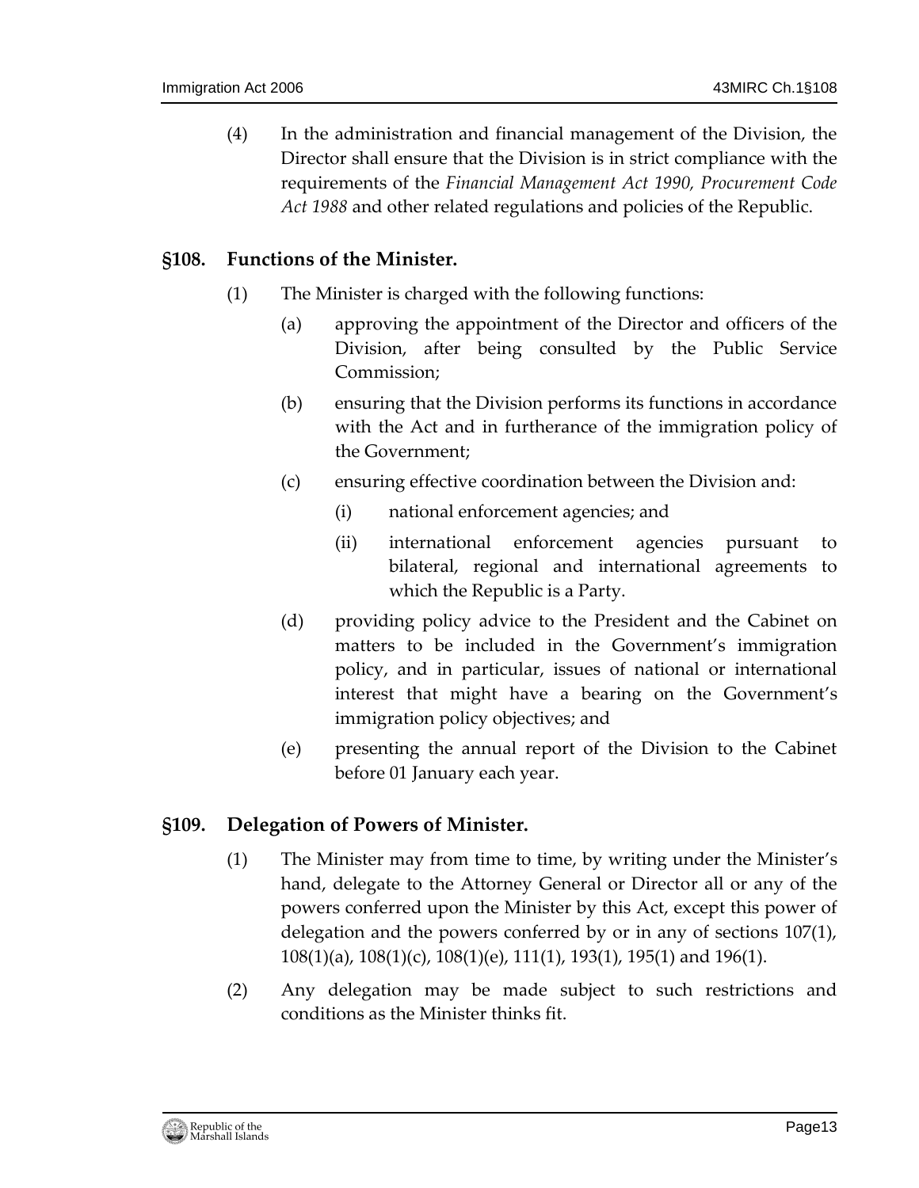(4) In the administration and financial management of the Division, the Director shall ensure that the Division is in strict compliance with the requirements of the *Financial Management Act 1990, Procurement Code Act 1988* and other related regulations and policies of the Republic.

## §108. Functions of the Minister.

(1) The Minister is charged with the following functions:

(a) approving the appointment of the Director and officers of the Division, after being consulted by the Public Service Commission;

(b) ensuring that the Division performs its functions in accordance with the Act and in furtherance of the immigration policy of the Government;

(c) ensuring effective coordination between the Division and:

(i) national enforcement agencies; and

(ii) international enforcement agencies pursuant to bilateral, regional and international agreements to which the Republic is a Party.

(d) providing policy advice to the President and the Cabinet on matters to be included in the Government's immigration policy, and in particular, issues of national or international interest that might have a bearing on the Government's immigration policy objectives; and

(e) presenting the annual report of the Division to the Cabinet before 01 January each year.

## §109. Delegation of Powers of Minister.

(1) The Minister may from time to time, by writing under the Minister's hand, delegate to the Attorney General or Director all or any of the powers conferred upon the Minister by this Act, except this power of delegation and the powers conferred by or in any of sections 107(1), 108(1)(a), 108(1)(c), 108(1)(e), 111(1), 193(1), 195(1) and 196(1).

(2) Any delegation may be made subject to such restrictions and conditions as the Minister thinks fit.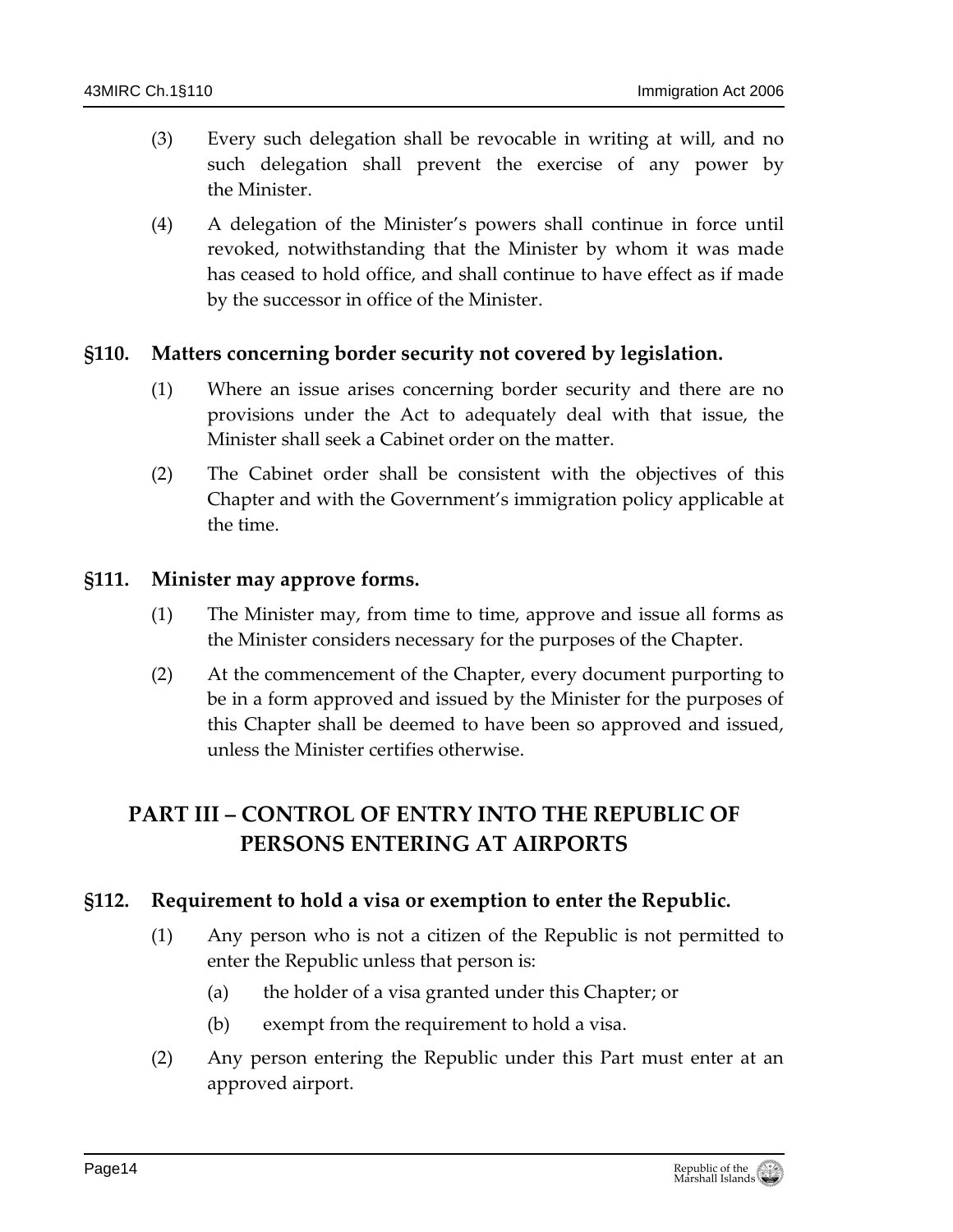(3) Every such delegation shall be revocable in writing at will, and no such delegation shall prevent the exercise of any power by the Minister.

(4) A delegation of the Minister's powers shall continue in force until revoked, notwithstanding that the Minister by whom it was made has ceased to hold office, and shall continue to have effect as if made by the successor in office of the Minister.

### §110. Matters concerning border security not covered by legislation.

(1) Where an issue arises concerning border security and there are no provisions under the Act to adequately deal with that issue, the Minister shall seek a Cabinet order on the matter.

(2) The Cabinet order shall be consistent with the objectives of this Chapter and with the Government's immigration policy applicable at the time.

### §111. Minister may approve forms.

(1) The Minister may, from time to time, approve and issue all forms as the Minister considers necessary for the purposes of the Chapter.

(2) At the commencement of the Chapter, every document purporting to be in a form approved and issued by the Minister for the purposes of this Chapter shall be deemed to have been so approved and issued, unless the Minister certifies otherwise.

## PART III – CONTROL OF ENTRY INTO THE REPUBLIC OF PERSONS ENTERING AT AIRPORTS

### §112. Requirement to hold a visa or exemption to enter the Republic.

(1) Any person who is not a citizen of the Republic is not permitted to enter the Republic unless that person is:

(a) the holder of a visa granted under this Chapter; or

(b) exempt from the requirement to hold a visa.

(2) Any person entering the Republic under this Part must enter at an approved airport.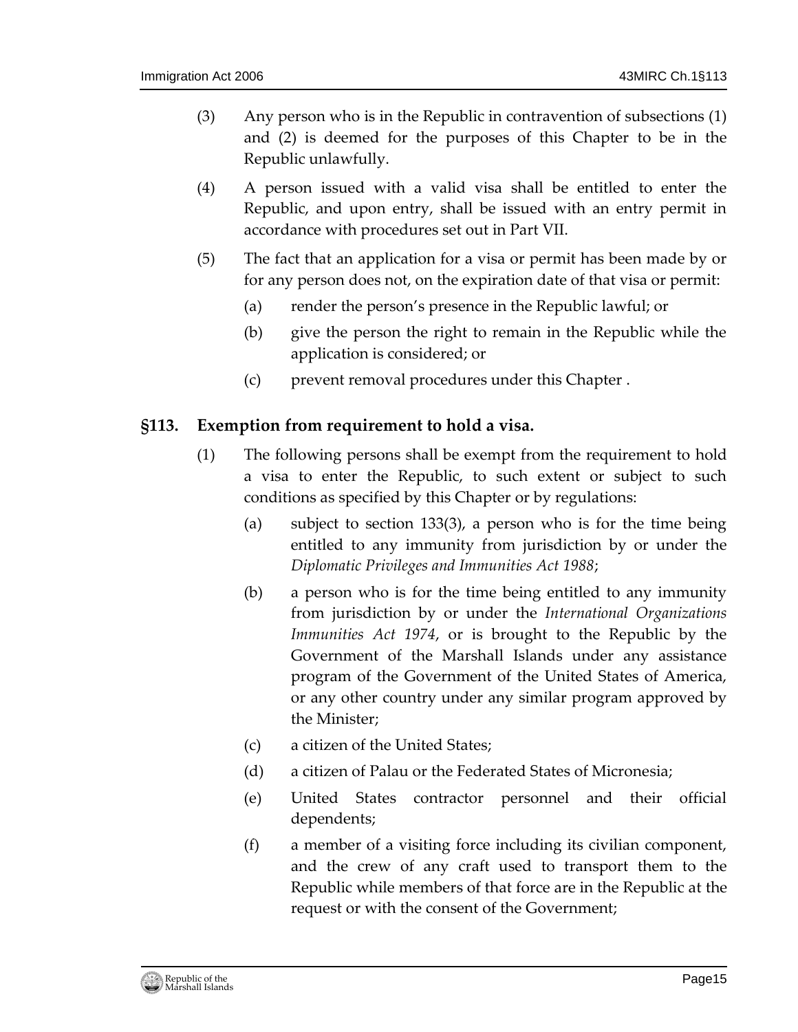(3) Any person who is in the Republic in contravention of subsections (1) and (2) is deemed for the purposes of this Chapter to be in the Republic unlawfully.

(4) A person issued with a valid visa shall be entitled to enter the Republic, and upon entry, shall be issued with an entry permit in accordance with procedures set out in Part VII.

(5) The fact that an application for a visa or permit has been made by or for any person does not, on the expiration date of that visa or permit:

(a) render the person's presence in the Republic lawful; or

(b) give the person the right to remain in the Republic while the application is considered; or

(c) prevent removal procedures under this Chapter .

### §113. Exemption from requirement to hold a visa.

(1) The following persons shall be exempt from the requirement to hold a visa to enter the Republic, to such extent or subject to such conditions as specified by this Chapter or by regulations:

(a) subject to section 133(3), a person who is for the time being entitled to any immunity from jurisdiction by or under the *Diplomatic Privileges and Immunities Act 1988*;

(b) a person who is for the time being entitled to any immunity from jurisdiction by or under the *International Organizations Immunities Act 1974*, or is brought to the Republic by the Government of the Marshall Islands under any assistance program of the Government of the United States of America, or any other country under any similar program approved by the Minister;

(c) a citizen of the United States;

(d) a citizen of Palau or the Federated States of Micronesia;

(e) United States contractor personnel and their official dependents;

(f) a member of a visiting force including its civilian component, and the crew of any craft used to transport them to the Republic while members of that force are in the Republic at the request or with the consent of the Government;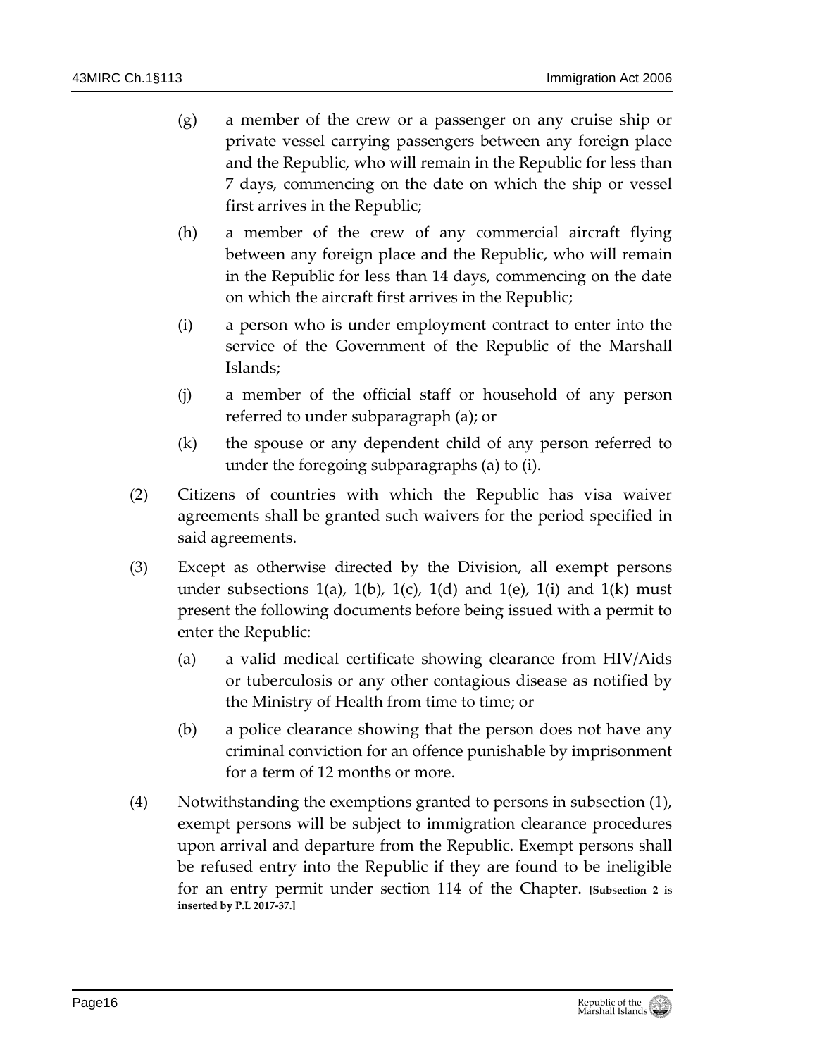(g) a member of the crew or a passenger on any cruise ship or private vessel carrying passengers between any foreign place and the Republic, who will remain in the Republic for less than 7 days, commencing on the date on which the ship or vessel first arrives in the Republic;

(h) a member of the crew of any commercial aircraft flying between any foreign place and the Republic, who will remain in the Republic for less than 14 days, commencing on the date on which the aircraft first arrives in the Republic;

(i) a person who is under employment contract to enter into the service of the Government of the Republic of the Marshall Islands;

(j) a member of the official staff or household of any person referred to under subparagraph (a); or

(k) the spouse or any dependent child of any person referred to under the foregoing subparagraphs (a) to (i).

(2) Citizens of countries with which the Republic has visa waiver agreements shall be granted such waivers for the period specified in said agreements.

(3) Except as otherwise directed by the Division, all exempt persons under subsections 1(a), 1(b), 1(c), 1(d) and 1(e), 1(i) and 1(k) must present the following documents before being issued with a permit to enter the Republic:

(a) a valid medical certificate showing clearance from HIV/Aids or tuberculosis or any other contagious disease as notified by the Ministry of Health from time to time; or

(b) a police clearance showing that the person does not have any criminal conviction for an offence punishable by imprisonment for a term of 12 months or more.

(4) Notwithstanding the exemptions granted to persons in subsection (1), exempt persons will be subject to immigration clearance procedures upon arrival and departure from the Republic. Exempt persons shall be refused entry into the Republic if they are found to be ineligible for an entry permit under section 114 of the Chapter. **[Subsection 2 is inserted by P.L 2017-37.]**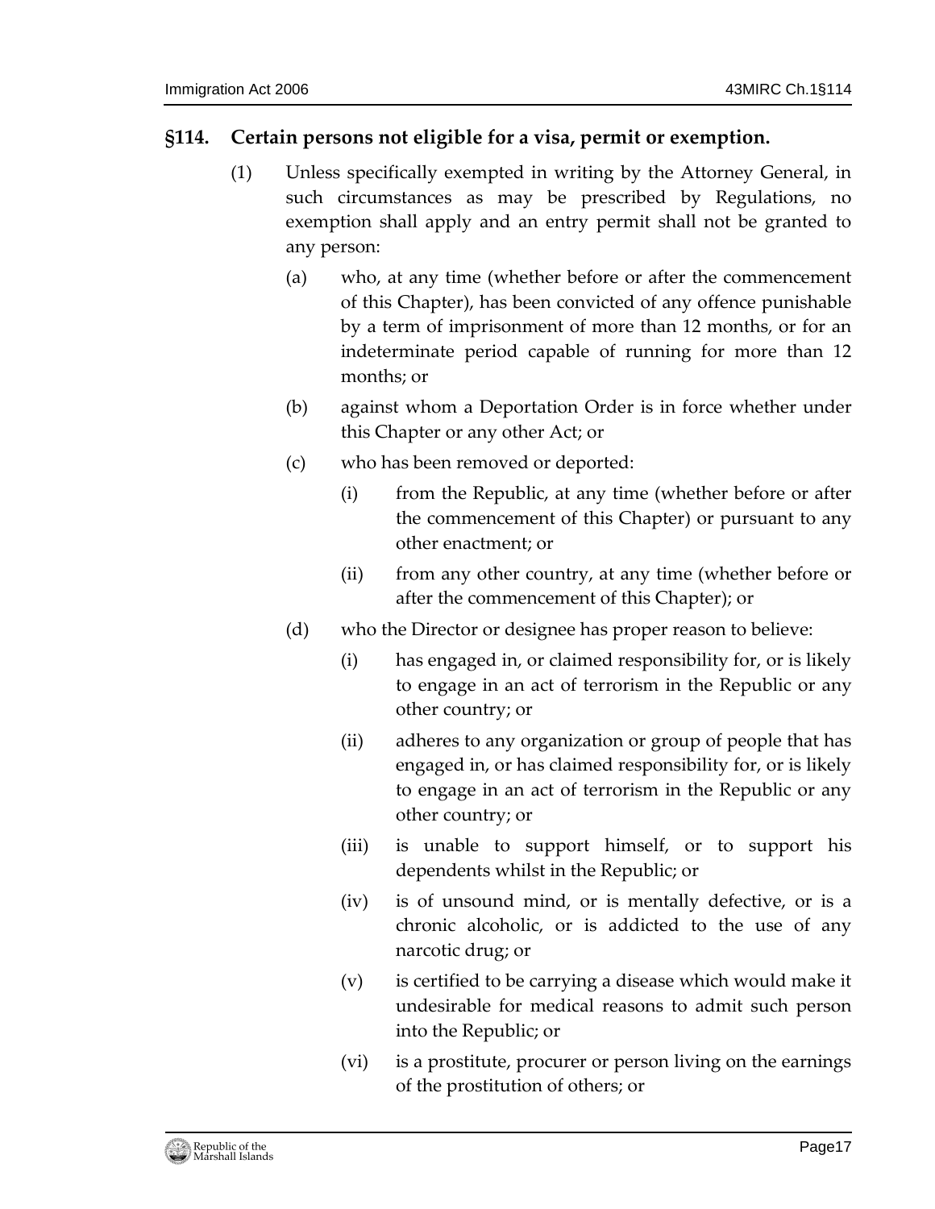### §114. Certain persons not eligible for a visa, permit or exemption.

(1) Unless specifically exempted in writing by the Attorney General, in such circumstances as may be prescribed by Regulations, no exemption shall apply and an entry permit shall not be granted to any person:

- (a) who, at any time (whether before or after the commencement of this Chapter), has been convicted of any offence punishable by a term of imprisonment of more than 12 months, or for an indeterminate period capable of running for more than 12 months; or
- (b) against whom a Deportation Order is in force whether under this Chapter or any other Act; or
- (c) who has been removed or deported:
  - (i) from the Republic, at any time (whether before or after the commencement of this Chapter) or pursuant to any other enactment; or
  - (ii) from any other country, at any time (whether before or after the commencement of this Chapter); or
- (d) who the Director or designee has proper reason to believe:
  - (i) has engaged in, or claimed responsibility for, or is likely to engage in an act of terrorism in the Republic or any other country; or
  - (ii) adheres to any organization or group of people that has engaged in, or has claimed responsibility for, or is likely to engage in an act of terrorism in the Republic or any other country; or
  - (iii) is unable to support himself, or to support his dependents whilst in the Republic; or
  - (iv) is of unsound mind, or is mentally defective, or is a chronic alcoholic, or is addicted to the use of any narcotic drug; or
  - (v) is certified to be carrying a disease which would make it undesirable for medical reasons to admit such person into the Republic; or
  - (vi) is a prostitute, procurer or person living on the earnings of the prostitution of others; or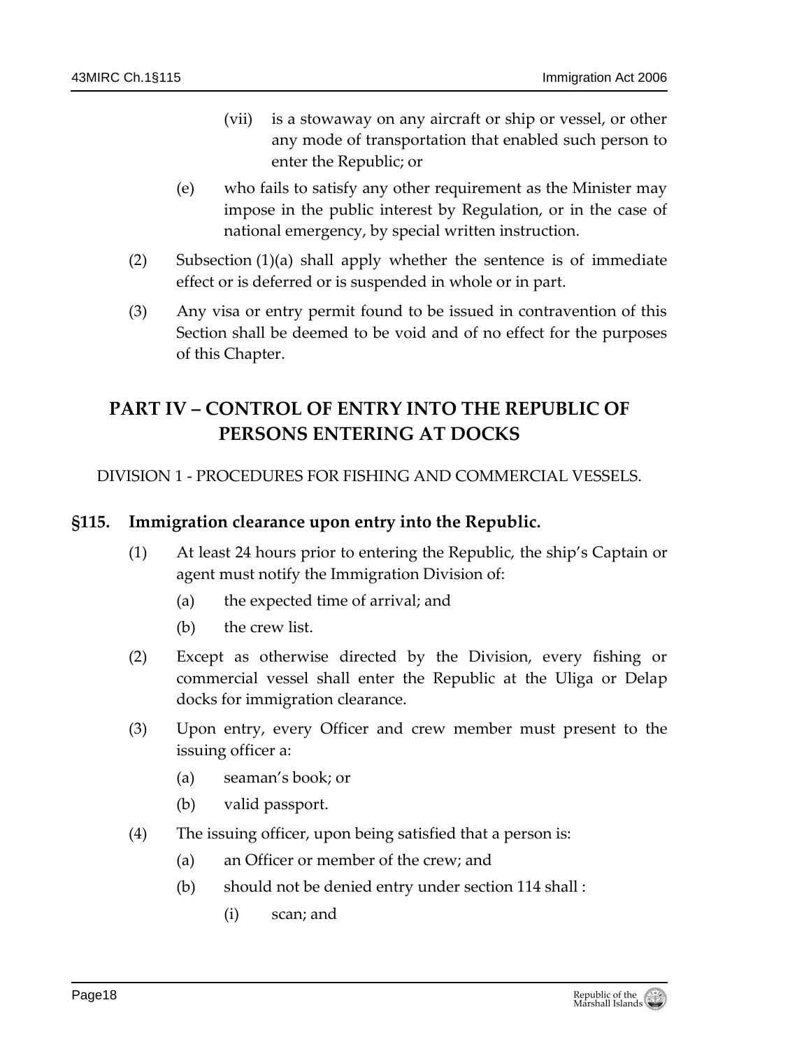(vii) is a stowaway on any aircraft or ship or vessel, or other any mode of transportation that enabled such person to enter the Republic; or

(e) who fails to satisfy any other requirement as the Minister may impose in the public interest by Regulation, or in the case of national emergency, by special written instruction.

(2) Subsection (1)(a) shall apply whether the sentence is of immediate effect or is deferred or is suspended in whole or in part.

(3) Any visa or entry permit found to be issued in contravention of this Section shall be deemed to be void and of no effect for the purposes of this Chapter.

## PART IV – CONTROL OF ENTRY INTO THE REPUBLIC OF PERSONS ENTERING AT DOCKS

DIVISION 1 - PROCEDURES FOR FISHING AND COMMERCIAL VESSELS.

### §115. Immigration clearance upon entry into the Republic.

(1) At least 24 hours prior to entering the Republic, the ship's Captain or agent must notify the Immigration Division of:

(a) the expected time of arrival; and

(b) the crew list.

(2) Except as otherwise directed by the Division, every fishing or commercial vessel shall enter the Republic at the Uliga or Delap docks for immigration clearance.

(3) Upon entry, every Officer and crew member must present to the issuing officer a:

(a) seaman's book; or

(b) valid passport.

(4) The issuing officer, upon being satisfied that a person is:

(a) an Officer or member of the crew; and

(b) should not be denied entry under section 114 shall :

(i) scan; and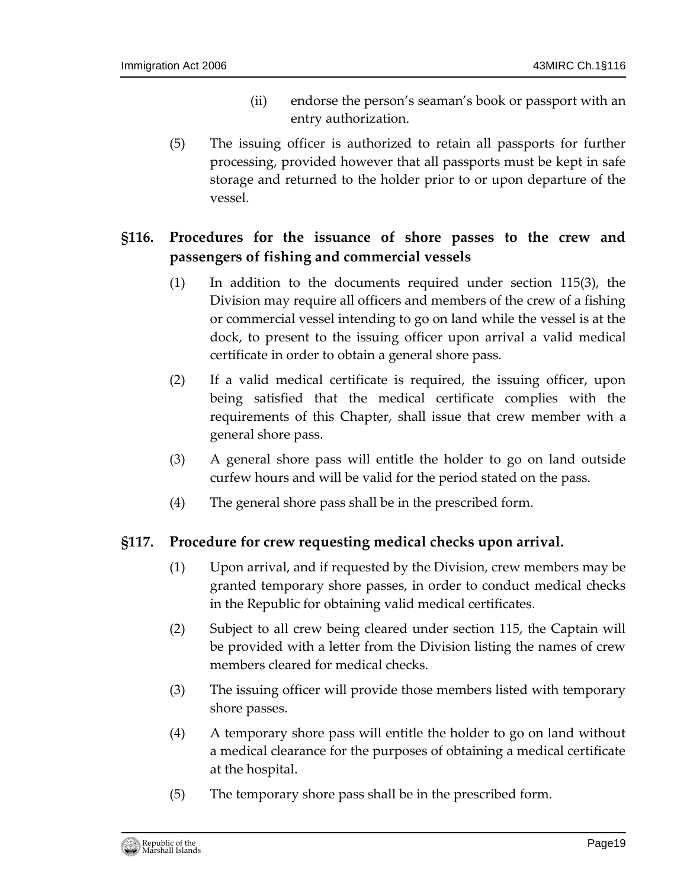(ii) endorse the person's seaman's book or passport with an entry authorization.

(5) The issuing officer is authorized to retain all passports for further processing, provided however that all passports must be kept in safe storage and returned to the holder prior to or upon departure of the vessel.

## §116. Procedures for the issuance of shore passes to the crew and passengers of fishing and commercial vessels

(1) In addition to the documents required under section 115(3), the Division may require all officers and members of the crew of a fishing or commercial vessel intending to go on land while the vessel is at the dock, to present to the issuing officer upon arrival a valid medical certificate in order to obtain a general shore pass.

(2) If a valid medical certificate is required, the issuing officer, upon being satisfied that the medical certificate complies with the requirements of this Chapter, shall issue that crew member with a general shore pass.

(3) A general shore pass will entitle the holder to go on land outside curfew hours and will be valid for the period stated on the pass.

(4) The general shore pass shall be in the prescribed form.

## §117. Procedure for crew requesting medical checks upon arrival.

(1) Upon arrival, and if requested by the Division, crew members may be granted temporary shore passes, in order to conduct medical checks in the Republic for obtaining valid medical certificates.

(2) Subject to all crew being cleared under section 115, the Captain will be provided with a letter from the Division listing the names of crew members cleared for medical checks.

(3) The issuing officer will provide those members listed with temporary shore passes.

(4) A temporary shore pass will entitle the holder to go on land without a medical clearance for the purposes of obtaining a medical certificate at the hospital.

(5) The temporary shore pass shall be in the prescribed form.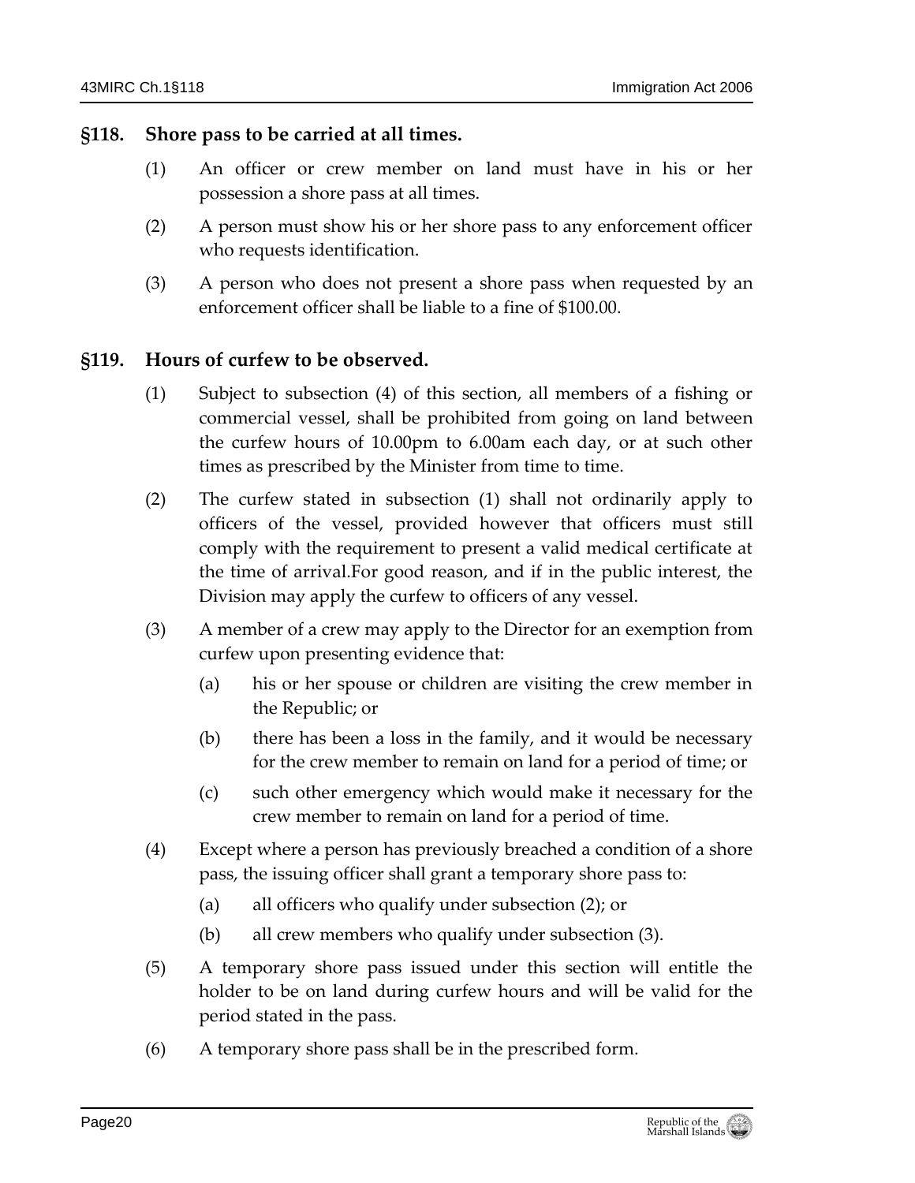### §118. Shore pass to be carried at all times.

(1) An officer or crew member on land must have in his or her possession a shore pass at all times.

(2) A person must show his or her shore pass to any enforcement officer who requests identification.

(3) A person who does not present a shore pass when requested by an enforcement officer shall be liable to a fine of $100.00.

### §119. Hours of curfew to be observed.

(1) Subject to subsection (4) of this section, all members of a fishing or commercial vessel, shall be prohibited from going on land between the curfew hours of 10.00pm to 6.00am each day, or at such other times as prescribed by the Minister from time to time.

(2) The curfew stated in subsection (1) shall not ordinarily apply to officers of the vessel, provided however that officers must still comply with the requirement to present a valid medical certificate at the time of arrival.For good reason, and if in the public interest, the Division may apply the curfew to officers of any vessel.

(3) A member of a crew may apply to the Director for an exemption from curfew upon presenting evidence that:

- (a) his or her spouse or children are visiting the crew member in the Republic; or
- (b) there has been a loss in the family, and it would be necessary for the crew member to remain on land for a period of time; or
- (c) such other emergency which would make it necessary for the crew member to remain on land for a period of time.

(4) Except where a person has previously breached a condition of a shore pass, the issuing officer shall grant a temporary shore pass to:

- (a) all officers who qualify under subsection (2); or
- (b) all crew members who qualify under subsection (3).

(5) A temporary shore pass issued under this section will entitle the holder to be on land during curfew hours and will be valid for the period stated in the pass.

(6) A temporary shore pass shall be in the prescribed form.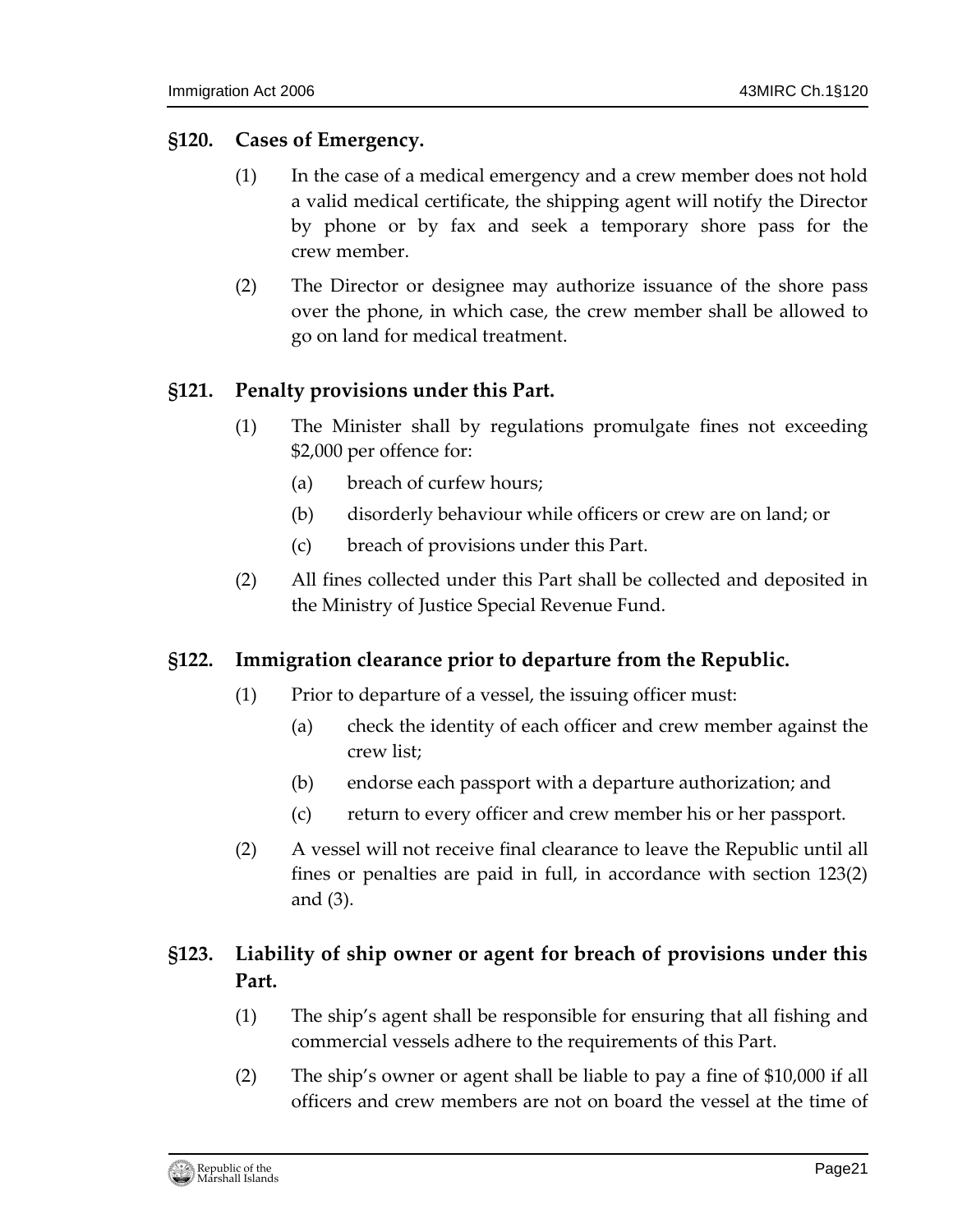### §120. Cases of Emergency.

(1) In the case of a medical emergency and a crew member does not hold a valid medical certificate, the shipping agent will notify the Director by phone or by fax and seek a temporary shore pass for the crew member.

(2) The Director or designee may authorize issuance of the shore pass over the phone, in which case, the crew member shall be allowed to go on land for medical treatment.

### §121. Penalty provisions under this Part.

(1) The Minister shall by regulations promulgate fines not exceeding $2,000 per offence for:

- (a) breach of curfew hours;
- (b) disorderly behaviour while officers or crew are on land; or
- (c) breach of provisions under this Part.

(2) All fines collected under this Part shall be collected and deposited in the Ministry of Justice Special Revenue Fund.

### §122. Immigration clearance prior to departure from the Republic.

(1) Prior to departure of a vessel, the issuing officer must:

- (a) check the identity of each officer and crew member against the crew list;
- (b) endorse each passport with a departure authorization; and
- (c) return to every officer and crew member his or her passport.

(2) A vessel will not receive final clearance to leave the Republic until all fines or penalties are paid in full, in accordance with section 123(2) and (3).

### §123. Liability of ship owner or agent for breach of provisions under this Part.

(1) The ship's agent shall be responsible for ensuring that all fishing and commercial vessels adhere to the requirements of this Part.

(2) The ship's owner or agent shall be liable to pay a fine of $10,000 if all officers and crew members are not on board the vessel at the time of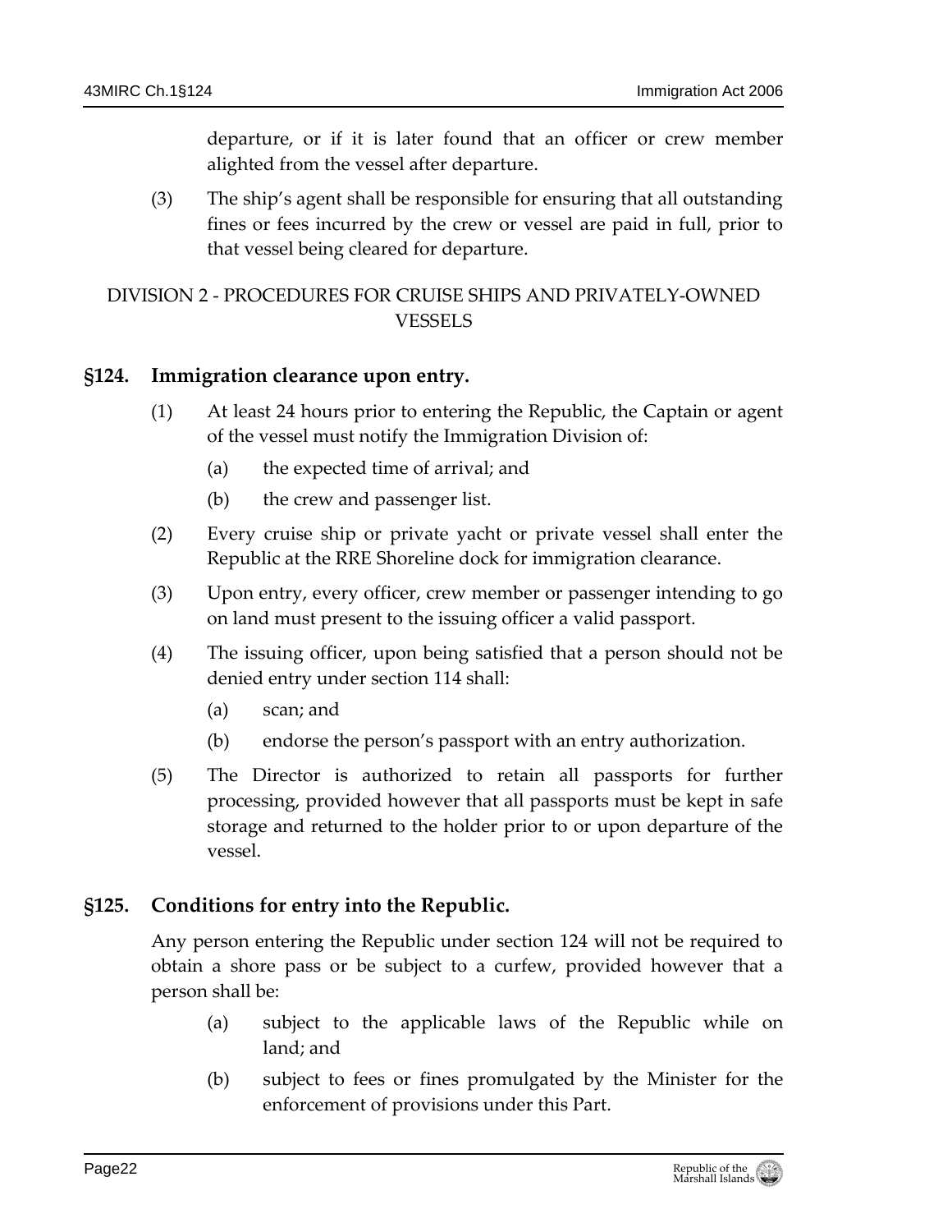departure, or if it is later found that an officer or crew member alighted from the vessel after departure.

(3) The ship's agent shall be responsible for ensuring that all outstanding fines or fees incurred by the crew or vessel are paid in full, prior to that vessel being cleared for departure.

## DIVISION 2 - PROCEDURES FOR CRUISE SHIPS AND PRIVATELY-OWNED VESSELS

### §124. Immigration clearance upon entry.

(1) At least 24 hours prior to entering the Republic, the Captain or agent of the vessel must notify the Immigration Division of:

- (a) the expected time of arrival; and
- (b) the crew and passenger list.

(2) Every cruise ship or private yacht or private vessel shall enter the Republic at the RRE Shoreline dock for immigration clearance.

(3) Upon entry, every officer, crew member or passenger intending to go on land must present to the issuing officer a valid passport.

(4) The issuing officer, upon being satisfied that a person should not be denied entry under section 114 shall:

- (a) scan; and
- (b) endorse the person's passport with an entry authorization.

(5) The Director is authorized to retain all passports for further processing, provided however that all passports must be kept in safe storage and returned to the holder prior to or upon departure of the vessel.

### §125. Conditions for entry into the Republic.

Any person entering the Republic under section 124 will not be required to obtain a shore pass or be subject to a curfew, provided however that a person shall be:

- (a) subject to the applicable laws of the Republic while on land; and
- (b) subject to fees or fines promulgated by the Minister for the enforcement of provisions under this Part.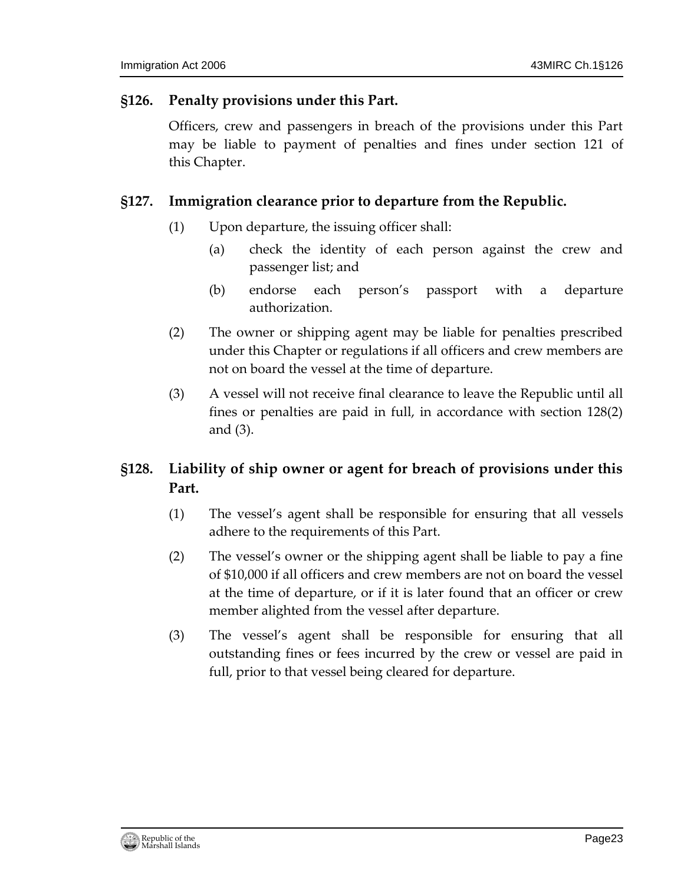## §126. Penalty provisions under this Part.

Officers, crew and passengers in breach of the provisions under this Part may be liable to payment of penalties and fines under section 121 of this Chapter.

## §127. Immigration clearance prior to departure from the Republic.

(1) Upon departure, the issuing officer shall:

(a) check the identity of each person against the crew and passenger list; and

(b) endorse each person's passport with a departure authorization.

(2) The owner or shipping agent may be liable for penalties prescribed under this Chapter or regulations if all officers and crew members are not on board the vessel at the time of departure.

(3) A vessel will not receive final clearance to leave the Republic until all fines or penalties are paid in full, in accordance with section 128(2) and (3).

## §128. Liability of ship owner or agent for breach of provisions under this Part.

(1) The vessel's agent shall be responsible for ensuring that all vessels adhere to the requirements of this Part.

(2) The vessel's owner or the shipping agent shall be liable to pay a fine of $10,000 if all officers and crew members are not on board the vessel at the time of departure, or if it is later found that an officer or crew member alighted from the vessel after departure.

(3) The vessel's agent shall be responsible for ensuring that all outstanding fines or fees incurred by the crew or vessel are paid in full, prior to that vessel being cleared for departure.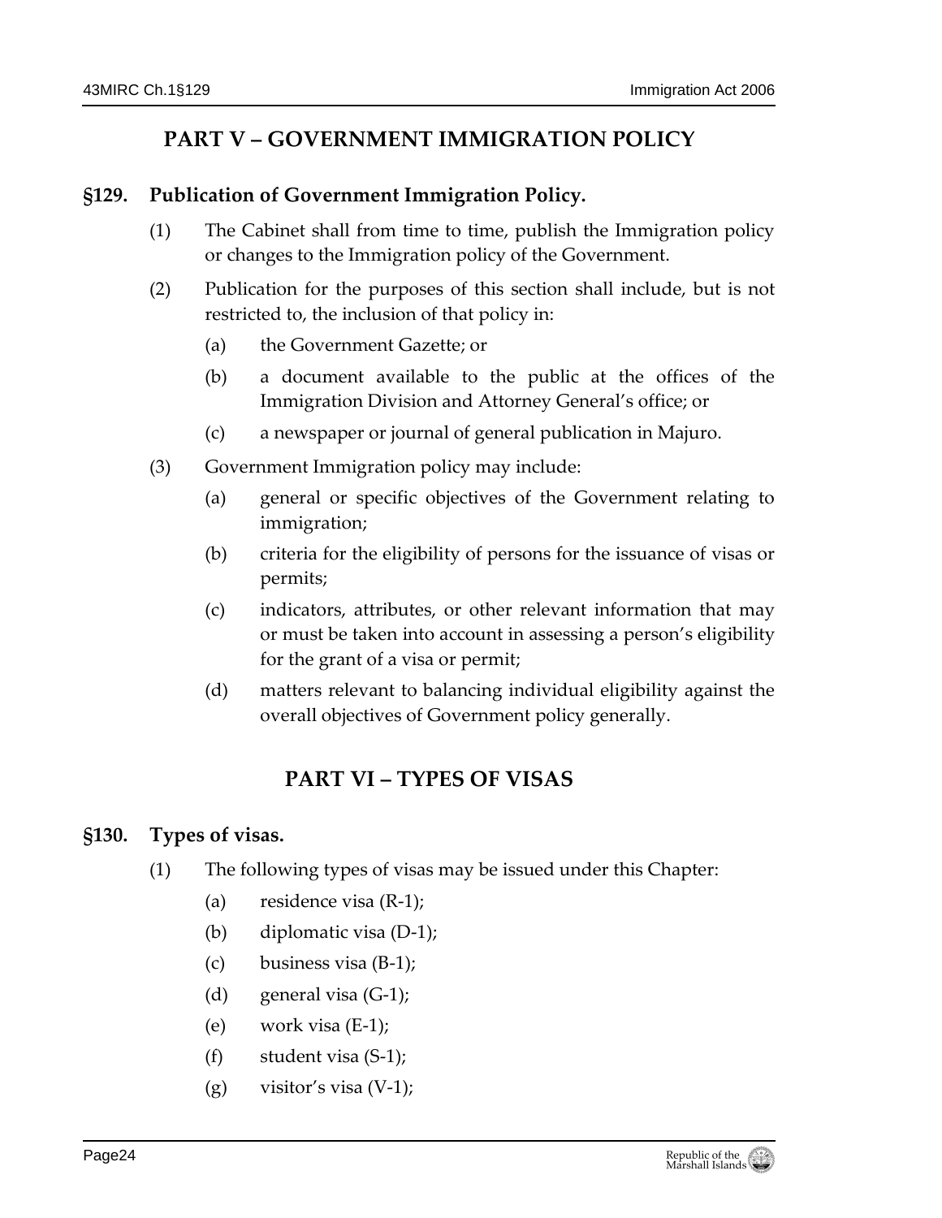## PART V – GOVERNMENT IMMIGRATION POLICY

### §129. Publication of Government Immigration Policy.

(1) The Cabinet shall from time to time, publish the Immigration policy or changes to the Immigration policy of the Government.

(2) Publication for the purposes of this section shall include, but is not restricted to, the inclusion of that policy in:

- (a) the Government Gazette; or
- (b) a document available to the public at the offices of the Immigration Division and Attorney General's office; or
- (c) a newspaper or journal of general publication in Majuro.

(3) Government Immigration policy may include:

- (a) general or specific objectives of the Government relating to immigration;
- (b) criteria for the eligibility of persons for the issuance of visas or permits;
- (c) indicators, attributes, or other relevant information that may or must be taken into account in assessing a person's eligibility for the grant of a visa or permit;
- (d) matters relevant to balancing individual eligibility against the overall objectives of Government policy generally.

## PART VI – TYPES OF VISAS

### §130. Types of visas.

(1) The following types of visas may be issued under this Chapter:

- (a) residence visa (R-1);
- (b) diplomatic visa (D-1);
- (c) business visa (B-1);
- (d) general visa (G-1);
- (e) work visa (E-1);
- (f) student visa (S-1);
- (g) visitor's visa (V-1);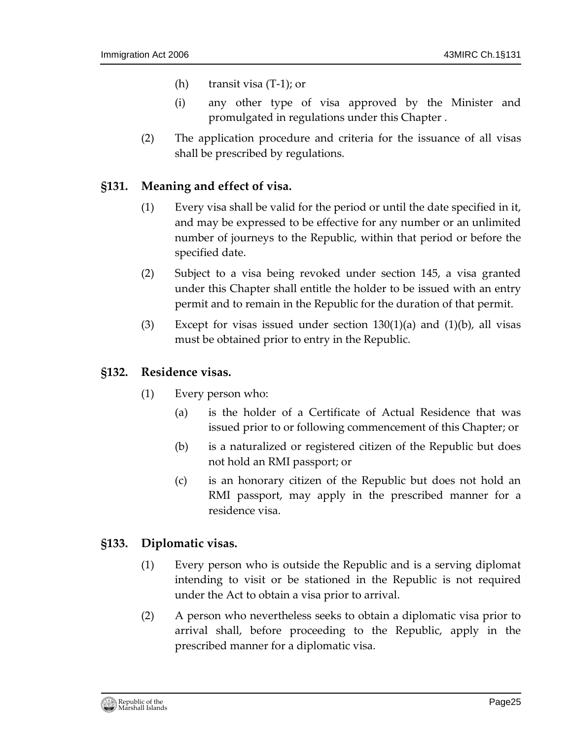(h) transit visa (T-1); or

(i) any other type of visa approved by the Minister and promulgated in regulations under this Chapter .

(2) The application procedure and criteria for the issuance of all visas shall be prescribed by regulations.

### §131. Meaning and effect of visa.

(1) Every visa shall be valid for the period or until the date specified in it, and may be expressed to be effective for any number or an unlimited number of journeys to the Republic, within that period or before the specified date.

(2) Subject to a visa being revoked under section 145, a visa granted under this Chapter shall entitle the holder to be issued with an entry permit and to remain in the Republic for the duration of that permit.

(3) Except for visas issued under section 130(1)(a) and (1)(b), all visas must be obtained prior to entry in the Republic.

### §132. Residence visas.

(1) Every person who:

(a) is the holder of a Certificate of Actual Residence that was issued prior to or following commencement of this Chapter; or

(b) is a naturalized or registered citizen of the Republic but does not hold an RMI passport; or

(c) is an honorary citizen of the Republic but does not hold an RMI passport, may apply in the prescribed manner for a residence visa.

### §133. Diplomatic visas.

(1) Every person who is outside the Republic and is a serving diplomat intending to visit or be stationed in the Republic is not required under the Act to obtain a visa prior to arrival.

(2) A person who nevertheless seeks to obtain a diplomatic visa prior to arrival shall, before proceeding to the Republic, apply in the prescribed manner for a diplomatic visa.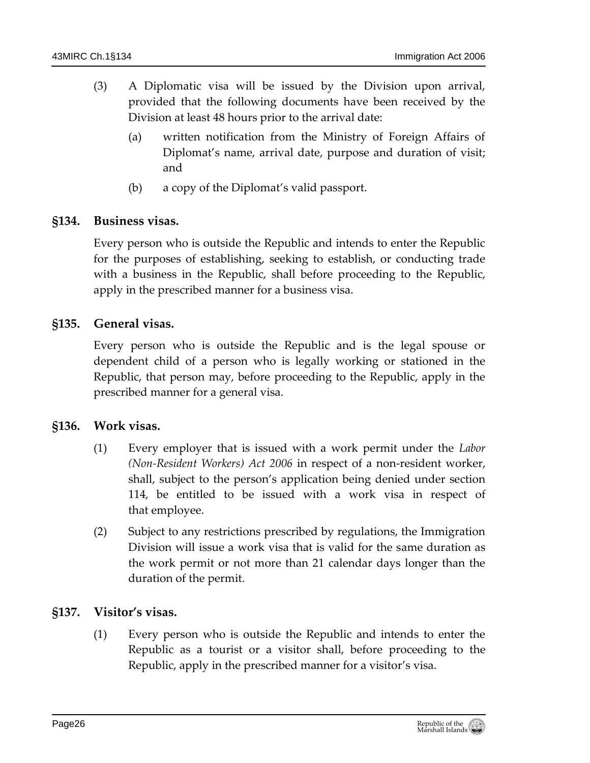(3) A Diplomatic visa will be issued by the Division upon arrival, provided that the following documents have been received by the Division at least 48 hours prior to the arrival date:

(a) written notification from the Ministry of Foreign Affairs of Diplomat's name, arrival date, purpose and duration of visit; and

(b) a copy of the Diplomat's valid passport.

### §134. Business visas.

Every person who is outside the Republic and intends to enter the Republic for the purposes of establishing, seeking to establish, or conducting trade with a business in the Republic, shall before proceeding to the Republic, apply in the prescribed manner for a business visa.

### §135. General visas.

Every person who is outside the Republic and is the legal spouse or dependent child of a person who is legally working or stationed in the Republic, that person may, before proceeding to the Republic, apply in the prescribed manner for a general visa.

### §136. Work visas.

(1) Every employer that is issued with a work permit under the *Labor (Non-Resident Workers) Act 2006* in respect of a non-resident worker, shall, subject to the person's application being denied under section 114, be entitled to be issued with a work visa in respect of that employee.

(2) Subject to any restrictions prescribed by regulations, the Immigration Division will issue a work visa that is valid for the same duration as the work permit or not more than 21 calendar days longer than the duration of the permit.

### §137. Visitor's visas.

(1) Every person who is outside the Republic and intends to enter the Republic as a tourist or a visitor shall, before proceeding to the Republic, apply in the prescribed manner for a visitor's visa.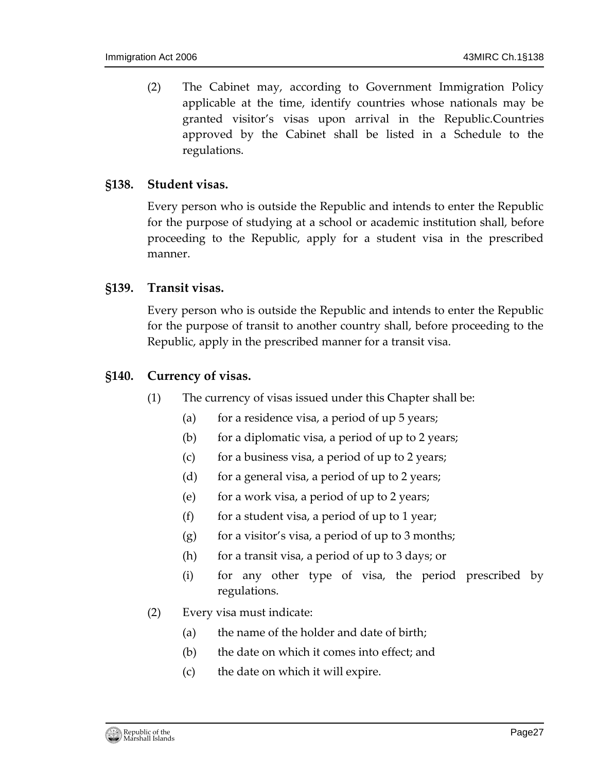(2) The Cabinet may, according to Government Immigration Policy applicable at the time, identify countries whose nationals may be granted visitor's visas upon arrival in the Republic.Countries approved by the Cabinet shall be listed in a Schedule to the regulations.

### §138. Student visas.

Every person who is outside the Republic and intends to enter the Republic for the purpose of studying at a school or academic institution shall, before proceeding to the Republic, apply for a student visa in the prescribed manner.

### §139. Transit visas.

Every person who is outside the Republic and intends to enter the Republic for the purpose of transit to another country shall, before proceeding to the Republic, apply in the prescribed manner for a transit visa.

### §140. Currency of visas.

(1) The currency of visas issued under this Chapter shall be:

- (a) for a residence visa, a period of up 5 years;
- (b) for a diplomatic visa, a period of up to 2 years;
- (c) for a business visa, a period of up to 2 years;
- (d) for a general visa, a period of up to 2 years;
- (e) for a work visa, a period of up to 2 years;
- (f) for a student visa, a period of up to 1 year;
- (g) for a visitor's visa, a period of up to 3 months;
- (h) for a transit visa, a period of up to 3 days; or
- (i) for any other type of visa, the period prescribed by regulations.

(2) Every visa must indicate:

- (a) the name of the holder and date of birth;
- (b) the date on which it comes into effect; and
- (c) the date on which it will expire.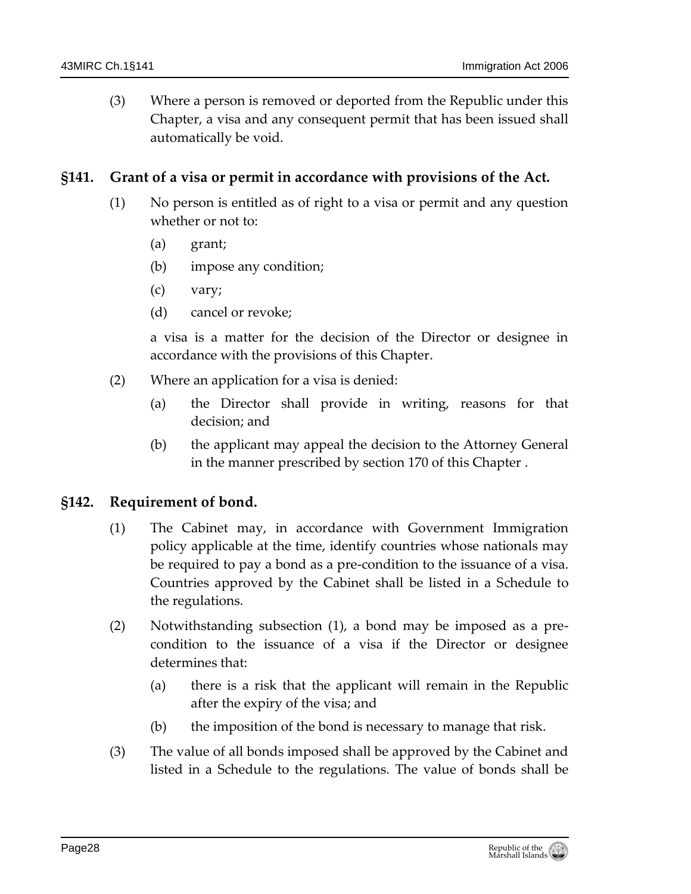(3) Where a person is removed or deported from the Republic under this Chapter, a visa and any consequent permit that has been issued shall automatically be void.

## §141. Grant of a visa or permit in accordance with provisions of the Act.

(1) No person is entitled as of right to a visa or permit and any question whether or not to:

   (a) grant;

   (b) impose any condition;

   (c) vary;

   (d) cancel or revoke;

   a visa is a matter for the decision of the Director or designee in accordance with the provisions of this Chapter.

(2) Where an application for a visa is denied:

   (a) the Director shall provide in writing, reasons for that decision; and

   (b) the applicant may appeal the decision to the Attorney General in the manner prescribed by section 170 of this Chapter .

## §142. Requirement of bond.

(1) The Cabinet may, in accordance with Government Immigration policy applicable at the time, identify countries whose nationals may be required to pay a bond as a pre-condition to the issuance of a visa. Countries approved by the Cabinet shall be listed in a Schedule to the regulations.

(2) Notwithstanding subsection (1), a bond may be imposed as a pre-condition to the issuance of a visa if the Director or designee determines that:

   (a) there is a risk that the applicant will remain in the Republic after the expiry of the visa; and

   (b) the imposition of the bond is necessary to manage that risk.

(3) The value of all bonds imposed shall be approved by the Cabinet and listed in a Schedule to the regulations. The value of bonds shall be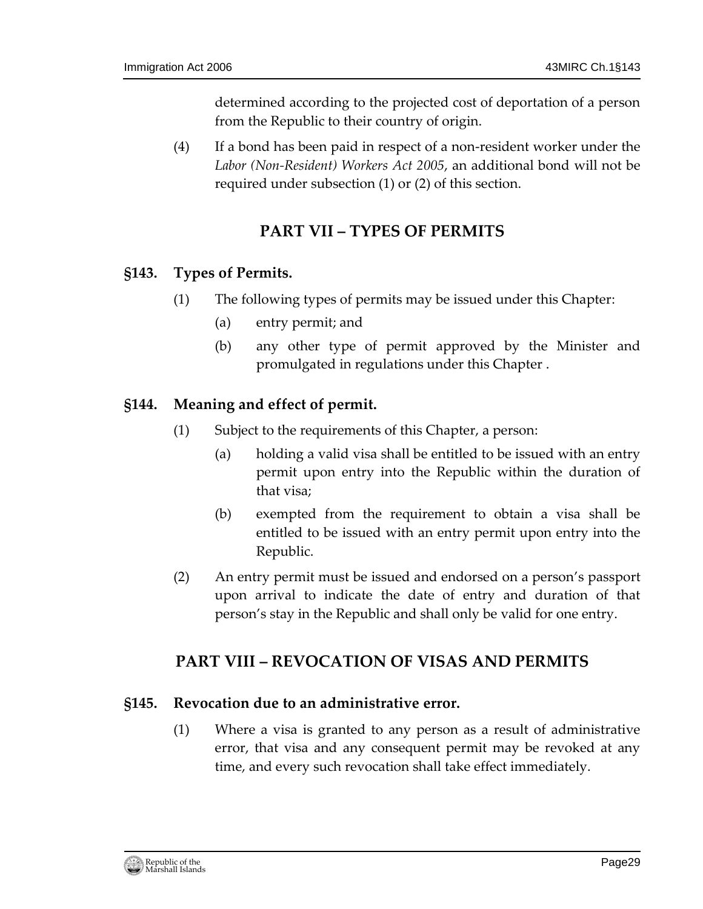determined according to the projected cost of deportation of a person from the Republic to their country of origin.

(4) If a bond has been paid in respect of a non-resident worker under the *Labor (Non-Resident) Workers Act 2005*, an additional bond will not be required under subsection (1) or (2) of this section.

## PART VII – TYPES OF PERMITS

### §143. Types of Permits.

(1) The following types of permits may be issued under this Chapter:

(a) entry permit; and

(b) any other type of permit approved by the Minister and promulgated in regulations under this Chapter .

### §144. Meaning and effect of permit.

(1) Subject to the requirements of this Chapter, a person:

(a) holding a valid visa shall be entitled to be issued with an entry permit upon entry into the Republic within the duration of that visa;

(b) exempted from the requirement to obtain a visa shall be entitled to be issued with an entry permit upon entry into the Republic.

(2) An entry permit must be issued and endorsed on a person's passport upon arrival to indicate the date of entry and duration of that person's stay in the Republic and shall only be valid for one entry.

## PART VIII – REVOCATION OF VISAS AND PERMITS

### §145. Revocation due to an administrative error.

(1) Where a visa is granted to any person as a result of administrative error, that visa and any consequent permit may be revoked at any time, and every such revocation shall take effect immediately.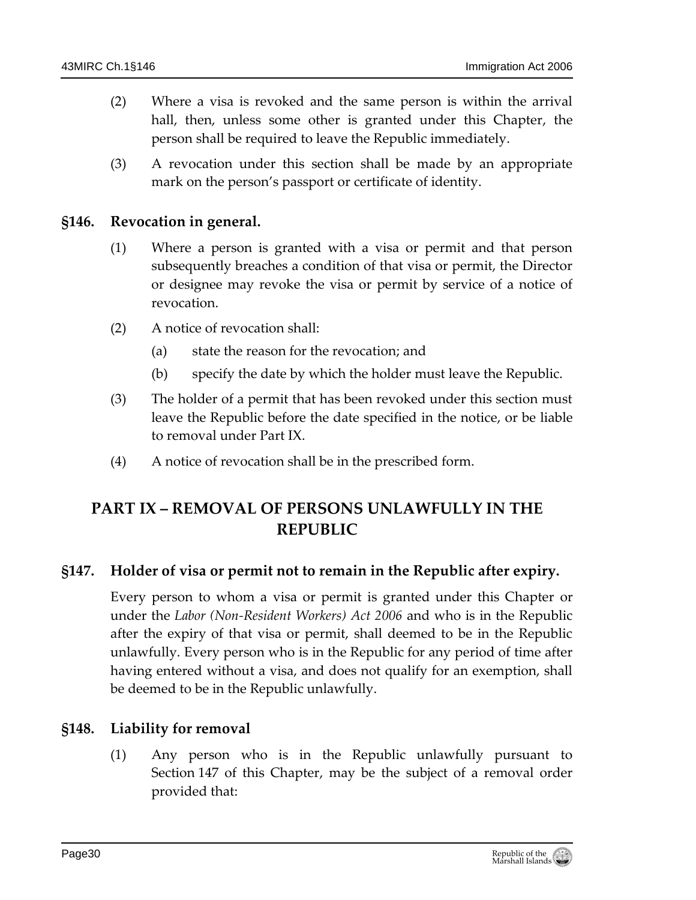(2) Where a visa is revoked and the same person is within the arrival hall, then, unless some other is granted under this Chapter, the person shall be required to leave the Republic immediately.

(3) A revocation under this section shall be made by an appropriate mark on the person's passport or certificate of identity.

### §146. Revocation in general.

(1) Where a person is granted with a visa or permit and that person subsequently breaches a condition of that visa or permit, the Director or designee may revoke the visa or permit by service of a notice of revocation.

(2) A notice of revocation shall:

- (a) state the reason for the revocation; and
- (b) specify the date by which the holder must leave the Republic.

(3) The holder of a permit that has been revoked under this section must leave the Republic before the date specified in the notice, or be liable to removal under Part IX.

(4) A notice of revocation shall be in the prescribed form.

## PART IX – REMOVAL OF PERSONS UNLAWFULLY IN THE REPUBLIC

### §147. Holder of visa or permit not to remain in the Republic after expiry.

Every person to whom a visa or permit is granted under this Chapter or under the *Labor (Non-Resident Workers) Act 2006* and who is in the Republic after the expiry of that visa or permit, shall deemed to be in the Republic unlawfully. Every person who is in the Republic for any period of time after having entered without a visa, and does not qualify for an exemption, shall be deemed to be in the Republic unlawfully.

### §148. Liability for removal

(1) Any person who is in the Republic unlawfully pursuant to Section 147 of this Chapter, may be the subject of a removal order provided that: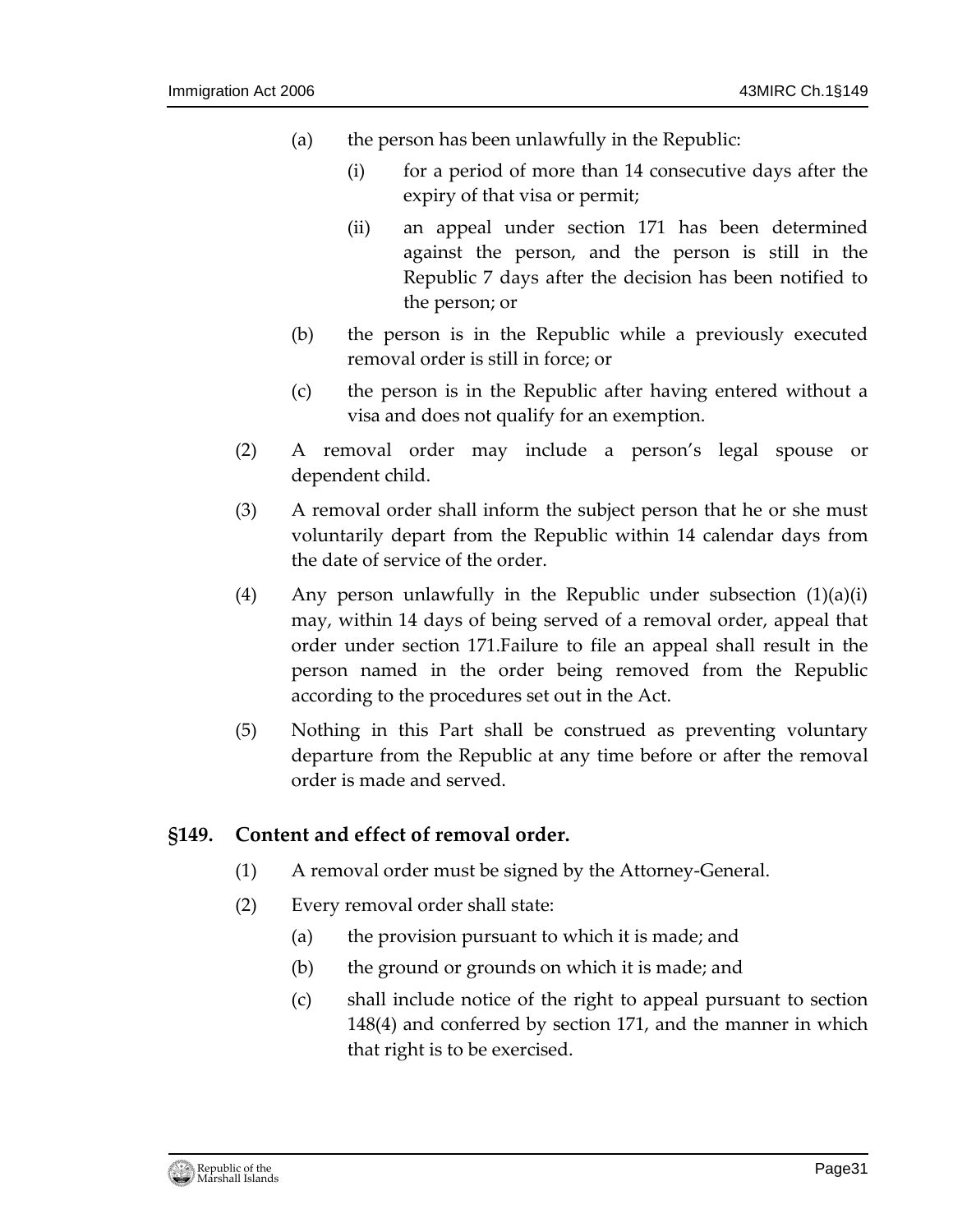(a) the person has been unlawfully in the Republic:

  (i) for a period of more than 14 consecutive days after the expiry of that visa or permit;

  (ii) an appeal under section 171 has been determined against the person, and the person is still in the Republic 7 days after the decision has been notified to the person; or

(b) the person is in the Republic while a previously executed removal order is still in force; or

(c) the person is in the Republic after having entered without a visa and does not qualify for an exemption.

(2) A removal order may include a person's legal spouse or dependent child.

(3) A removal order shall inform the subject person that he or she must voluntarily depart from the Republic within 14 calendar days from the date of service of the order.

(4) Any person unlawfully in the Republic under subsection (1)(a)(i) may, within 14 days of being served of a removal order, appeal that order under section 171.Failure to file an appeal shall result in the person named in the order being removed from the Republic according to the procedures set out in the Act.

(5) Nothing in this Part shall be construed as preventing voluntary departure from the Republic at any time before or after the removal order is made and served.

## §149. Content and effect of removal order.

(1) A removal order must be signed by the Attorney-General.

(2) Every removal order shall state:

  (a) the provision pursuant to which it is made; and

  (b) the ground or grounds on which it is made; and

  (c) shall include notice of the right to appeal pursuant to section 148(4) and conferred by section 171, and the manner in which that right is to be exercised.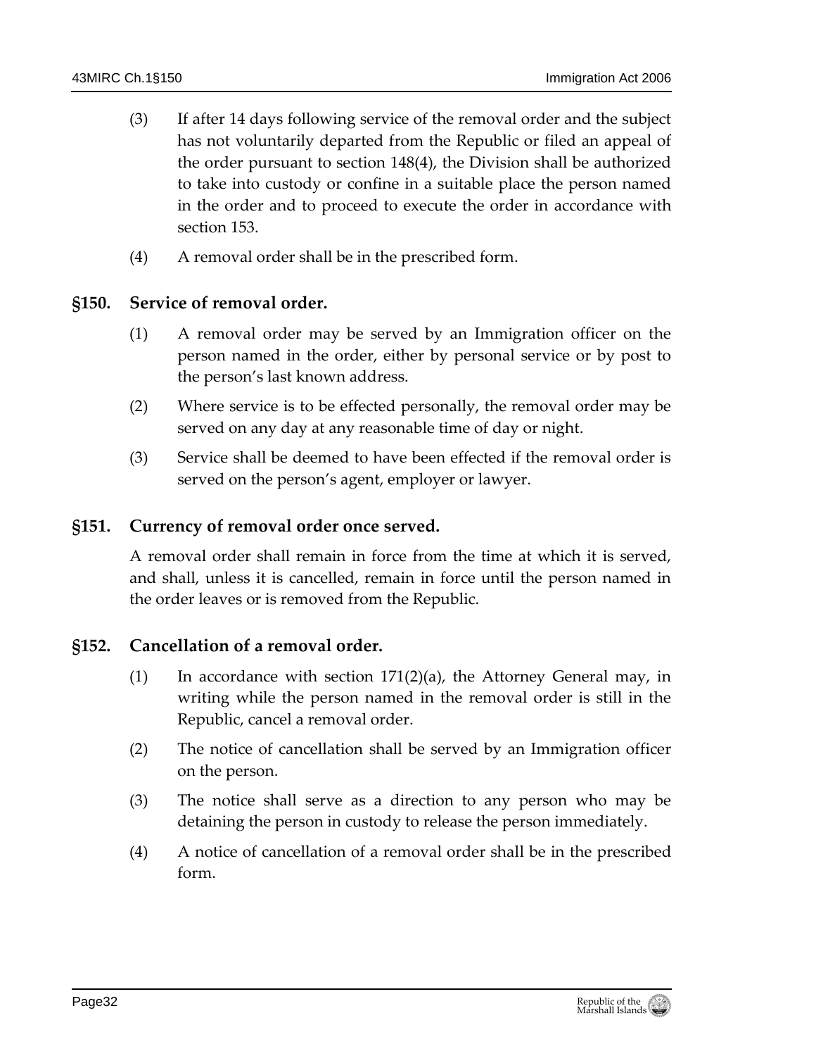(3) If after 14 days following service of the removal order and the subject has not voluntarily departed from the Republic or filed an appeal of the order pursuant to section 148(4), the Division shall be authorized to take into custody or confine in a suitable place the person named in the order and to proceed to execute the order in accordance with section 153.

(4) A removal order shall be in the prescribed form.

### §150. Service of removal order.

(1) A removal order may be served by an Immigration officer on the person named in the order, either by personal service or by post to the person's last known address.

(2) Where service is to be effected personally, the removal order may be served on any day at any reasonable time of day or night.

(3) Service shall be deemed to have been effected if the removal order is served on the person's agent, employer or lawyer.

### §151. Currency of removal order once served.

A removal order shall remain in force from the time at which it is served, and shall, unless it is cancelled, remain in force until the person named in the order leaves or is removed from the Republic.

### §152. Cancellation of a removal order.

(1) In accordance with section 171(2)(a), the Attorney General may, in writing while the person named in the removal order is still in the Republic, cancel a removal order.

(2) The notice of cancellation shall be served by an Immigration officer on the person.

(3) The notice shall serve as a direction to any person who may be detaining the person in custody to release the person immediately.

(4) A notice of cancellation of a removal order shall be in the prescribed form.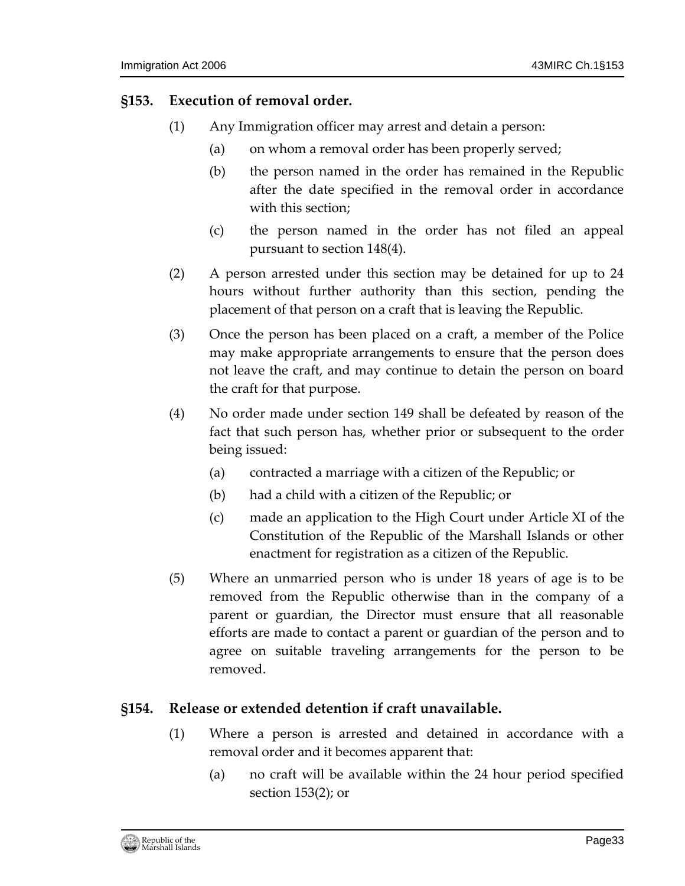## §153. Execution of removal order.

(1) Any Immigration officer may arrest and detain a person:

(a) on whom a removal order has been properly served;

(b) the person named in the order has remained in the Republic after the date specified in the removal order in accordance with this section;

(c) the person named in the order has not filed an appeal pursuant to section 148(4).

(2) A person arrested under this section may be detained for up to 24 hours without further authority than this section, pending the placement of that person on a craft that is leaving the Republic.

(3) Once the person has been placed on a craft, a member of the Police may make appropriate arrangements to ensure that the person does not leave the craft, and may continue to detain the person on board the craft for that purpose.

(4) No order made under section 149 shall be defeated by reason of the fact that such person has, whether prior or subsequent to the order being issued:

(a) contracted a marriage with a citizen of the Republic; or

(b) had a child with a citizen of the Republic; or

(c) made an application to the High Court under Article XI of the Constitution of the Republic of the Marshall Islands or other enactment for registration as a citizen of the Republic.

(5) Where an unmarried person who is under 18 years of age is to be removed from the Republic otherwise than in the company of a parent or guardian, the Director must ensure that all reasonable efforts are made to contact a parent or guardian of the person and to agree on suitable traveling arrangements for the person to be removed.

## §154. Release or extended detention if craft unavailable.

(1) Where a person is arrested and detained in accordance with a removal order and it becomes apparent that:

(a) no craft will be available within the 24 hour period specified section 153(2); or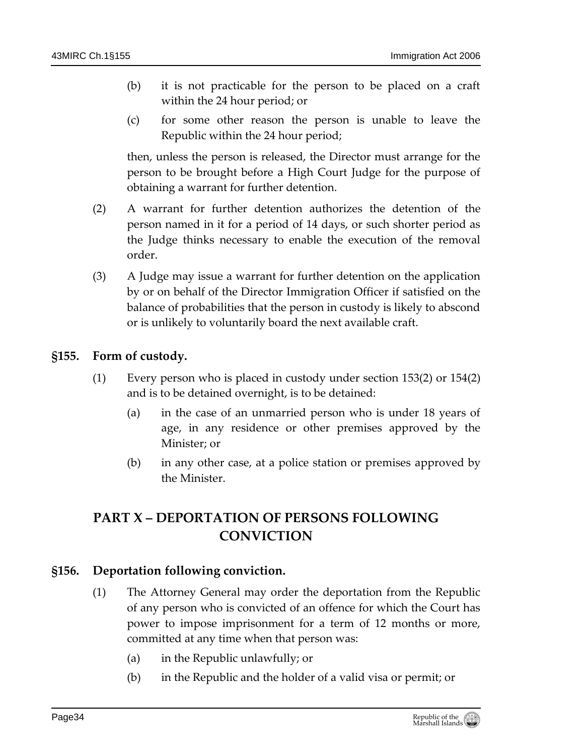(b) it is not practicable for the person to be placed on a craft within the 24 hour period; or

(c) for some other reason the person is unable to leave the Republic within the 24 hour period;

then, unless the person is released, the Director must arrange for the person to be brought before a High Court Judge for the purpose of obtaining a warrant for further detention.

(2) A warrant for further detention authorizes the detention of the person named in it for a period of 14 days, or such shorter period as the Judge thinks necessary to enable the execution of the removal order.

(3) A Judge may issue a warrant for further detention on the application by or on behalf of the Director Immigration Officer if satisfied on the balance of probabilities that the person in custody is likely to abscond or is unlikely to voluntarily board the next available craft.

### §155. Form of custody.

(1) Every person who is placed in custody under section 153(2) or 154(2) and is to be detained overnight, is to be detained:

(a) in the case of an unmarried person who is under 18 years of age, in any residence or other premises approved by the Minister; or

(b) in any other case, at a police station or premises approved by the Minister.

## PART X – DEPORTATION OF PERSONS FOLLOWING CONVICTION

### §156. Deportation following conviction.

(1) The Attorney General may order the deportation from the Republic of any person who is convicted of an offence for which the Court has power to impose imprisonment for a term of 12 months or more, committed at any time when that person was:

(a) in the Republic unlawfully; or

(b) in the Republic and the holder of a valid visa or permit; or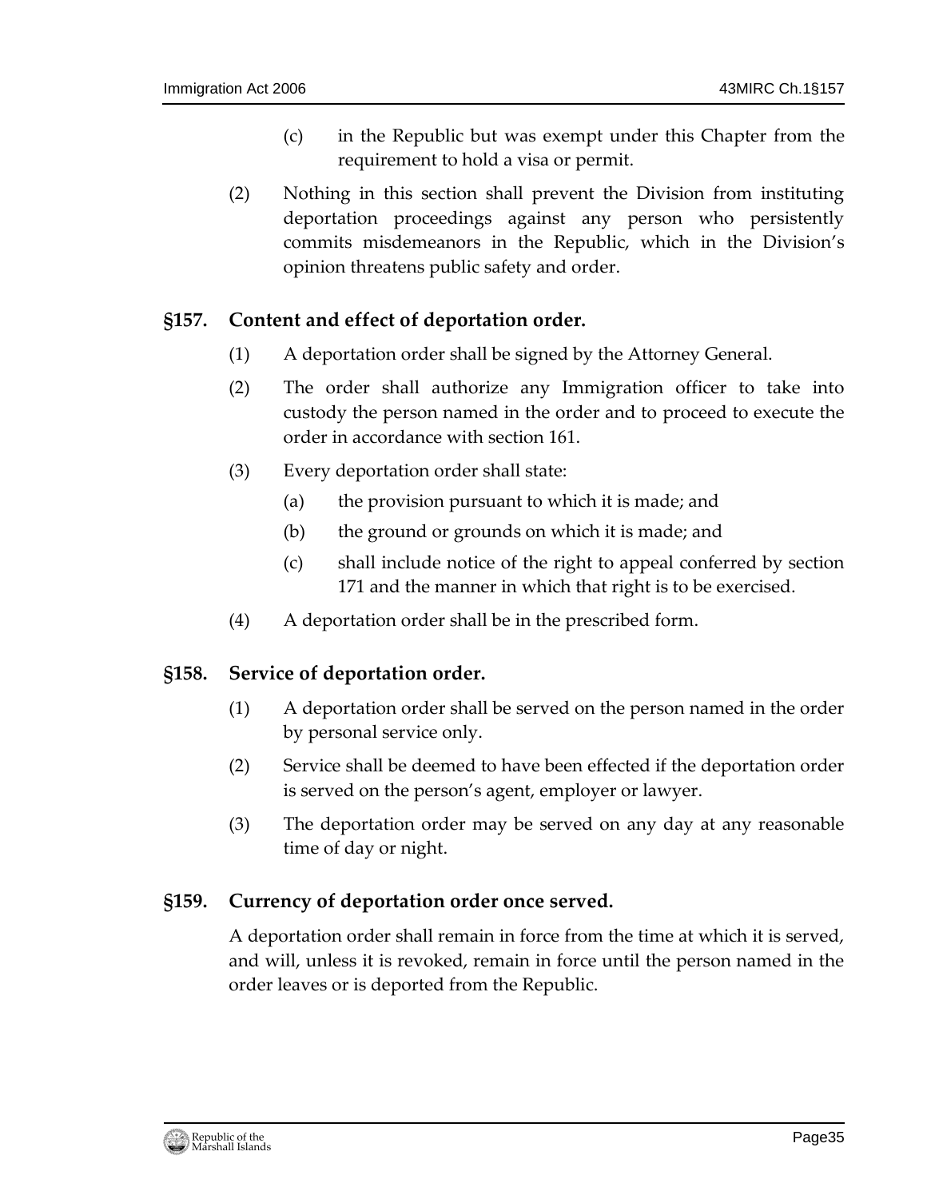(c) in the Republic but was exempt under this Chapter from the requirement to hold a visa or permit.

(2) Nothing in this section shall prevent the Division from instituting deportation proceedings against any person who persistently commits misdemeanors in the Republic, which in the Division's opinion threatens public safety and order.

### §157. Content and effect of deportation order.

(1) A deportation order shall be signed by the Attorney General.

(2) The order shall authorize any Immigration officer to take into custody the person named in the order and to proceed to execute the order in accordance with section 161.

(3) Every deportation order shall state:

(a) the provision pursuant to which it is made; and

(b) the ground or grounds on which it is made; and

(c) shall include notice of the right to appeal conferred by section 171 and the manner in which that right is to be exercised.

(4) A deportation order shall be in the prescribed form.

### §158. Service of deportation order.

(1) A deportation order shall be served on the person named in the order by personal service only.

(2) Service shall be deemed to have been effected if the deportation order is served on the person's agent, employer or lawyer.

(3) The deportation order may be served on any day at any reasonable time of day or night.

### §159. Currency of deportation order once served.

A deportation order shall remain in force from the time at which it is served, and will, unless it is revoked, remain in force until the person named in the order leaves or is deported from the Republic.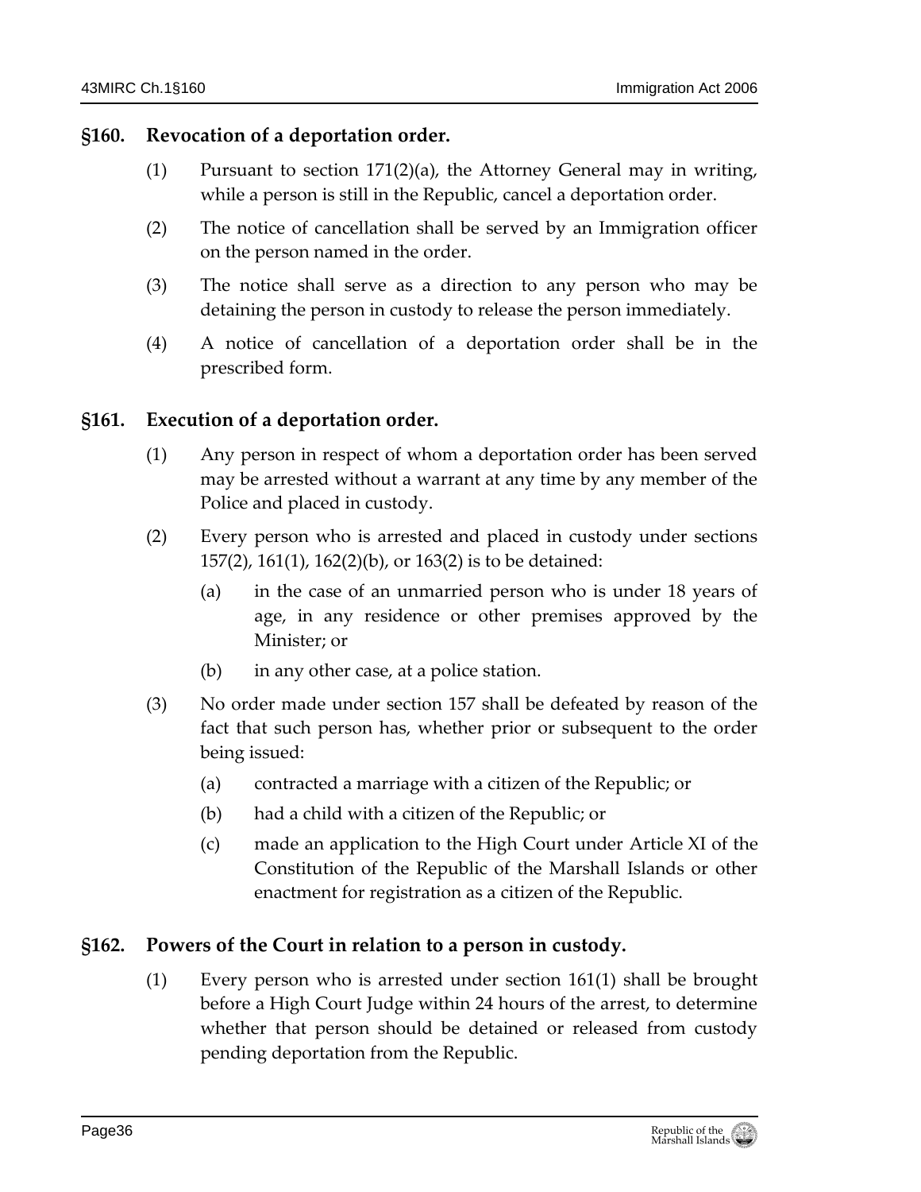### §160. Revocation of a deportation order.

(1) Pursuant to section 171(2)(a), the Attorney General may in writing, while a person is still in the Republic, cancel a deportation order.

(2) The notice of cancellation shall be served by an Immigration officer on the person named in the order.

(3) The notice shall serve as a direction to any person who may be detaining the person in custody to release the person immediately.

(4) A notice of cancellation of a deportation order shall be in the prescribed form.

### §161. Execution of a deportation order.

(1) Any person in respect of whom a deportation order has been served may be arrested without a warrant at any time by any member of the Police and placed in custody.

(2) Every person who is arrested and placed in custody under sections 157(2), 161(1), 162(2)(b), or 163(2) is to be detained:

- (a) in the case of an unmarried person who is under 18 years of age, in any residence or other premises approved by the Minister; or
- (b) in any other case, at a police station.

(3) No order made under section 157 shall be defeated by reason of the fact that such person has, whether prior or subsequent to the order being issued:

- (a) contracted a marriage with a citizen of the Republic; or
- (b) had a child with a citizen of the Republic; or
- (c) made an application to the High Court under Article XI of the Constitution of the Republic of the Marshall Islands or other enactment for registration as a citizen of the Republic.

### §162. Powers of the Court in relation to a person in custody.

(1) Every person who is arrested under section 161(1) shall be brought before a High Court Judge within 24 hours of the arrest, to determine whether that person should be detained or released from custody pending deportation from the Republic.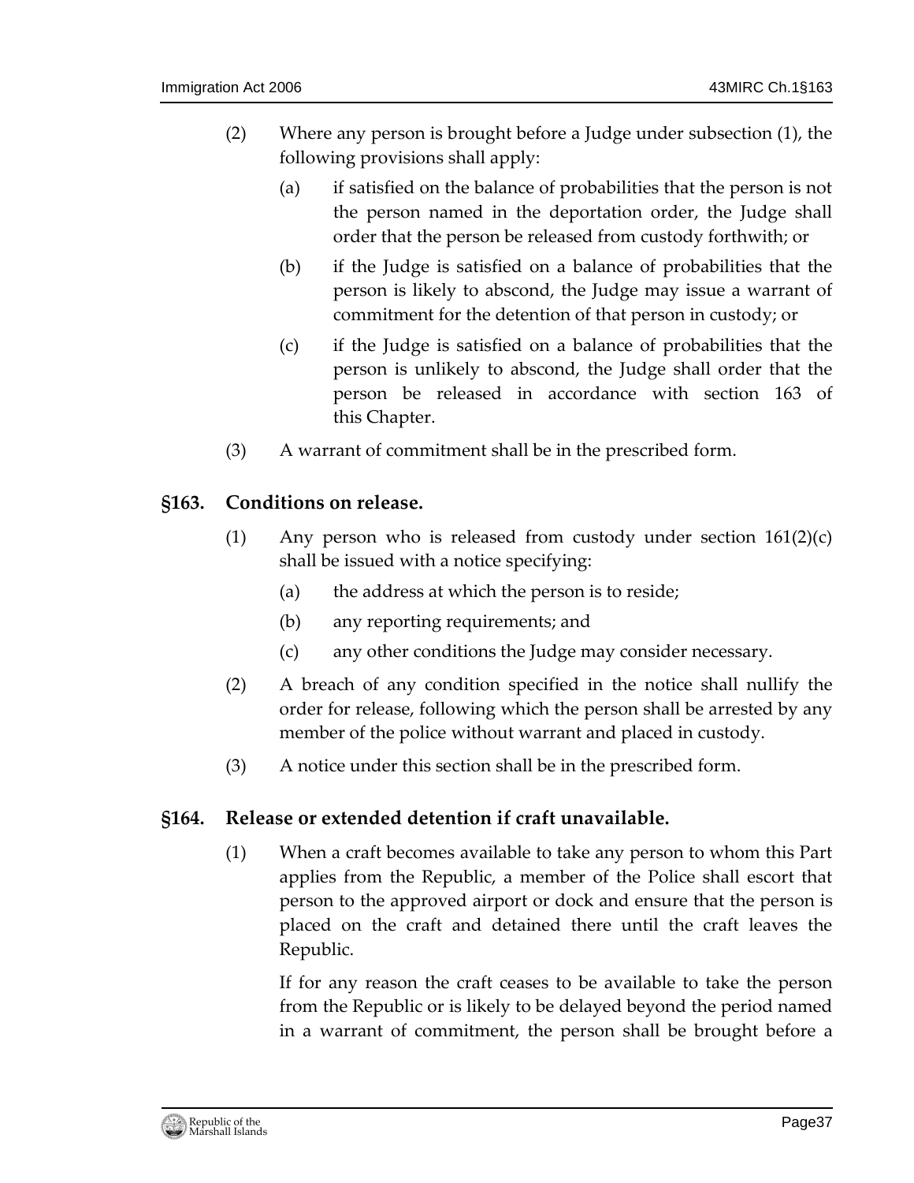(2) Where any person is brought before a Judge under subsection (1), the following provisions shall apply:

   (a) if satisfied on the balance of probabilities that the person is not the person named in the deportation order, the Judge shall order that the person be released from custody forthwith; or

   (b) if the Judge is satisfied on a balance of probabilities that the person is likely to abscond, the Judge may issue a warrant of commitment for the detention of that person in custody; or

   (c) if the Judge is satisfied on a balance of probabilities that the person is unlikely to abscond, the Judge shall order that the person be released in accordance with section 163 of this Chapter.

(3) A warrant of commitment shall be in the prescribed form.

## §163. Conditions on release.

(1) Any person who is released from custody under section 161(2)(c) shall be issued with a notice specifying:

   (a) the address at which the person is to reside;

   (b) any reporting requirements; and

   (c) any other conditions the Judge may consider necessary.

(2) A breach of any condition specified in the notice shall nullify the order for release, following which the person shall be arrested by any member of the police without warrant and placed in custody.

(3) A notice under this section shall be in the prescribed form.

## §164. Release or extended detention if craft unavailable.

(1) When a craft becomes available to take any person to whom this Part applies from the Republic, a member of the Police shall escort that person to the approved airport or dock and ensure that the person is placed on the craft and detained there until the craft leaves the Republic.

If for any reason the craft ceases to be available to take the person from the Republic or is likely to be delayed beyond the period named in a warrant of commitment, the person shall be brought before a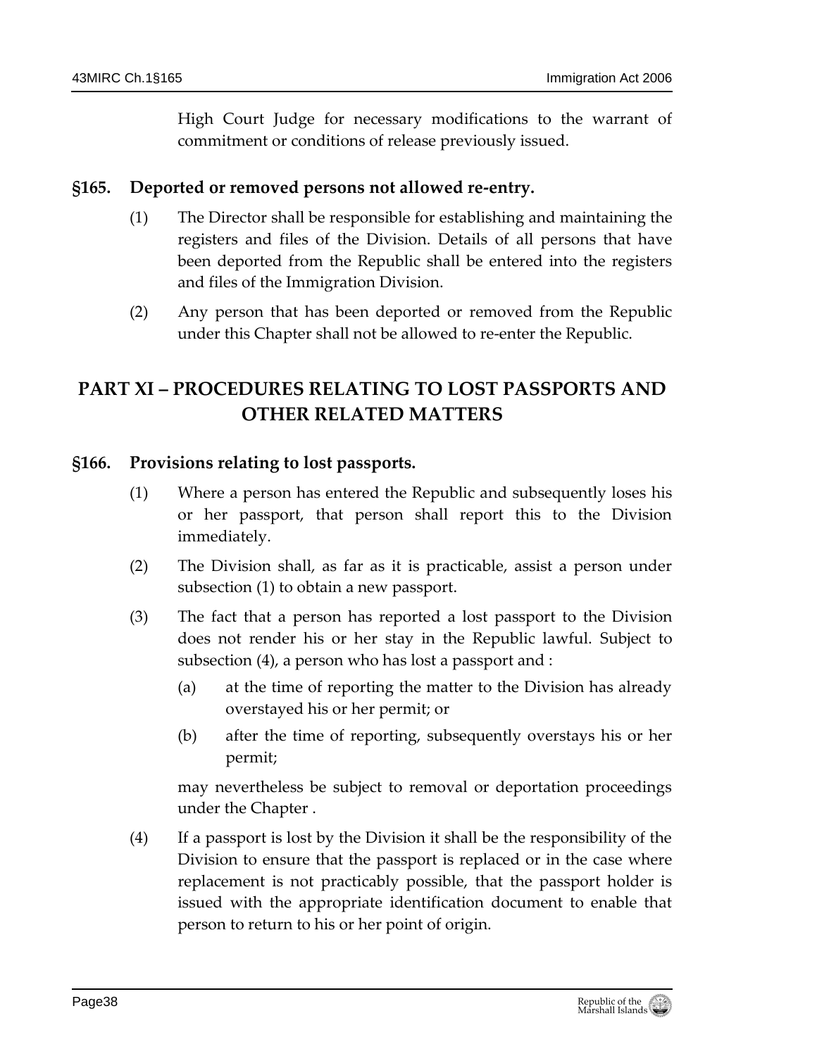High Court Judge for necessary modifications to the warrant of commitment or conditions of release previously issued.

### §165. Deported or removed persons not allowed re-entry.

(1) The Director shall be responsible for establishing and maintaining the registers and files of the Division. Details of all persons that have been deported from the Republic shall be entered into the registers and files of the Immigration Division.

(2) Any person that has been deported or removed from the Republic under this Chapter shall not be allowed to re-enter the Republic.

## PART XI – PROCEDURES RELATING TO LOST PASSPORTS AND OTHER RELATED MATTERS

### §166. Provisions relating to lost passports.

(1) Where a person has entered the Republic and subsequently loses his or her passport, that person shall report this to the Division immediately.

(2) The Division shall, as far as it is practicable, assist a person under subsection (1) to obtain a new passport.

(3) The fact that a person has reported a lost passport to the Division does not render his or her stay in the Republic lawful. Subject to subsection (4), a person who has lost a passport and :

(a) at the time of reporting the matter to the Division has already overstayed his or her permit; or

(b) after the time of reporting, subsequently overstays his or her permit;

may nevertheless be subject to removal or deportation proceedings under the Chapter .

(4) If a passport is lost by the Division it shall be the responsibility of the Division to ensure that the passport is replaced or in the case where replacement is not practicably possible, that the passport holder is issued with the appropriate identification document to enable that person to return to his or her point of origin.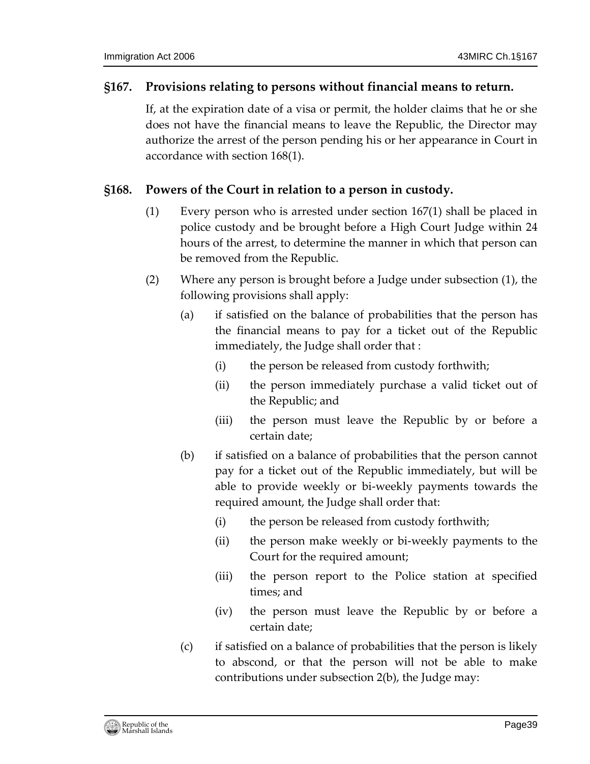### §167. Provisions relating to persons without financial means to return.

If, at the expiration date of a visa or permit, the holder claims that he or she does not have the financial means to leave the Republic, the Director may authorize the arrest of the person pending his or her appearance in Court in accordance with section 168(1).

### §168. Powers of the Court in relation to a person in custody.

(1) Every person who is arrested under section 167(1) shall be placed in police custody and be brought before a High Court Judge within 24 hours of the arrest, to determine the manner in which that person can be removed from the Republic.

(2) Where any person is brought before a Judge under subsection (1), the following provisions shall apply:

(a) if satisfied on the balance of probabilities that the person has the financial means to pay for a ticket out of the Republic immediately, the Judge shall order that :

(i) the person be released from custody forthwith;

(ii) the person immediately purchase a valid ticket out of the Republic; and

(iii) the person must leave the Republic by or before a certain date;

(b) if satisfied on a balance of probabilities that the person cannot pay for a ticket out of the Republic immediately, but will be able to provide weekly or bi-weekly payments towards the required amount, the Judge shall order that:

(i) the person be released from custody forthwith;

(ii) the person make weekly or bi-weekly payments to the Court for the required amount;

(iii) the person report to the Police station at specified times; and

(iv) the person must leave the Republic by or before a certain date;

(c) if satisfied on a balance of probabilities that the person is likely to abscond, or that the person will not be able to make contributions under subsection 2(b), the Judge may: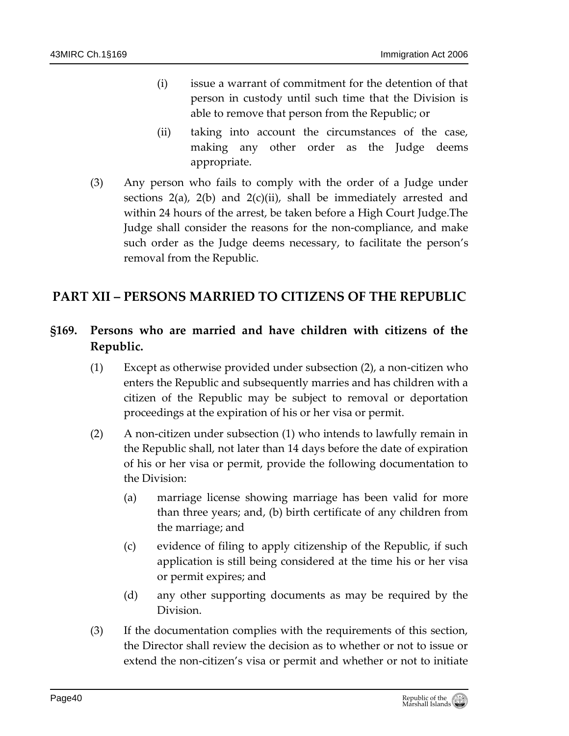(i) issue a warrant of commitment for the detention of that person in custody until such time that the Division is able to remove that person from the Republic; or

(ii) taking into account the circumstances of the case, making any other order as the Judge deems appropriate.

(3) Any person who fails to comply with the order of a Judge under sections 2(a), 2(b) and 2(c)(ii), shall be immediately arrested and within 24 hours of the arrest, be taken before a High Court Judge.The Judge shall consider the reasons for the non-compliance, and make such order as the Judge deems necessary, to facilitate the person's removal from the Republic.

## PART XII – PERSONS MARRIED TO CITIZENS OF THE REPUBLIC

### §169. Persons who are married and have children with citizens of the Republic.

(1) Except as otherwise provided under subsection (2), a non-citizen who enters the Republic and subsequently marries and has children with a citizen of the Republic may be subject to removal or deportation proceedings at the expiration of his or her visa or permit.

(2) A non-citizen under subsection (1) who intends to lawfully remain in the Republic shall, not later than 14 days before the date of expiration of his or her visa or permit, provide the following documentation to the Division:

(a) marriage license showing marriage has been valid for more than three years; and, (b) birth certificate of any children from the marriage; and

(c) evidence of filing to apply citizenship of the Republic, if such application is still being considered at the time his or her visa or permit expires; and

(d) any other supporting documents as may be required by the Division.

(3) If the documentation complies with the requirements of this section, the Director shall review the decision as to whether or not to issue or extend the non-citizen's visa or permit and whether or not to initiate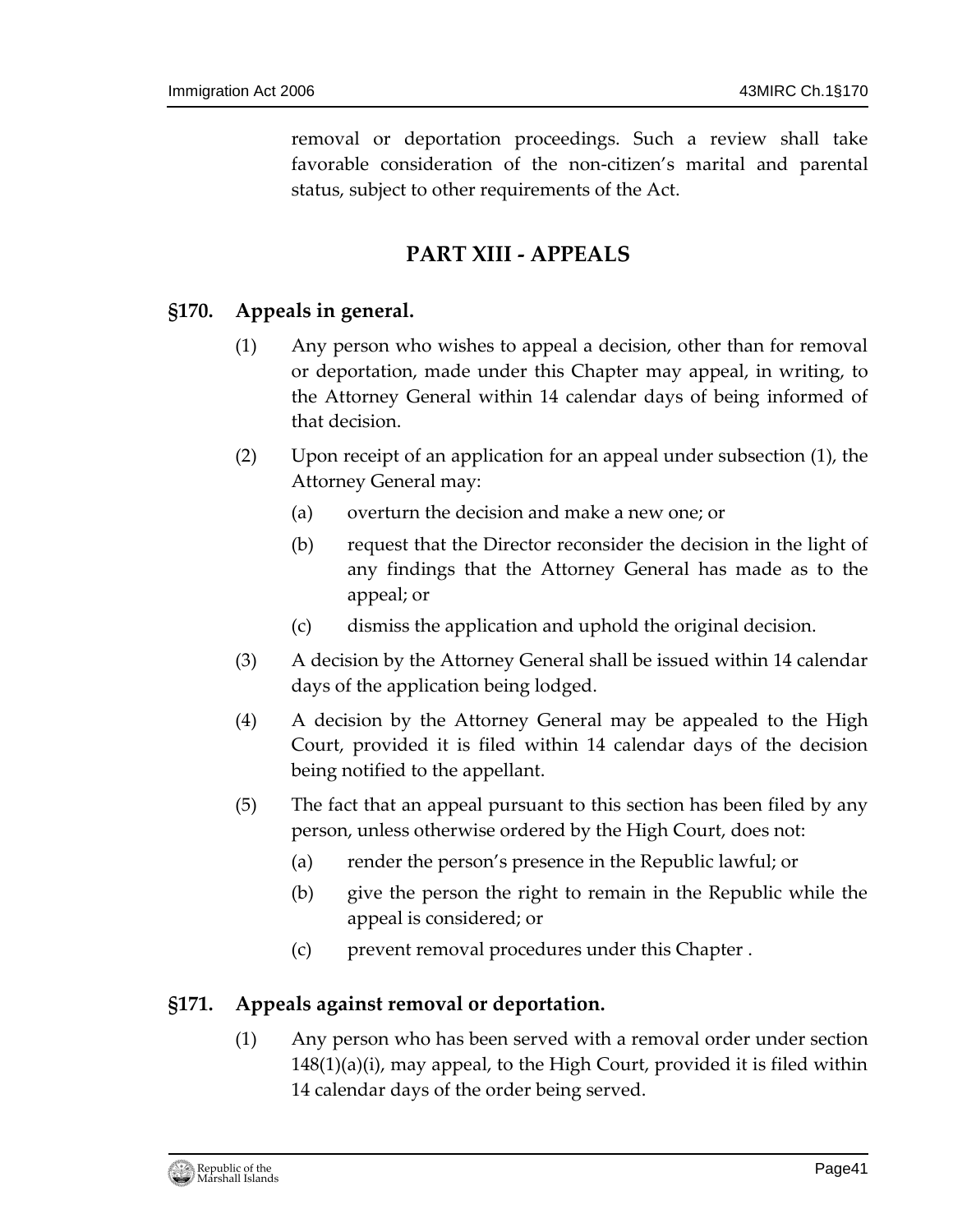removal or deportation proceedings. Such a review shall take favorable consideration of the non-citizen's marital and parental status, subject to other requirements of the Act.

## PART XIII - APPEALS

### §170. Appeals in general.

(1) Any person who wishes to appeal a decision, other than for removal or deportation, made under this Chapter may appeal, in writing, to the Attorney General within 14 calendar days of being informed of that decision.

(2) Upon receipt of an application for an appeal under subsection (1), the Attorney General may:

- (a) overturn the decision and make a new one; or
- (b) request that the Director reconsider the decision in the light of any findings that the Attorney General has made as to the appeal; or
- (c) dismiss the application and uphold the original decision.

(3) A decision by the Attorney General shall be issued within 14 calendar days of the application being lodged.

(4) A decision by the Attorney General may be appealed to the High Court, provided it is filed within 14 calendar days of the decision being notified to the appellant.

(5) The fact that an appeal pursuant to this section has been filed by any person, unless otherwise ordered by the High Court, does not:

- (a) render the person's presence in the Republic lawful; or
- (b) give the person the right to remain in the Republic while the appeal is considered; or
- (c) prevent removal procedures under this Chapter .

### §171. Appeals against removal or deportation.

(1) Any person who has been served with a removal order under section 148(1)(a)(i), may appeal, to the High Court, provided it is filed within 14 calendar days of the order being served.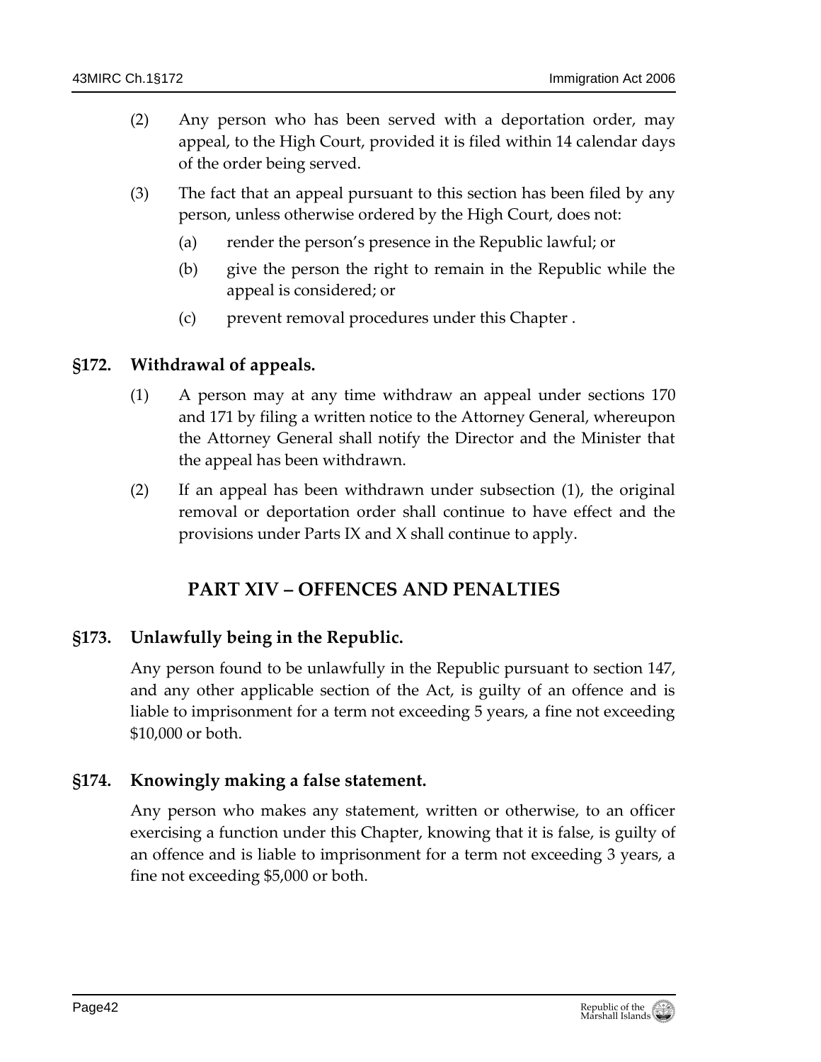(2) Any person who has been served with a deportation order, may appeal, to the High Court, provided it is filed within 14 calendar days of the order being served.

(3) The fact that an appeal pursuant to this section has been filed by any person, unless otherwise ordered by the High Court, does not:

(a) render the person's presence in the Republic lawful; or

(b) give the person the right to remain in the Republic while the appeal is considered; or

(c) prevent removal procedures under this Chapter .

### §172. Withdrawal of appeals.

(1) A person may at any time withdraw an appeal under sections 170 and 171 by filing a written notice to the Attorney General, whereupon the Attorney General shall notify the Director and the Minister that the appeal has been withdrawn.

(2) If an appeal has been withdrawn under subsection (1), the original removal or deportation order shall continue to have effect and the provisions under Parts IX and X shall continue to apply.

## PART XIV – OFFENCES AND PENALTIES

### §173. Unlawfully being in the Republic.

Any person found to be unlawfully in the Republic pursuant to section 147, and any other applicable section of the Act, is guilty of an offence and is liable to imprisonment for a term not exceeding 5 years, a fine not exceeding $10,000 or both.

### §174. Knowingly making a false statement.

Any person who makes any statement, written or otherwise, to an officer exercising a function under this Chapter, knowing that it is false, is guilty of an offence and is liable to imprisonment for a term not exceeding 3 years, a fine not exceeding $5,000 or both.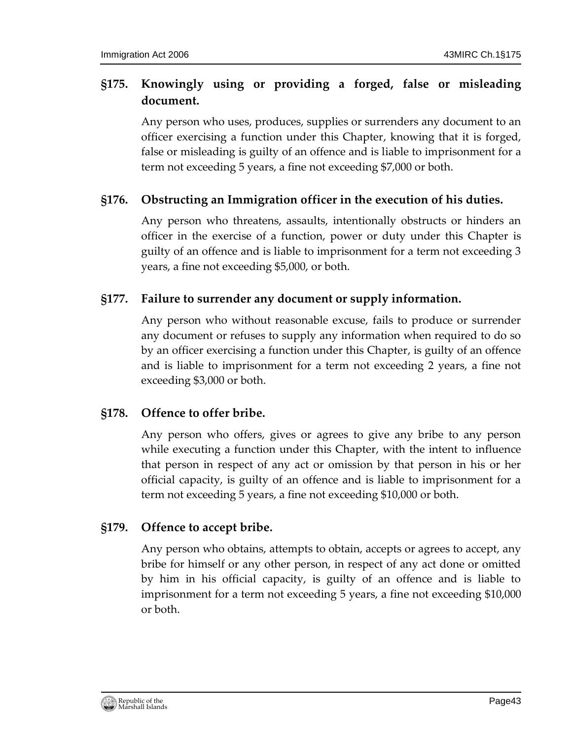### §175. Knowingly using or providing a forged, false or misleading document.

Any person who uses, produces, supplies or surrenders any document to an officer exercising a function under this Chapter, knowing that it is forged, false or misleading is guilty of an offence and is liable to imprisonment for a term not exceeding 5 years, a fine not exceeding $7,000 or both.

### §176. Obstructing an Immigration officer in the execution of his duties.

Any person who threatens, assaults, intentionally obstructs or hinders an officer in the exercise of a function, power or duty under this Chapter is guilty of an offence and is liable to imprisonment for a term not exceeding 3 years, a fine not exceeding $5,000, or both.

### §177. Failure to surrender any document or supply information.

Any person who without reasonable excuse, fails to produce or surrender any document or refuses to supply any information when required to do so by an officer exercising a function under this Chapter, is guilty of an offence and is liable to imprisonment for a term not exceeding 2 years, a fine not exceeding $3,000 or both.

### §178. Offence to offer bribe.

Any person who offers, gives or agrees to give any bribe to any person while executing a function under this Chapter, with the intent to influence that person in respect of any act or omission by that person in his or her official capacity, is guilty of an offence and is liable to imprisonment for a term not exceeding 5 years, a fine not exceeding $10,000 or both.

### §179. Offence to accept bribe.

Any person who obtains, attempts to obtain, accepts or agrees to accept, any bribe for himself or any other person, in respect of any act done or omitted by him in his official capacity, is guilty of an offence and is liable to imprisonment for a term not exceeding 5 years, a fine not exceeding $10,000 or both.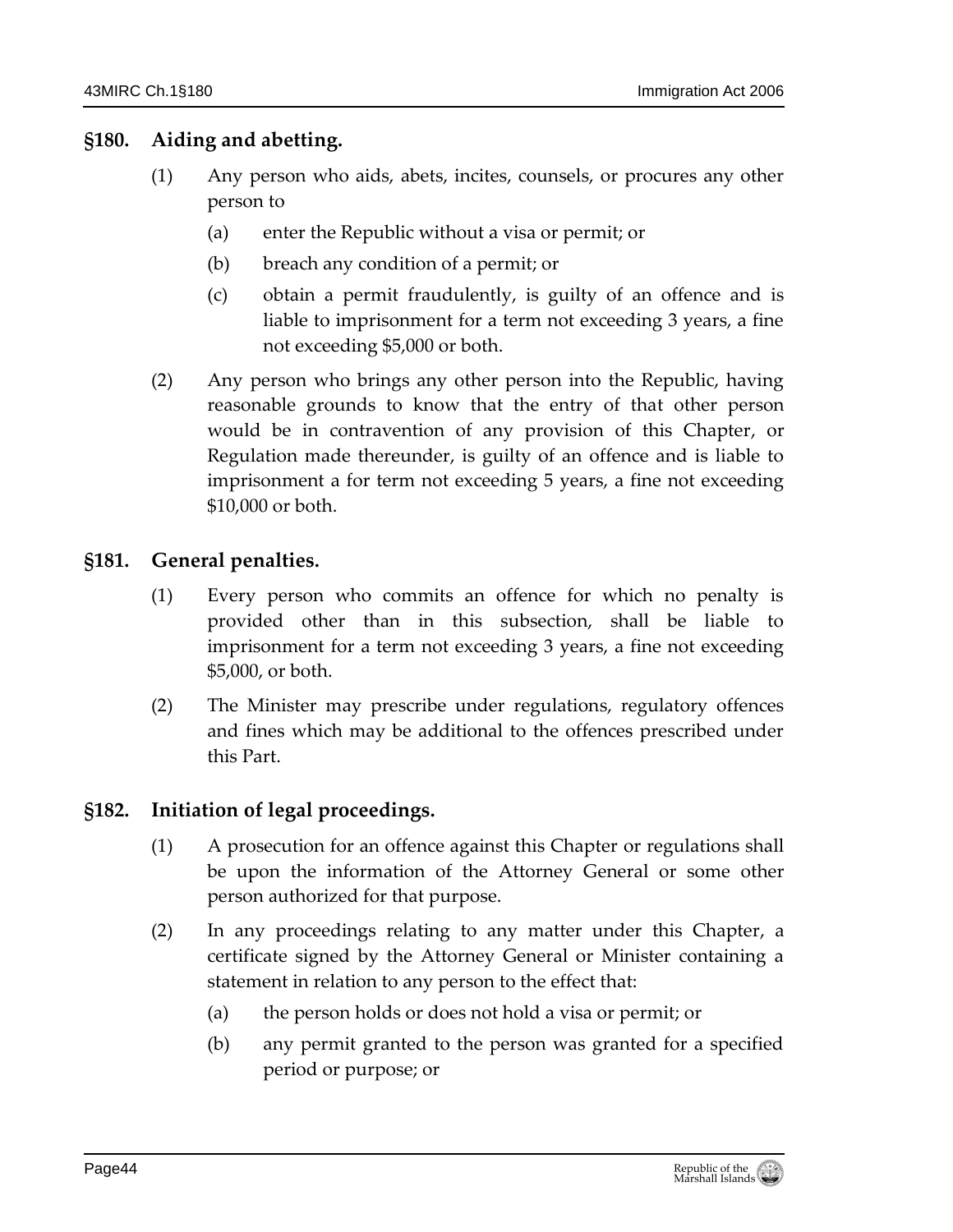### §180. Aiding and abetting.

(1) Any person who aids, abets, incites, counsels, or procures any other person to

(a) enter the Republic without a visa or permit; or

(b) breach any condition of a permit; or

(c) obtain a permit fraudulently, is guilty of an offence and is liable to imprisonment for a term not exceeding 3 years, a fine not exceeding $5,000 or both.

(2) Any person who brings any other person into the Republic, having reasonable grounds to know that the entry of that other person would be in contravention of any provision of this Chapter, or Regulation made thereunder, is guilty of an offence and is liable to imprisonment a for term not exceeding 5 years, a fine not exceeding $10,000 or both.

### §181. General penalties.

(1) Every person who commits an offence for which no penalty is provided other than in this subsection, shall be liable to imprisonment for a term not exceeding 3 years, a fine not exceeding $5,000, or both.

(2) The Minister may prescribe under regulations, regulatory offences and fines which may be additional to the offences prescribed under this Part.

### §182. Initiation of legal proceedings.

(1) A prosecution for an offence against this Chapter or regulations shall be upon the information of the Attorney General or some other person authorized for that purpose.

(2) In any proceedings relating to any matter under this Chapter, a certificate signed by the Attorney General or Minister containing a statement in relation to any person to the effect that:

(a) the person holds or does not hold a visa or permit; or

(b) any permit granted to the person was granted for a specified period or purpose; or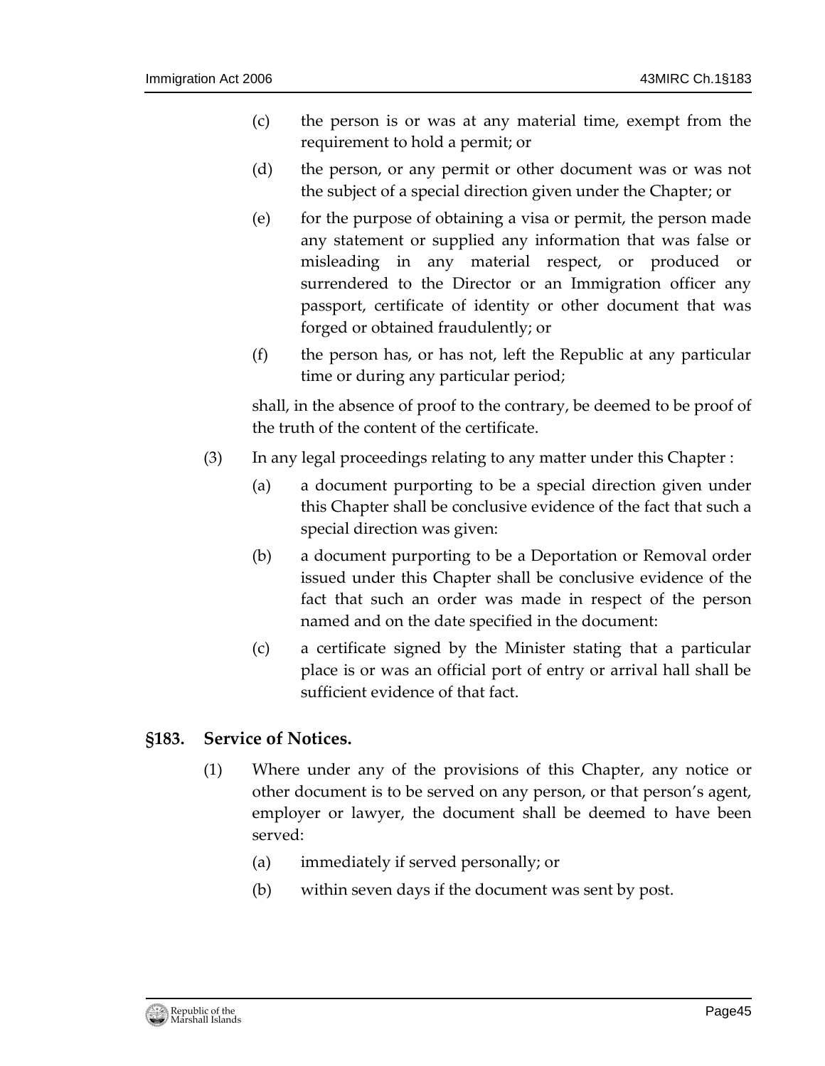(c) the person is or was at any material time, exempt from the requirement to hold a permit; or

(d) the person, or any permit or other document was or was not the subject of a special direction given under the Chapter; or

(e) for the purpose of obtaining a visa or permit, the person made any statement or supplied any information that was false or misleading in any material respect, or produced or surrendered to the Director or an Immigration officer any passport, certificate of identity or other document that was forged or obtained fraudulently; or

(f) the person has, or has not, left the Republic at any particular time or during any particular period;

shall, in the absence of proof to the contrary, be deemed to be proof of the truth of the content of the certificate.

(3) In any legal proceedings relating to any matter under this Chapter :

(a) a document purporting to be a special direction given under this Chapter shall be conclusive evidence of the fact that such a special direction was given:

(b) a document purporting to be a Deportation or Removal order issued under this Chapter shall be conclusive evidence of the fact that such an order was made in respect of the person named and on the date specified in the document:

(c) a certificate signed by the Minister stating that a particular place is or was an official port of entry or arrival hall shall be sufficient evidence of that fact.

## §183. Service of Notices.

(1) Where under any of the provisions of this Chapter, any notice or other document is to be served on any person, or that person's agent, employer or lawyer, the document shall be deemed to have been served:

(a) immediately if served personally; or

(b) within seven days if the document was sent by post.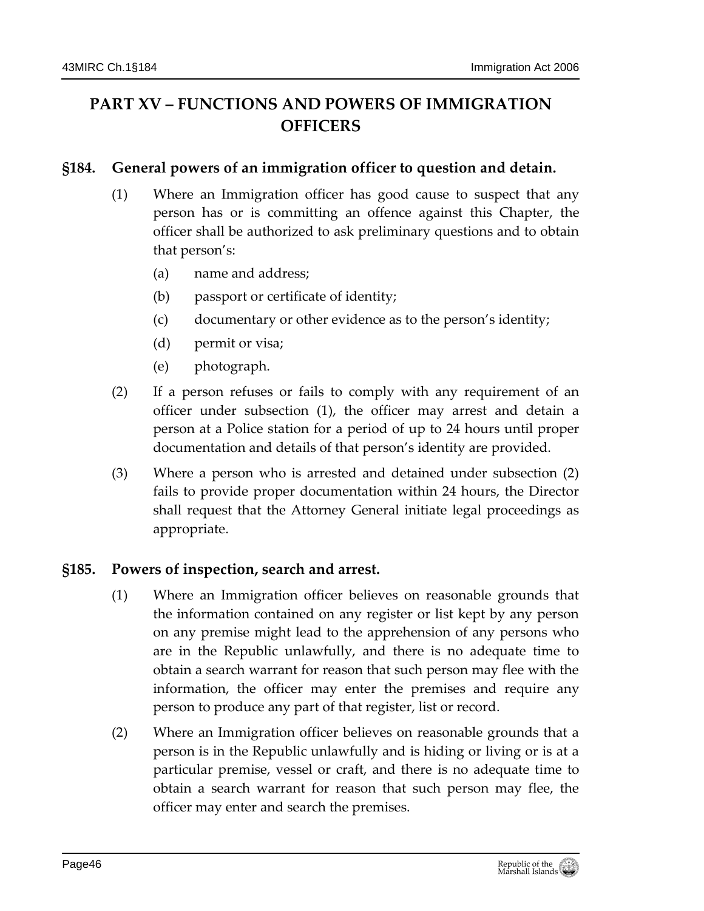## PART XV – FUNCTIONS AND POWERS OF IMMIGRATION OFFICERS

### §184. General powers of an immigration officer to question and detain.

(1) Where an Immigration officer has good cause to suspect that any person has or is committing an offence against this Chapter, the officer shall be authorized to ask preliminary questions and to obtain that person's:

(a) name and address;

(b) passport or certificate of identity;

(c) documentary or other evidence as to the person's identity;

(d) permit or visa;

(e) photograph.

(2) If a person refuses or fails to comply with any requirement of an officer under subsection (1), the officer may arrest and detain a person at a Police station for a period of up to 24 hours until proper documentation and details of that person's identity are provided.

(3) Where a person who is arrested and detained under subsection (2) fails to provide proper documentation within 24 hours, the Director shall request that the Attorney General initiate legal proceedings as appropriate.

### §185. Powers of inspection, search and arrest.

(1) Where an Immigration officer believes on reasonable grounds that the information contained on any register or list kept by any person on any premise might lead to the apprehension of any persons who are in the Republic unlawfully, and there is no adequate time to obtain a search warrant for reason that such person may flee with the information, the officer may enter the premises and require any person to produce any part of that register, list or record.

(2) Where an Immigration officer believes on reasonable grounds that a person is in the Republic unlawfully and is hiding or living or is at a particular premise, vessel or craft, and there is no adequate time to obtain a search warrant for reason that such person may flee, the officer may enter and search the premises.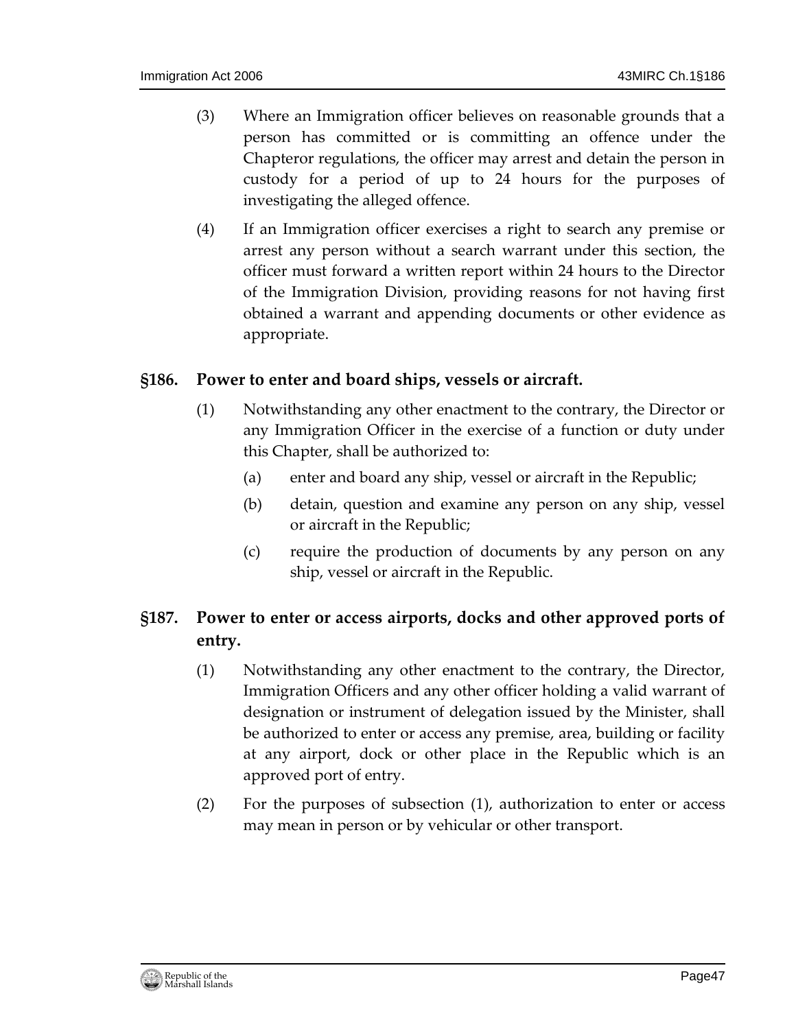(3) Where an Immigration officer believes on reasonable grounds that a person has committed or is committing an offence under the Chapteror regulations, the officer may arrest and detain the person in custody for a period of up to 24 hours for the purposes of investigating the alleged offence.

(4) If an Immigration officer exercises a right to search any premise or arrest any person without a search warrant under this section, the officer must forward a written report within 24 hours to the Director of the Immigration Division, providing reasons for not having first obtained a warrant and appending documents or other evidence as appropriate.

### §186. Power to enter and board ships, vessels or aircraft.

(1) Notwithstanding any other enactment to the contrary, the Director or any Immigration Officer in the exercise of a function or duty under this Chapter, shall be authorized to:

(a) enter and board any ship, vessel or aircraft in the Republic;

(b) detain, question and examine any person on any ship, vessel or aircraft in the Republic;

(c) require the production of documents by any person on any ship, vessel or aircraft in the Republic.

### §187. Power to enter or access airports, docks and other approved ports of entry.

(1) Notwithstanding any other enactment to the contrary, the Director, Immigration Officers and any other officer holding a valid warrant of designation or instrument of delegation issued by the Minister, shall be authorized to enter or access any premise, area, building or facility at any airport, dock or other place in the Republic which is an approved port of entry.

(2) For the purposes of subsection (1), authorization to enter or access may mean in person or by vehicular or other transport.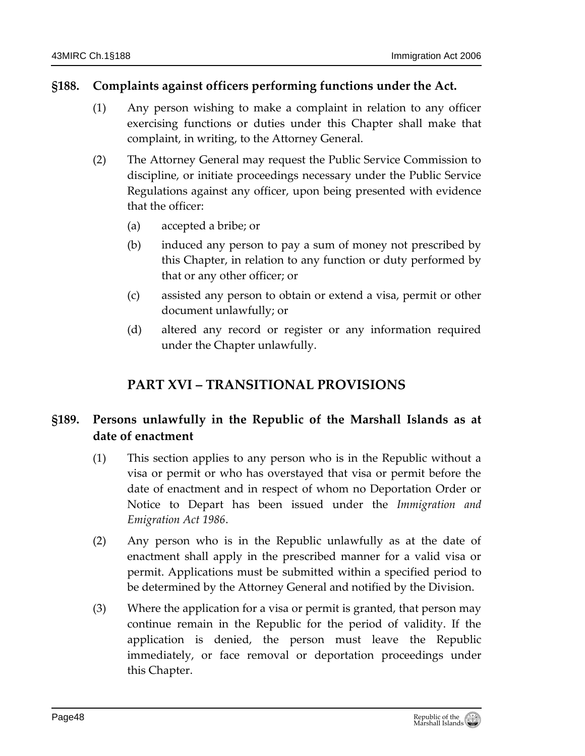### §188. Complaints against officers performing functions under the Act.

(1) Any person wishing to make a complaint in relation to any officer exercising functions or duties under this Chapter shall make that complaint, in writing, to the Attorney General.

(2) The Attorney General may request the Public Service Commission to discipline, or initiate proceedings necessary under the Public Service Regulations against any officer, upon being presented with evidence that the officer:

(a) accepted a bribe; or

(b) induced any person to pay a sum of money not prescribed by this Chapter, in relation to any function or duty performed by that or any other officer; or

(c) assisted any person to obtain or extend a visa, permit or other document unlawfully; or

(d) altered any record or register or any information required under the Chapter unlawfully.

## PART XVI – TRANSITIONAL PROVISIONS

### §189. Persons unlawfully in the Republic of the Marshall Islands as at date of enactment

(1) This section applies to any person who is in the Republic without a visa or permit or who has overstayed that visa or permit before the date of enactment and in respect of whom no Deportation Order or Notice to Depart has been issued under the *Immigration and Emigration Act 1986*.

(2) Any person who is in the Republic unlawfully as at the date of enactment shall apply in the prescribed manner for a valid visa or permit. Applications must be submitted within a specified period to be determined by the Attorney General and notified by the Division.

(3) Where the application for a visa or permit is granted, that person may continue remain in the Republic for the period of validity. If the application is denied, the person must leave the Republic immediately, or face removal or deportation proceedings under this Chapter.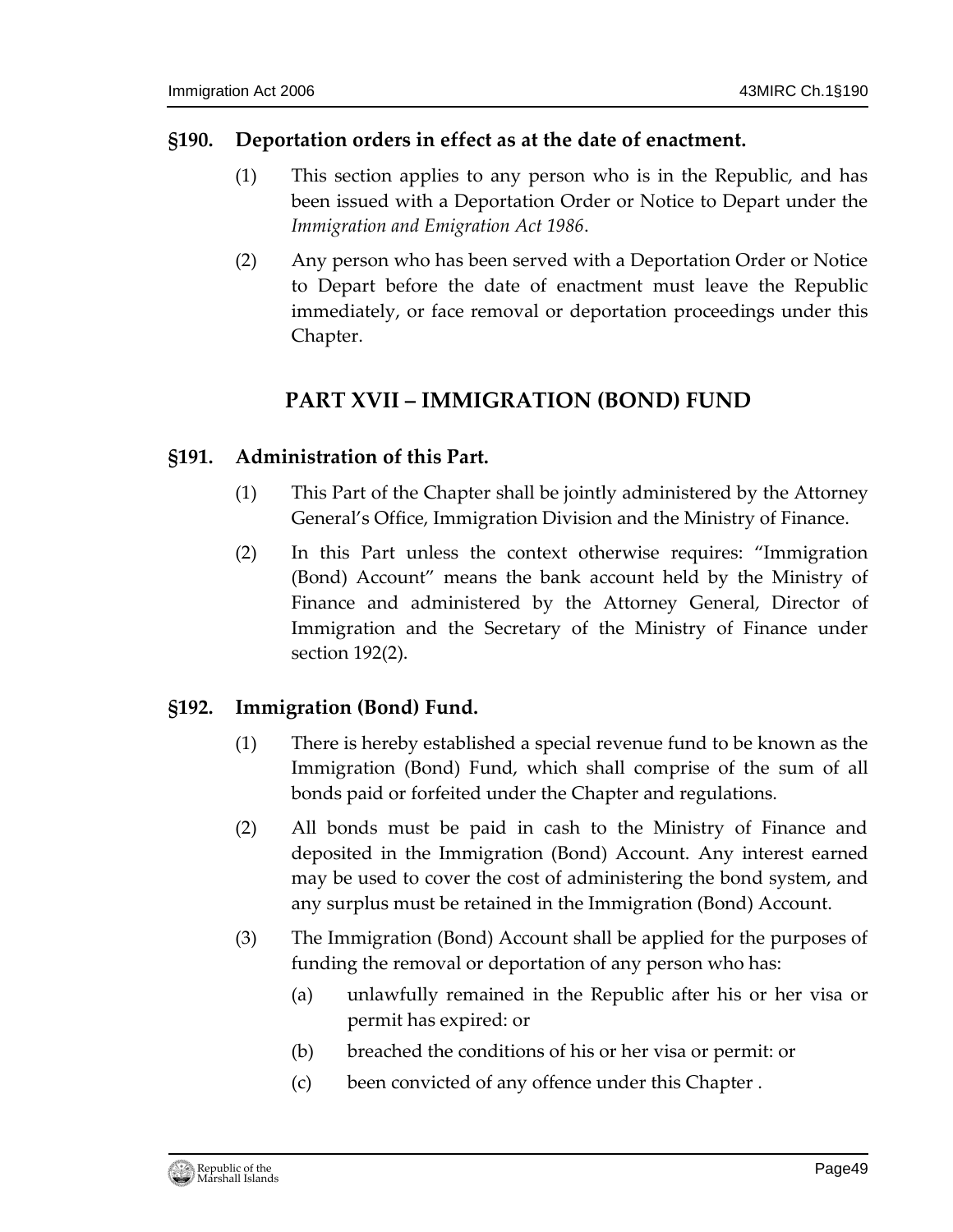### §190. Deportation orders in effect as at the date of enactment.

(1) This section applies to any person who is in the Republic, and has been issued with a Deportation Order or Notice to Depart under the *Immigration and Emigration Act 1986*.

(2) Any person who has been served with a Deportation Order or Notice to Depart before the date of enactment must leave the Republic immediately, or face removal or deportation proceedings under this Chapter.

## PART XVII – IMMIGRATION (BOND) FUND

### §191. Administration of this Part.

(1) This Part of the Chapter shall be jointly administered by the Attorney General's Office, Immigration Division and the Ministry of Finance.

(2) In this Part unless the context otherwise requires: "Immigration (Bond) Account" means the bank account held by the Ministry of Finance and administered by the Attorney General, Director of Immigration and the Secretary of the Ministry of Finance under section 192(2).

### §192. Immigration (Bond) Fund.

(1) There is hereby established a special revenue fund to be known as the Immigration (Bond) Fund, which shall comprise of the sum of all bonds paid or forfeited under the Chapter and regulations.

(2) All bonds must be paid in cash to the Ministry of Finance and deposited in the Immigration (Bond) Account. Any interest earned may be used to cover the cost of administering the bond system, and any surplus must be retained in the Immigration (Bond) Account.

(3) The Immigration (Bond) Account shall be applied for the purposes of funding the removal or deportation of any person who has:

(a) unlawfully remained in the Republic after his or her visa or permit has expired: or

(b) breached the conditions of his or her visa or permit: or

(c) been convicted of any offence under this Chapter .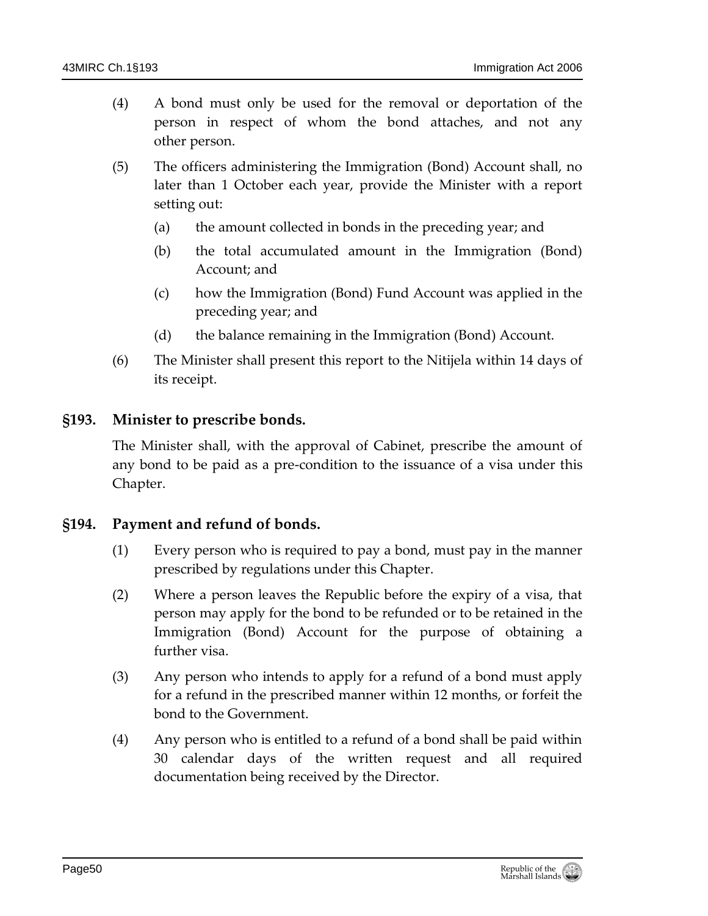(4) A bond must only be used for the removal or deportation of the person in respect of whom the bond attaches, and not any other person.

(5) The officers administering the Immigration (Bond) Account shall, no later than 1 October each year, provide the Minister with a report setting out:

(a) the amount collected in bonds in the preceding year; and

(b) the total accumulated amount in the Immigration (Bond) Account; and

(c) how the Immigration (Bond) Fund Account was applied in the preceding year; and

(d) the balance remaining in the Immigration (Bond) Account.

(6) The Minister shall present this report to the Nitijela within 14 days of its receipt.

### §193. Minister to prescribe bonds.

The Minister shall, with the approval of Cabinet, prescribe the amount of any bond to be paid as a pre-condition to the issuance of a visa under this Chapter.

### §194. Payment and refund of bonds.

(1) Every person who is required to pay a bond, must pay in the manner prescribed by regulations under this Chapter.

(2) Where a person leaves the Republic before the expiry of a visa, that person may apply for the bond to be refunded or to be retained in the Immigration (Bond) Account for the purpose of obtaining a further visa.

(3) Any person who intends to apply for a refund of a bond must apply for a refund in the prescribed manner within 12 months, or forfeit the bond to the Government.

(4) Any person who is entitled to a refund of a bond shall be paid within 30 calendar days of the written request and all required documentation being received by the Director.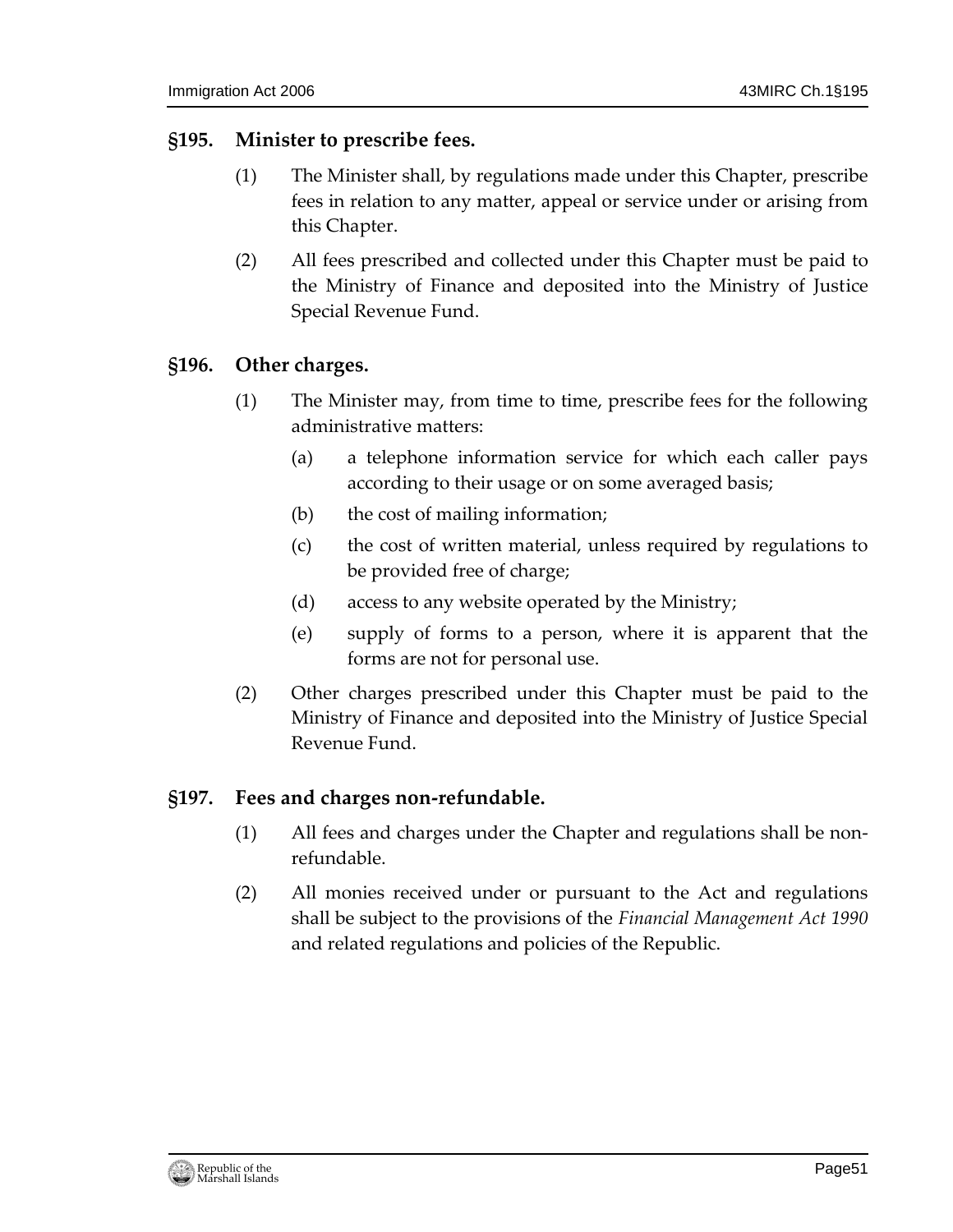### §195. Minister to prescribe fees.

(1) The Minister shall, by regulations made under this Chapter, prescribe fees in relation to any matter, appeal or service under or arising from this Chapter.

(2) All fees prescribed and collected under this Chapter must be paid to the Ministry of Finance and deposited into the Ministry of Justice Special Revenue Fund.

### §196. Other charges.

(1) The Minister may, from time to time, prescribe fees for the following administrative matters:

(a) a telephone information service for which each caller pays according to their usage or on some averaged basis;

(b) the cost of mailing information;

(c) the cost of written material, unless required by regulations to be provided free of charge;

(d) access to any website operated by the Ministry;

(e) supply of forms to a person, where it is apparent that the forms are not for personal use.

(2) Other charges prescribed under this Chapter must be paid to the Ministry of Finance and deposited into the Ministry of Justice Special Revenue Fund.

### §197. Fees and charges non-refundable.

(1) All fees and charges under the Chapter and regulations shall be non-refundable.

(2) All monies received under or pursuant to the Act and regulations shall be subject to the provisions of the *Financial Management Act 1990* and related regulations and policies of the Republic.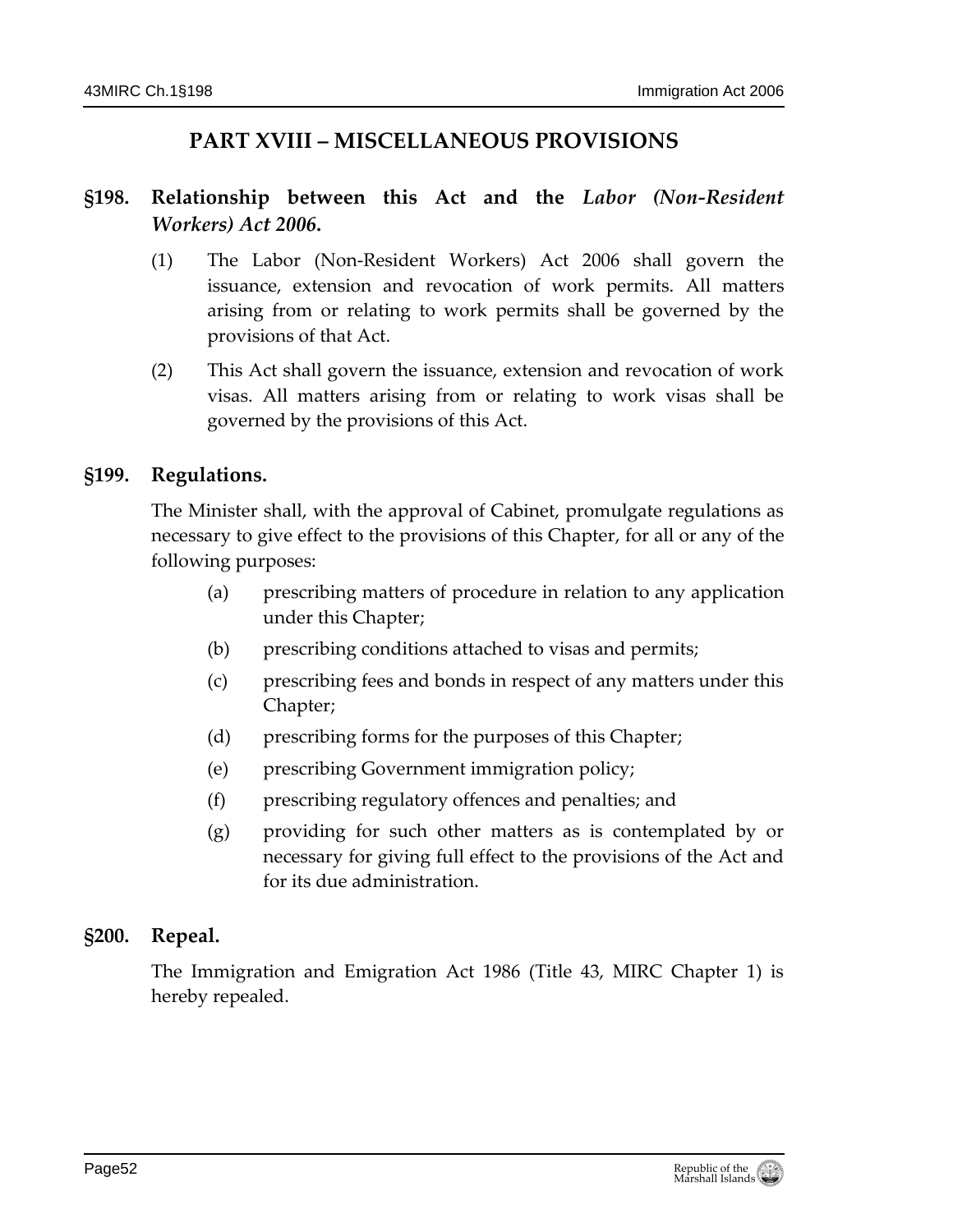## PART XVIII – MISCELLANEOUS PROVISIONS

### §198. Relationship between this Act and the *Labor (Non-Resident Workers) Act 2006*.

(1) The Labor (Non-Resident Workers) Act 2006 shall govern the issuance, extension and revocation of work permits. All matters arising from or relating to work permits shall be governed by the provisions of that Act.

(2) This Act shall govern the issuance, extension and revocation of work visas. All matters arising from or relating to work visas shall be governed by the provisions of this Act.

### §199. Regulations.

The Minister shall, with the approval of Cabinet, promulgate regulations as necessary to give effect to the provisions of this Chapter, for all or any of the following purposes:

(a) prescribing matters of procedure in relation to any application under this Chapter;

(b) prescribing conditions attached to visas and permits;

(c) prescribing fees and bonds in respect of any matters under this Chapter;

(d) prescribing forms for the purposes of this Chapter;

(e) prescribing Government immigration policy;

(f) prescribing regulatory offences and penalties; and

(g) providing for such other matters as is contemplated by or necessary for giving full effect to the provisions of the Act and for its due administration.

### §200. Repeal.

The Immigration and Emigration Act 1986 (Title 43, MIRC Chapter 1) is hereby repealed.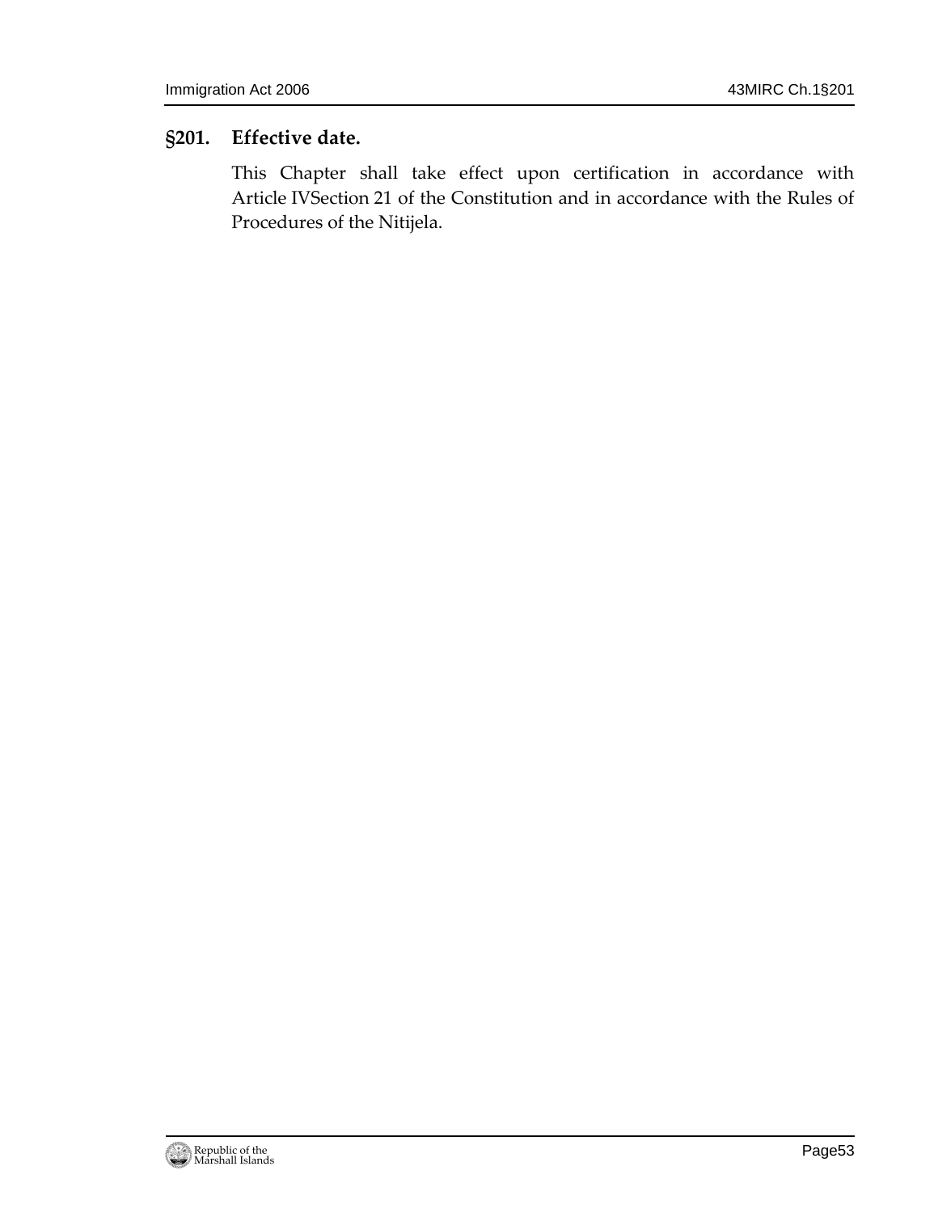### §201. Effective date.

This Chapter shall take effect upon certification in accordance with Article IVSection 21 of the Constitution and in accordance with the Rules of Procedures of the Nitijela.